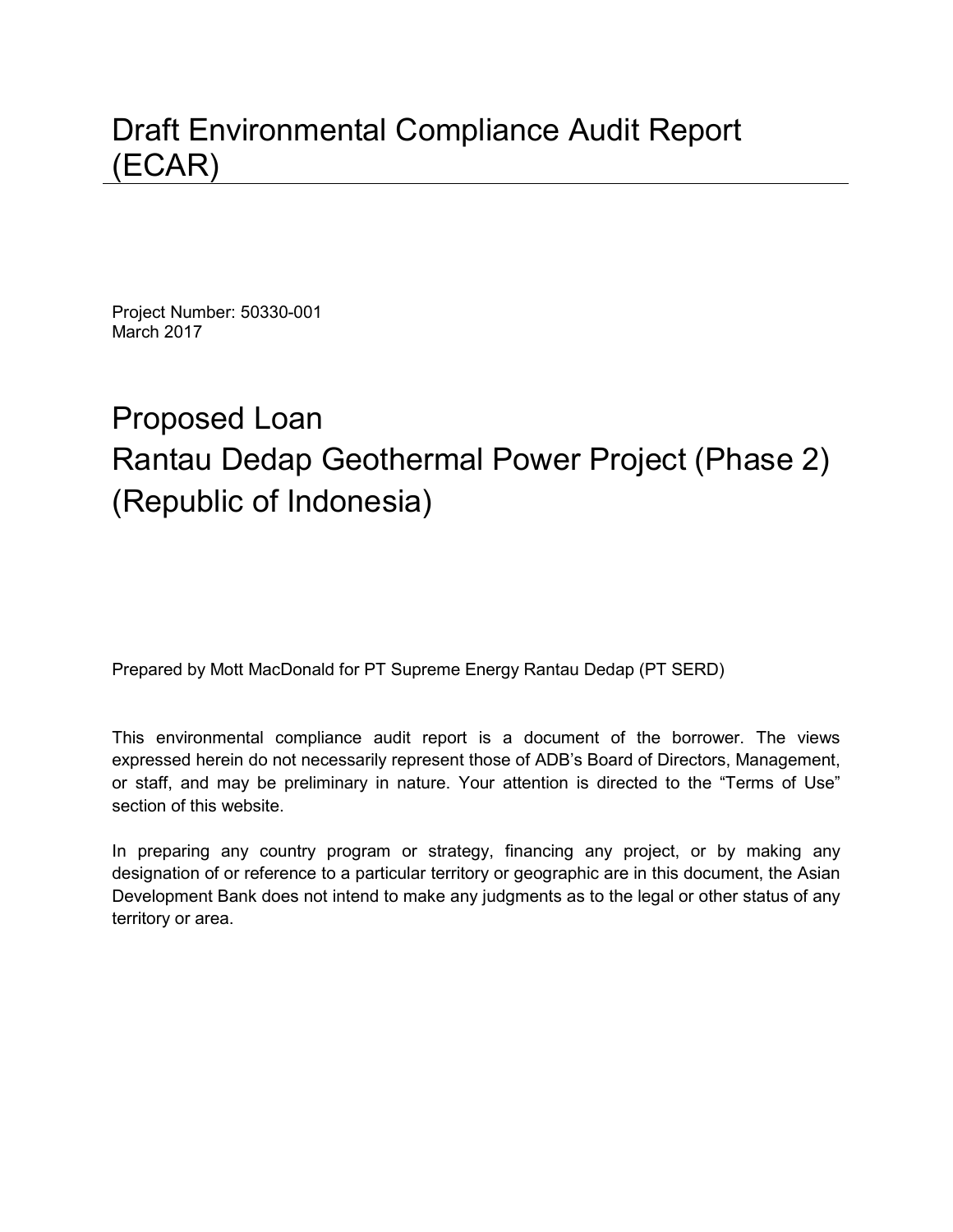# Draft Environmental Compliance Audit Report (ECAR)

Project Number: 50330-001
March 2017

# Proposed Loan
# Rantau Dedap Geothermal Power Project (Phase 2) (Republic of Indonesia)

Prepared by Mott MacDonald for PT Supreme Energy Rantau Dedap (PT SERD)

This environmental compliance audit report is a document of the borrower. The views expressed herein do not necessarily represent those of ADB's Board of Directors, Management, or staff, and may be preliminary in nature. Your attention is directed to the "Terms of Use" section of this website.

In preparing any country program or strategy, financing any project, or by making any designation of or reference to a particular territory or geographic are in this document, the Asian Development Bank does not intend to make any judgments as to the legal or other status of any territory or area.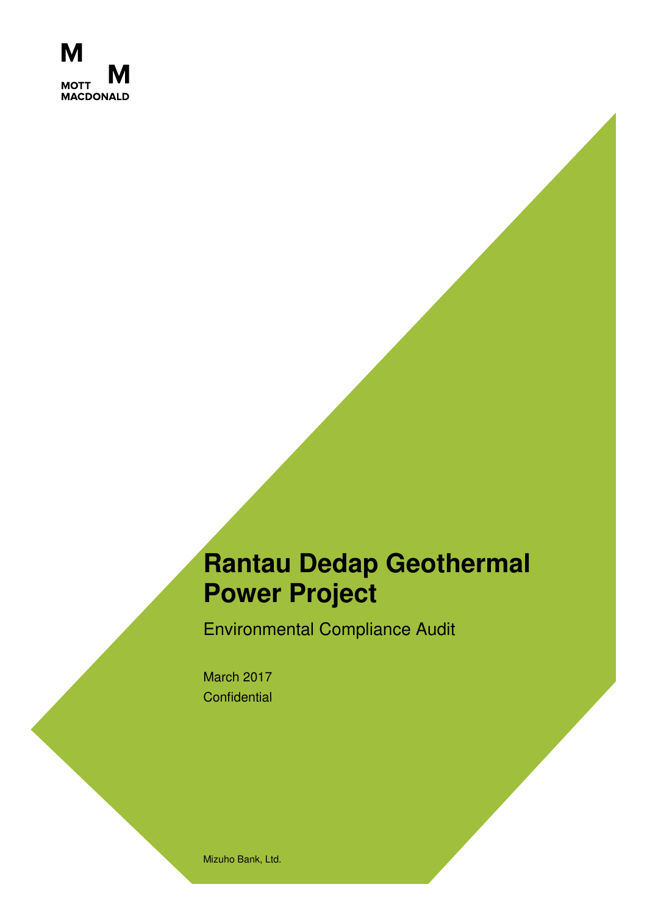MOTT MACDONALD

# Rantau Dedap Geothermal Power Project

Environmental Compliance Audit

March 2017

Confidential

Mizuho Bank, Ltd.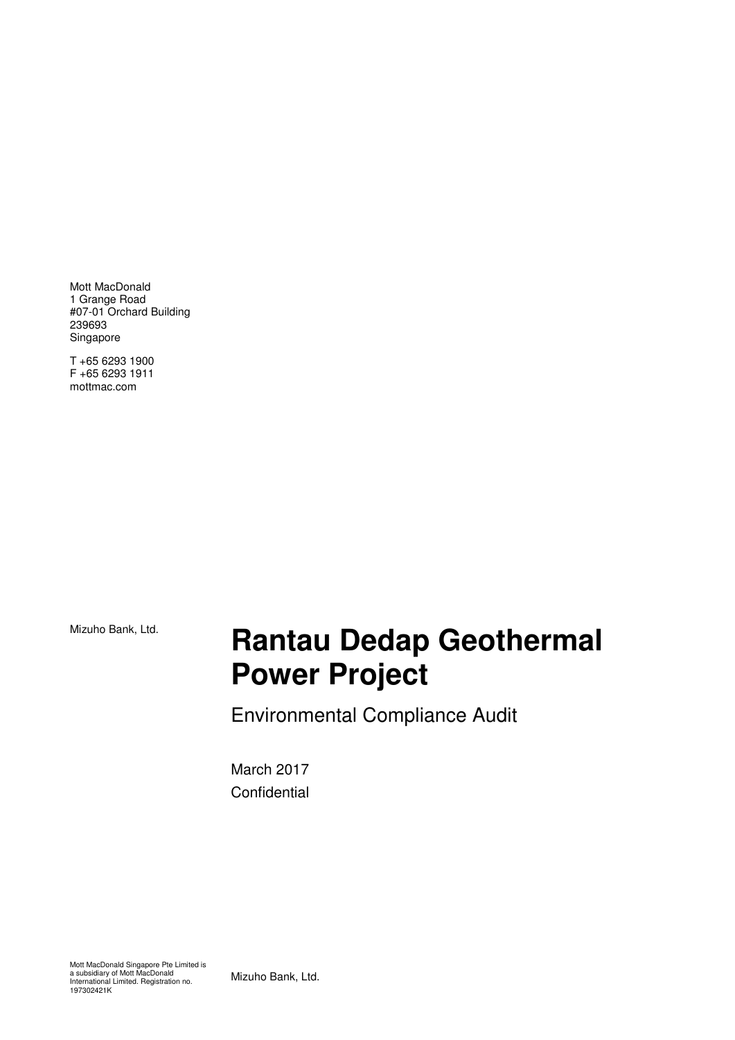Mott MacDonald
1 Grange Road
#07-01 Orchard Building
239693
Singapore

T +65 6293 1900
F +65 6293 1911
mottmac.com

Mizuho Bank, Ltd.

# Rantau Dedap Geothermal Power Project

Environmental Compliance Audit

March 2017
Confidential

Mott MacDonald Singapore Pte Limited is a subsidiary of Mott MacDonald International Limited. Registration no. 197302421K

Mizuho Bank, Ltd.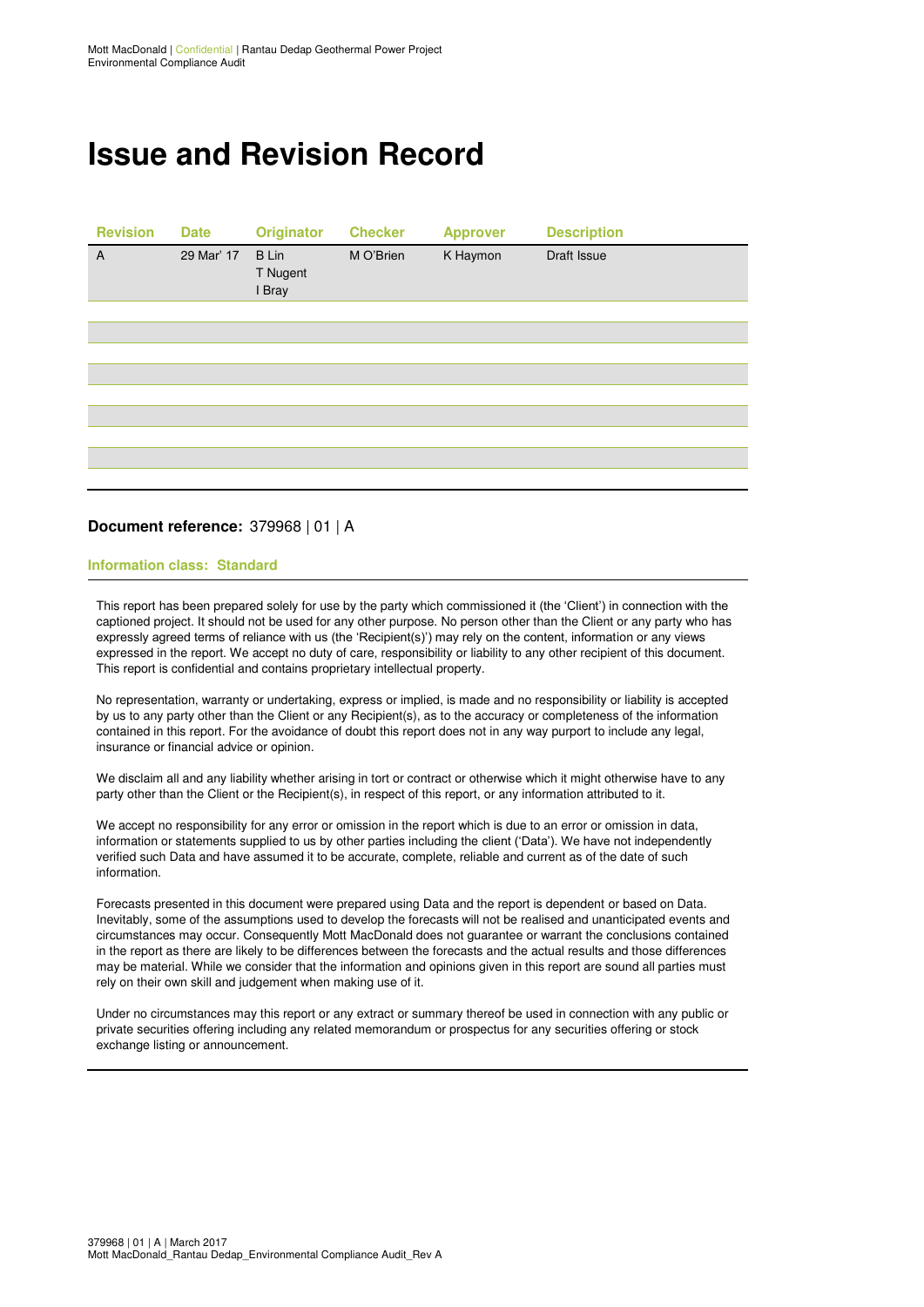# Issue and Revision Record

| Revision | Date | Originator | Checker | Approver | Description |
|---|---|---|---|---|---|
| A | 29 Mar' 17 | B Lin<br>T Nugent<br>I Bray | M O'Brien | K Haymon | Draft Issue |
| | | | | | |
| | | | | | |
| | | | | | |
| | | | | | |
| | | | | | |
| | | | | | |
| | | | | | |
| | | | | | |

**Document reference:** 379968 | 01 | A

**Information class: Standard**

This report has been prepared solely for use by the party which commissioned it (the 'Client') in connection with the captioned project. It should not be used for any other purpose. No person other than the Client or any party who has expressly agreed terms of reliance with us (the 'Recipient(s)') may rely on the content, information or any views expressed in the report. We accept no duty of care, responsibility or liability to any other recipient of this document. This report is confidential and contains proprietary intellectual property.

No representation, warranty or undertaking, express or implied, is made and no responsibility or liability is accepted by us to any party other than the Client or any Recipient(s), as to the accuracy or completeness of the information contained in this report. For the avoidance of doubt this report does not in any way purport to include any legal, insurance or financial advice or opinion.

We disclaim all and any liability whether arising in tort or contract or otherwise which it might otherwise have to any party other than the Client or the Recipient(s), in respect of this report, or any information attributed to it.

We accept no responsibility for any error or omission in the report which is due to an error or omission in data, information or statements supplied to us by other parties including the client ('Data'). We have not independently verified such Data and have assumed it to be accurate, complete, reliable and current as of the date of such information.

Forecasts presented in this document were prepared using Data and the report is dependent or based on Data. Inevitably, some of the assumptions used to develop the forecasts will not be realised and unanticipated events and circumstances may occur. Consequently Mott MacDonald does not guarantee or warrant the conclusions contained in the report as there are likely to be differences between the forecasts and the actual results and those differences may be material. While we consider that the information and opinions given in this report are sound all parties must rely on their own skill and judgement when making use of it.

Under no circumstances may this report or any extract or summary thereof be used in connection with any public or private securities offering including any related memorandum or prospectus for any securities offering or stock exchange listing or announcement.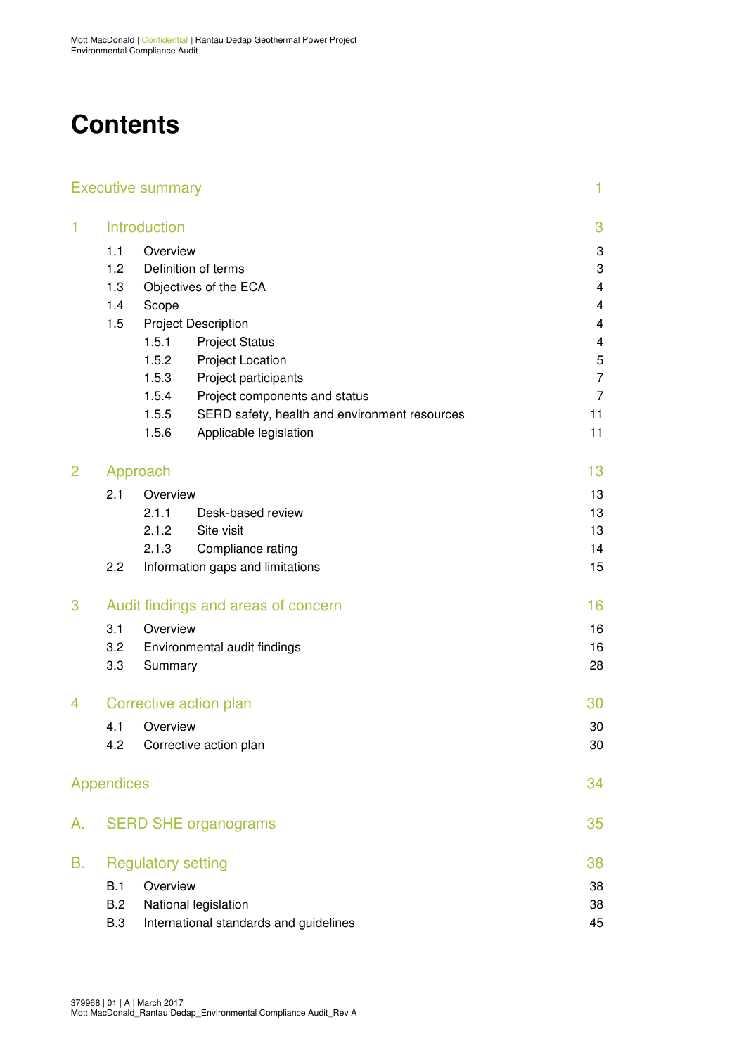# Contents

| | | |
|---|---|---|
| **Executive summary** | | 1 |
| **1** | **Introduction** | 3 |
| 1.1 | Overview | 3 |
| 1.2 | Definition of terms | 3 |
| 1.3 | Objectives of the ECA | 4 |
| 1.4 | Scope | 4 |
| 1.5 | Project Description | 4 |
| 1.5.1 | Project Status | 4 |
| 1.5.2 | Project Location | 5 |
| 1.5.3 | Project participants | 7 |
| 1.5.4 | Project components and status | 7 |
| 1.5.5 | SERD safety, health and environment resources | 11 |
| 1.5.6 | Applicable legislation | 11 |
| **2** | **Approach** | 13 |
| 2.1 | Overview | 13 |
| 2.1.1 | Desk-based review | 13 |
| 2.1.2 | Site visit | 13 |
| 2.1.3 | Compliance rating | 14 |
| 2.2 | Information gaps and limitations | 15 |
| **3** | **Audit findings and areas of concern** | 16 |
| 3.1 | Overview | 16 |
| 3.2 | Environmental audit findings | 16 |
| 3.3 | Summary | 28 |
| **4** | **Corrective action plan** | 30 |
| 4.1 | Overview | 30 |
| 4.2 | Corrective action plan | 30 |
| **Appendices** | | 34 |
| **A.** | **SERD SHE organograms** | 35 |
| **B.** | **Regulatory setting** | 38 |
| B.1 | Overview | 38 |
| B.2 | National legislation | 38 |
| B.3 | International standards and guidelines | 45 |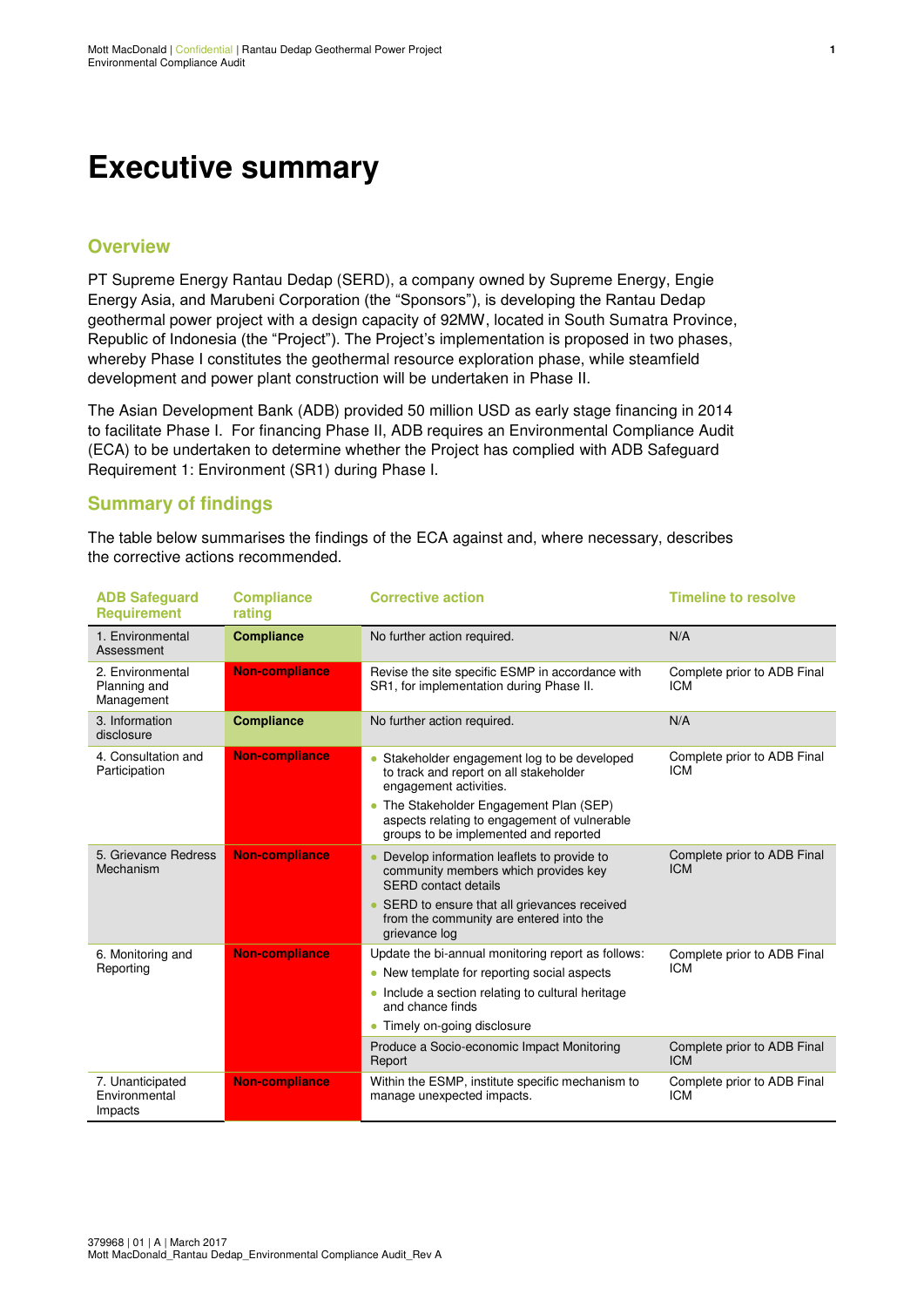# Executive summary

## Overview

PT Supreme Energy Rantau Dedap (SERD), a company owned by Supreme Energy, Engie Energy Asia, and Marubeni Corporation (the "Sponsors"), is developing the Rantau Dedap geothermal power project with a design capacity of 92MW, located in South Sumatra Province, Republic of Indonesia (the "Project"). The Project's implementation is proposed in two phases, whereby Phase I constitutes the geothermal resource exploration phase, while steamfield development and power plant construction will be undertaken in Phase II.

The Asian Development Bank (ADB) provided 50 million USD as early stage financing in 2014 to facilitate Phase I. For financing Phase II, ADB requires an Environmental Compliance Audit (ECA) to be undertaken to determine whether the Project has complied with ADB Safeguard Requirement 1: Environment (SR1) during Phase I.

## Summary of findings

The table below summarises the findings of the ECA against and, where necessary, describes the corrective actions recommended.

| ADB Safeguard Requirement | Compliance rating | Corrective action | Timeline to resolve |
|---|---|---|---|
| 1. Environmental Assessment | **Compliance** | No further action required. | N/A |
| 2. Environmental Planning and Management | **Non-compliance** | Revise the site specific ESMP in accordance with SR1, for implementation during Phase II. | Complete prior to ADB Final ICM |
| 3. Information disclosure | **Compliance** | No further action required. | N/A |
| 4. Consultation and Participation | **Non-compliance** | • Stakeholder engagement log to be developed to track and report on all stakeholder engagement activities.<br>• The Stakeholder Engagement Plan (SEP) aspects relating to engagement of vulnerable groups to be implemented and reported | Complete prior to ADB Final ICM |
| 5. Grievance Redress Mechanism | **Non-compliance** | • Develop information leaflets to provide to community members which provides key SERD contact details<br>• SERD to ensure that all grievances received from the community are entered into the grievance log | Complete prior to ADB Final ICM |
| 6. Monitoring and Reporting | **Non-compliance** | Update the bi-annual monitoring report as follows:<br>• New template for reporting social aspects<br>• Include a section relating to cultural heritage and chance finds<br>• Timely on-going disclosure | Complete prior to ADB Final ICM |
| | | Produce a Socio-economic Impact Monitoring Report | Complete prior to ADB Final ICM |
| 7. Unanticipated Environmental Impacts | **Non-compliance** | Within the ESMP, institute specific mechanism to manage unexpected impacts. | Complete prior to ADB Final ICM |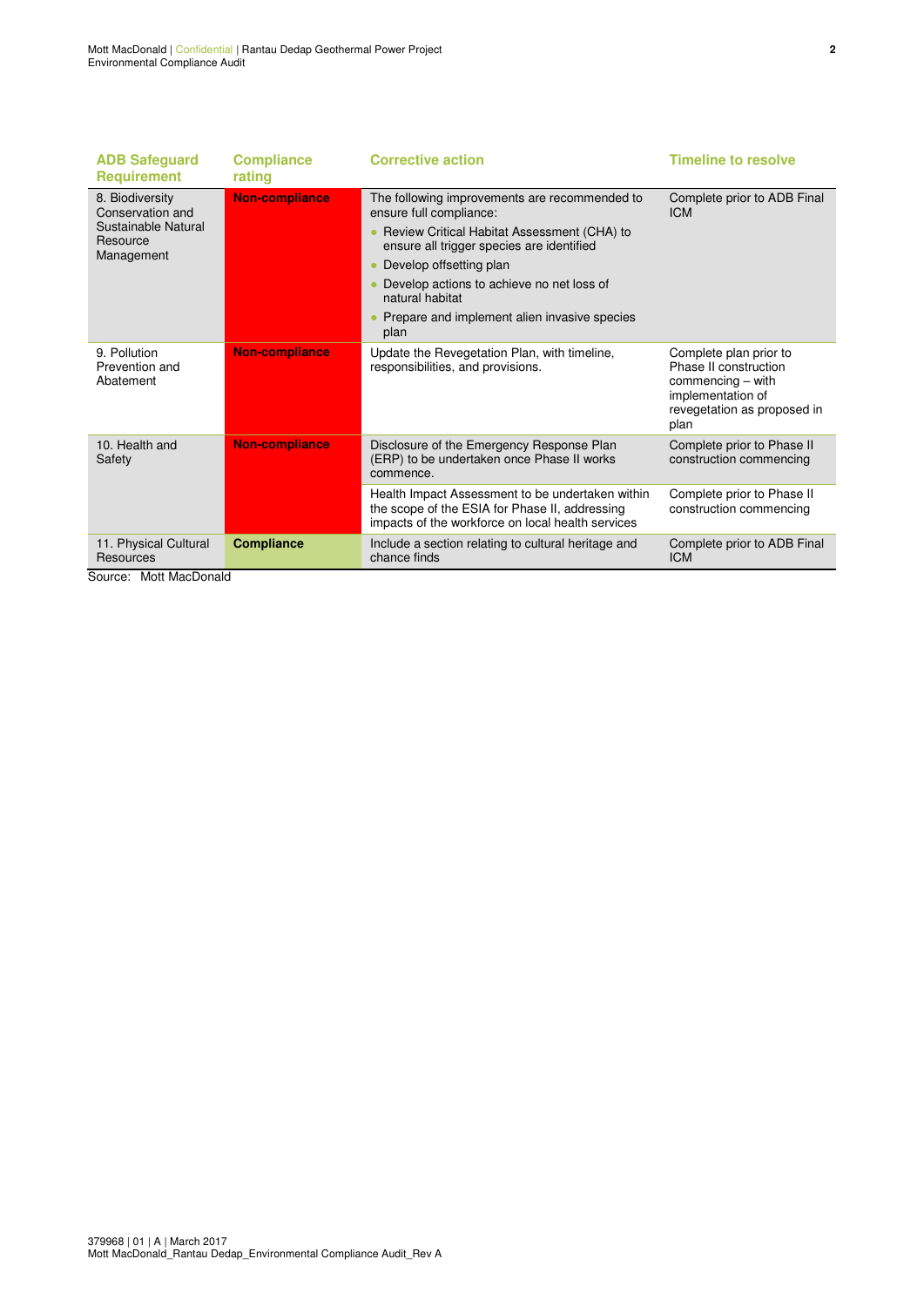| ADB Safeguard Requirement | Compliance rating | Corrective action | Timeline to resolve |
|---|---|---|---|
| 8. Biodiversity Conservation and Sustainable Natural Resource Management | **Non-compliance** | The following improvements are recommended to ensure full compliance:<br>• Review Critical Habitat Assessment (CHA) to ensure all trigger species are identified<br>• Develop offsetting plan<br>• Develop actions to achieve no net loss of natural habitat<br>• Prepare and implement alien invasive species plan | Complete prior to ADB Final ICM |
| 9. Pollution Prevention and Abatement | **Non-compliance** | Update the Revegetation Plan, with timeline, responsibilities, and provisions. | Complete plan prior to Phase II construction commencing – with implementation of revegetation as proposed in plan |
| 10. Health and Safety | **Non-compliance** | Disclosure of the Emergency Response Plan (ERP) to be undertaken once Phase II works commence. | Complete prior to Phase II construction commencing |
| | | Health Impact Assessment to be undertaken within the scope of the ESIA for Phase II, addressing impacts of the workforce on local health services | Complete prior to Phase II construction commencing |
| 11. Physical Cultural Resources | **Compliance** | Include a section relating to cultural heritage and chance finds | Complete prior to ADB Final ICM |

Source: Mott MacDonald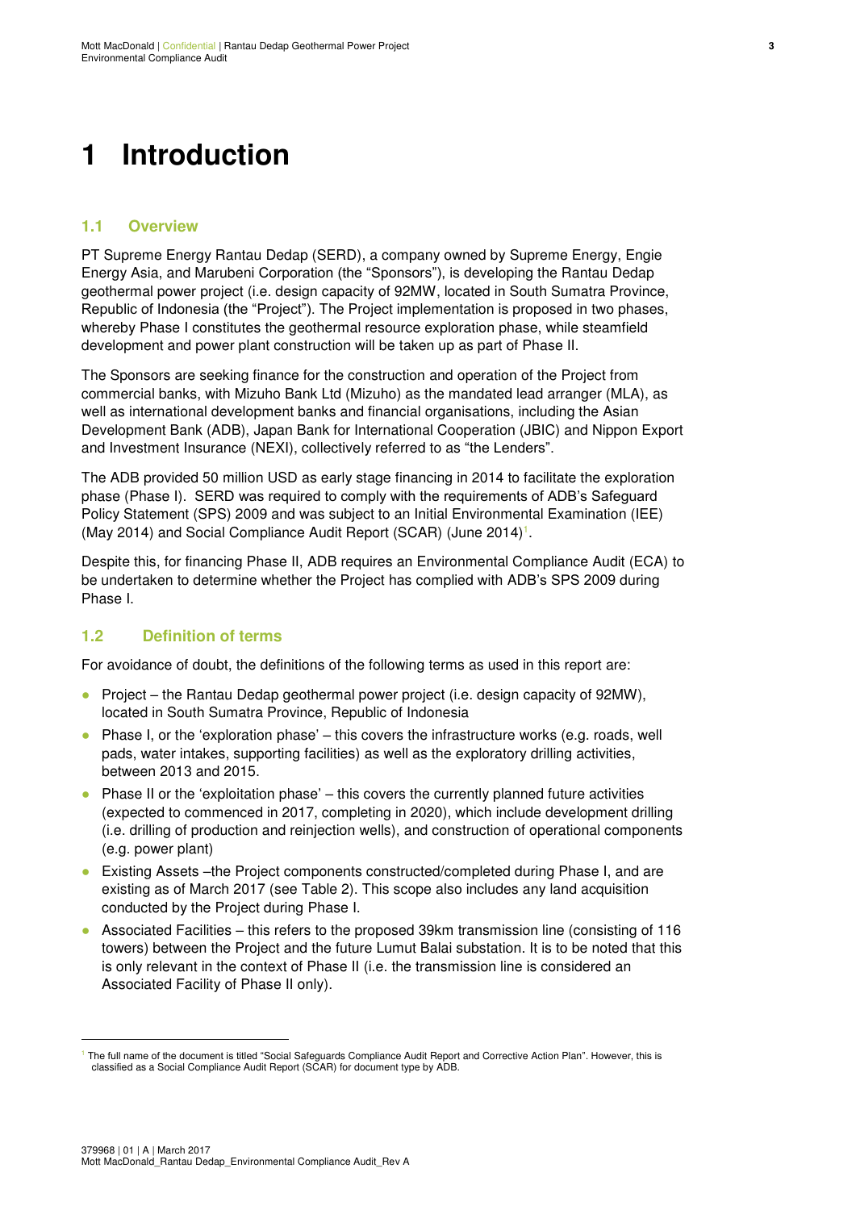# 1 Introduction

## 1.1 Overview

PT Supreme Energy Rantau Dedap (SERD), a company owned by Supreme Energy, Engie Energy Asia, and Marubeni Corporation (the "Sponsors"), is developing the Rantau Dedap geothermal power project (i.e. design capacity of 92MW, located in South Sumatra Province, Republic of Indonesia (the "Project"). The Project implementation is proposed in two phases, whereby Phase I constitutes the geothermal resource exploration phase, while steamfield development and power plant construction will be taken up as part of Phase II.

The Sponsors are seeking finance for the construction and operation of the Project from commercial banks, with Mizuho Bank Ltd (Mizuho) as the mandated lead arranger (MLA), as well as international development banks and financial organisations, including the Asian Development Bank (ADB), Japan Bank for International Cooperation (JBIC) and Nippon Export and Investment Insurance (NEXI), collectively referred to as "the Lenders".

The ADB provided 50 million USD as early stage financing in 2014 to facilitate the exploration phase (Phase I). SERD was required to comply with the requirements of ADB's Safeguard Policy Statement (SPS) 2009 and was subject to an Initial Environmental Examination (IEE) (May 2014) and Social Compliance Audit Report (SCAR) (June 2014)[1].

Despite this, for financing Phase II, ADB requires an Environmental Compliance Audit (ECA) to be undertaken to determine whether the Project has complied with ADB's SPS 2009 during Phase I.

## 1.2 Definition of terms

For avoidance of doubt, the definitions of the following terms as used in this report are:

- Project – the Rantau Dedap geothermal power project (i.e. design capacity of 92MW), located in South Sumatra Province, Republic of Indonesia
- Phase I, or the 'exploration phase' – this covers the infrastructure works (e.g. roads, well pads, water intakes, supporting facilities) as well as the exploratory drilling activities, between 2013 and 2015.
- Phase II or the 'exploitation phase' – this covers the currently planned future activities (expected to commenced in 2017, completing in 2020), which include development drilling (i.e. drilling of production and reinjection wells), and construction of operational components (e.g. power plant)
- Existing Assets –the Project components constructed/completed during Phase I, and are existing as of March 2017 (see Table 2). This scope also includes any land acquisition conducted by the Project during Phase I.
- Associated Facilities – this refers to the proposed 39km transmission line (consisting of 116 towers) between the Project and the future Lumut Balai substation. It is to be noted that this is only relevant in the context of Phase II (i.e. the transmission line is considered an Associated Facility of Phase II only).

[1] The full name of the document is titled "Social Safeguards Compliance Audit Report and Corrective Action Plan". However, this is classified as a Social Compliance Audit Report (SCAR) for document type by ADB.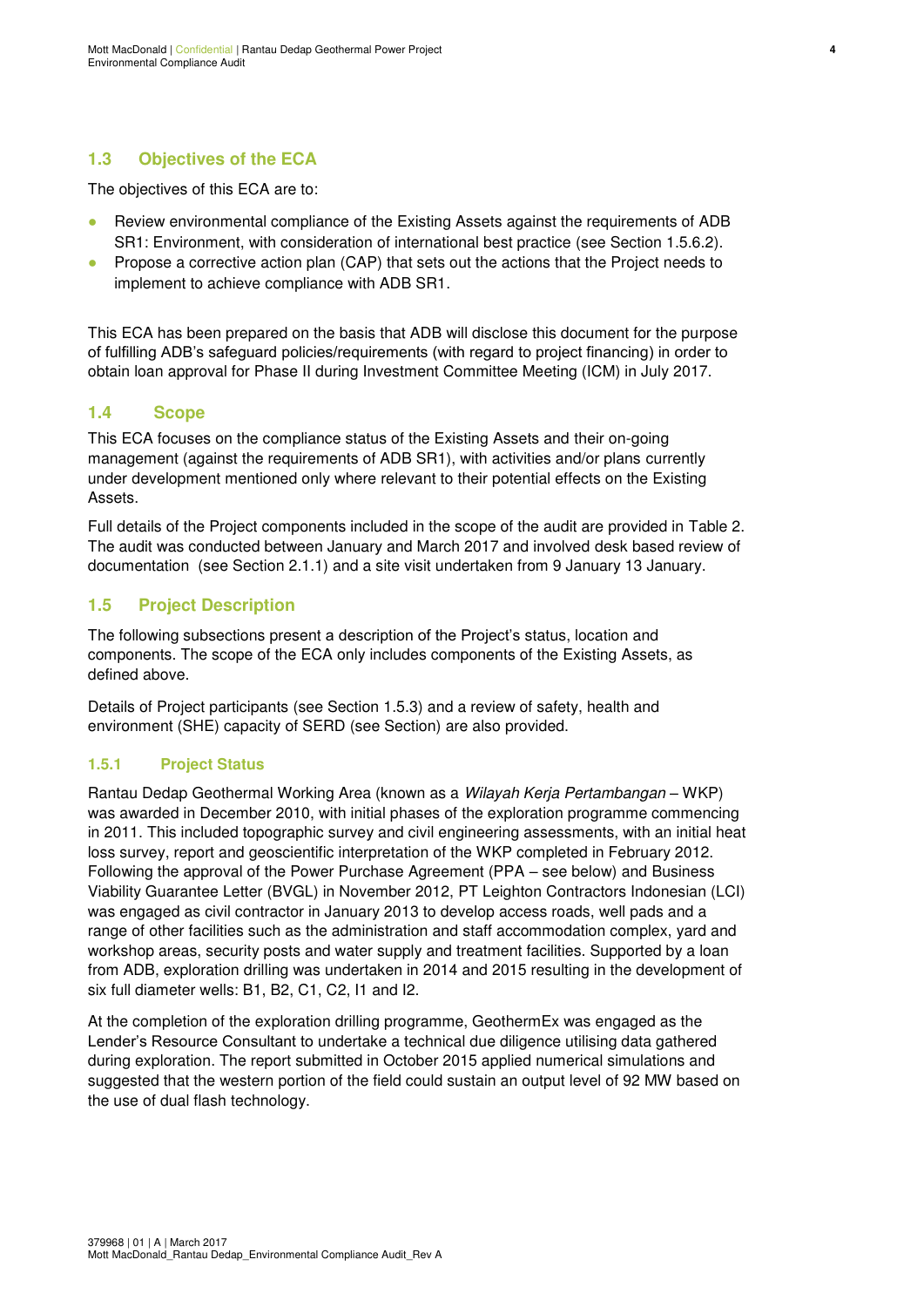## 1.3 Objectives of the ECA

The objectives of this ECA are to:

- Review environmental compliance of the Existing Assets against the requirements of ADB SR1: Environment, with consideration of international best practice (see Section 1.5.6.2).
- Propose a corrective action plan (CAP) that sets out the actions that the Project needs to implement to achieve compliance with ADB SR1.

This ECA has been prepared on the basis that ADB will disclose this document for the purpose of fulfilling ADB's safeguard policies/requirements (with regard to project financing) in order to obtain loan approval for Phase II during Investment Committee Meeting (ICM) in July 2017.

## 1.4 Scope

This ECA focuses on the compliance status of the Existing Assets and their on-going management (against the requirements of ADB SR1), with activities and/or plans currently under development mentioned only where relevant to their potential effects on the Existing Assets.

Full details of the Project components included in the scope of the audit are provided in Table 2. The audit was conducted between January and March 2017 and involved desk based review of documentation (see Section 2.1.1) and a site visit undertaken from 9 January 13 January.

## 1.5 Project Description

The following subsections present a description of the Project's status, location and components. The scope of the ECA only includes components of the Existing Assets, as defined above.

Details of Project participants (see Section 1.5.3) and a review of safety, health and environment (SHE) capacity of SERD (see Section) are also provided.

### 1.5.1 Project Status

Rantau Dedap Geothermal Working Area (known as a *Wilayah Kerja Pertambangan* – WKP) was awarded in December 2010, with initial phases of the exploration programme commencing in 2011. This included topographic survey and civil engineering assessments, with an initial heat loss survey, report and geoscientific interpretation of the WKP completed in February 2012. Following the approval of the Power Purchase Agreement (PPA – see below) and Business Viability Guarantee Letter (BVGL) in November 2012, PT Leighton Contractors Indonesian (LCI) was engaged as civil contractor in January 2013 to develop access roads, well pads and a range of other facilities such as the administration and staff accommodation complex, yard and workshop areas, security posts and water supply and treatment facilities. Supported by a loan from ADB, exploration drilling was undertaken in 2014 and 2015 resulting in the development of six full diameter wells: B1, B2, C1, C2, I1 and I2.

At the completion of the exploration drilling programme, GeothermEx was engaged as the Lender's Resource Consultant to undertake a technical due diligence utilising data gathered during exploration. The report submitted in October 2015 applied numerical simulations and suggested that the western portion of the field could sustain an output level of 92 MW based on the use of dual flash technology.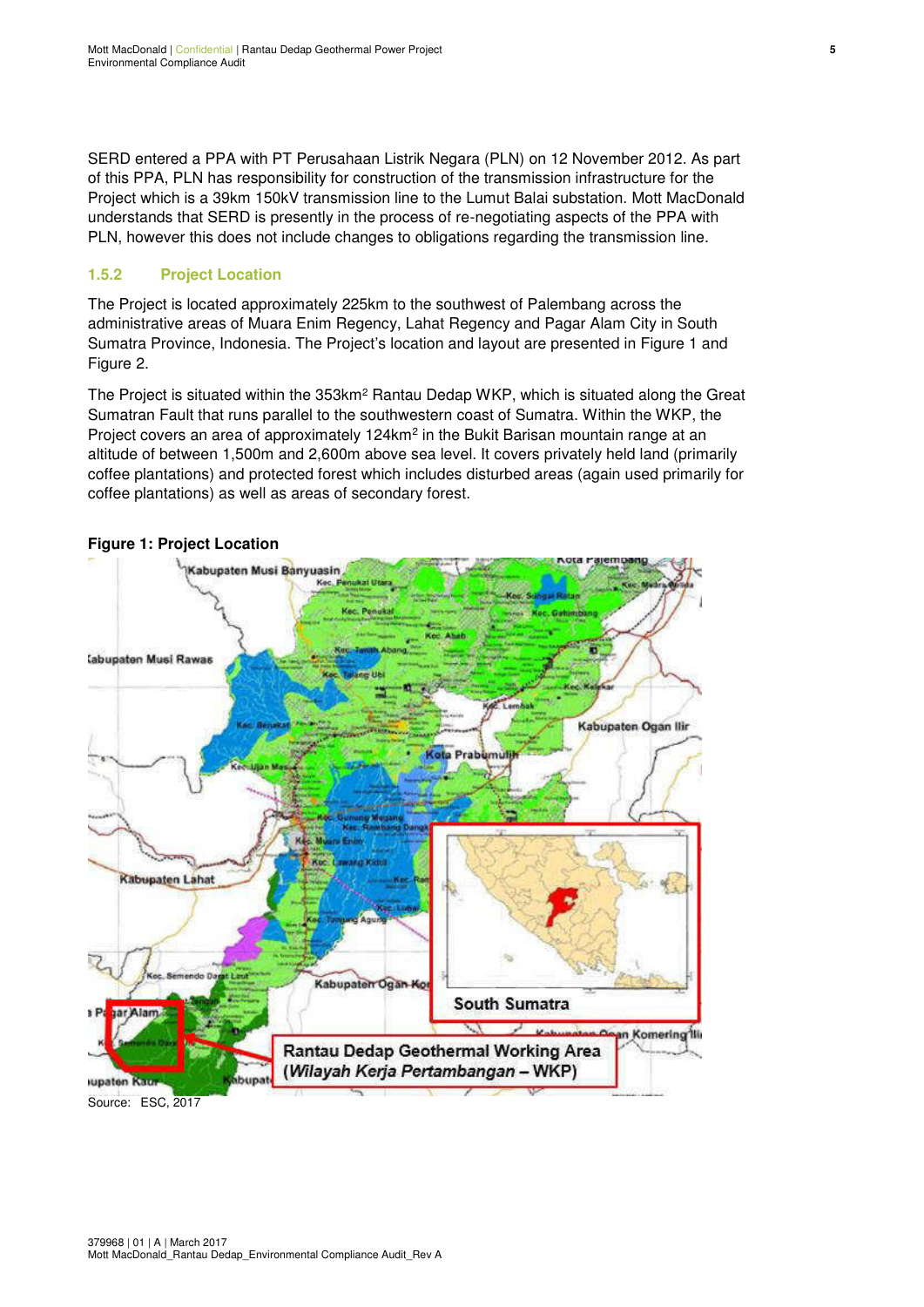SERD entered a PPA with PT Perusahaan Listrik Negara (PLN) on 12 November 2012. As part of this PPA, PLN has responsibility for construction of the transmission infrastructure for the Project which is a 39km 150kV transmission line to the Lumut Balai substation. Mott MacDonald understands that SERD is presently in the process of re-negotiating aspects of the PPA with PLN, however this does not include changes to obligations regarding the transmission line.

### 1.5.2 Project Location

The Project is located approximately 225km to the southwest of Palembang across the administrative areas of Muara Enim Regency, Lahat Regency and Pagar Alam City in South Sumatra Province, Indonesia. The Project's location and layout are presented in Figure 1 and Figure 2.

The Project is situated within the 353km$^2$ Rantau Dedap WKP, which is situated along the Great Sumatran Fault that runs parallel to the southwestern coast of Sumatra. Within the WKP, the Project covers an area of approximately 124km$^2$ in the Bukit Barisan mountain range at an altitude of between 1,500m and 2,600m above sea level. It covers privately held land (primarily coffee plantations) and protected forest which includes disturbed areas (again used primarily for coffee plantations) as well as areas of secondary forest.

**Figure 1: Project Location**

Source: ESC, 2017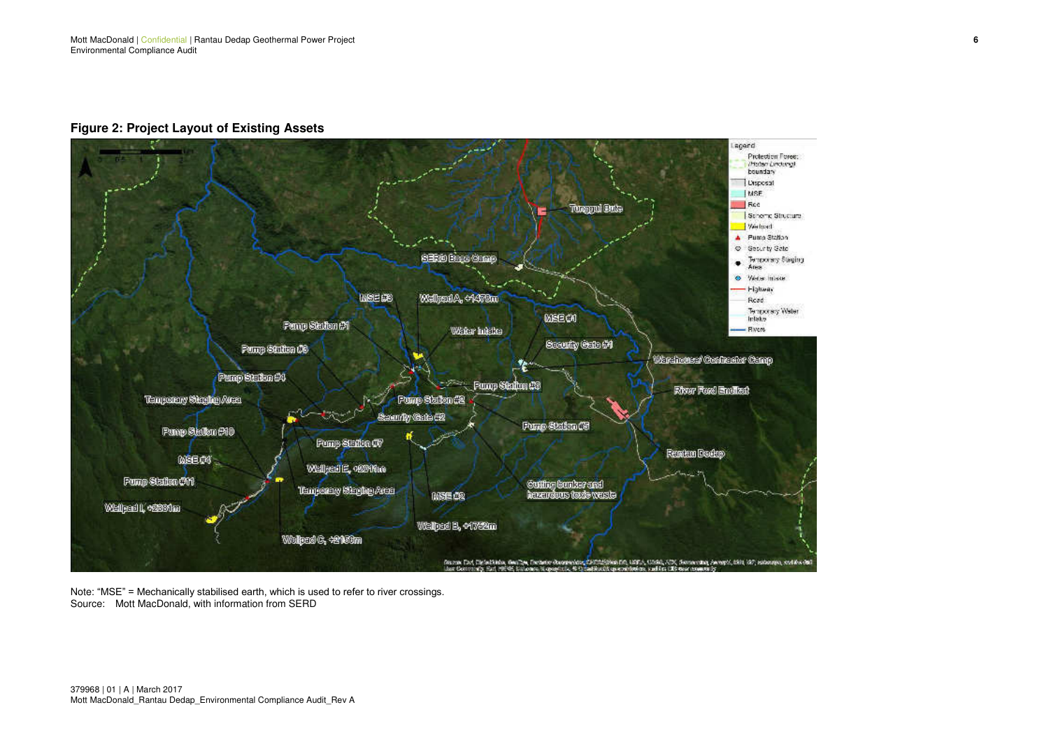**Figure 2: Project Layout of Existing Assets**

Note: "MSE" = Mechanically stabilised earth, which is used to refer to river crossings.

Source: Mott MacDonald, with information from SERD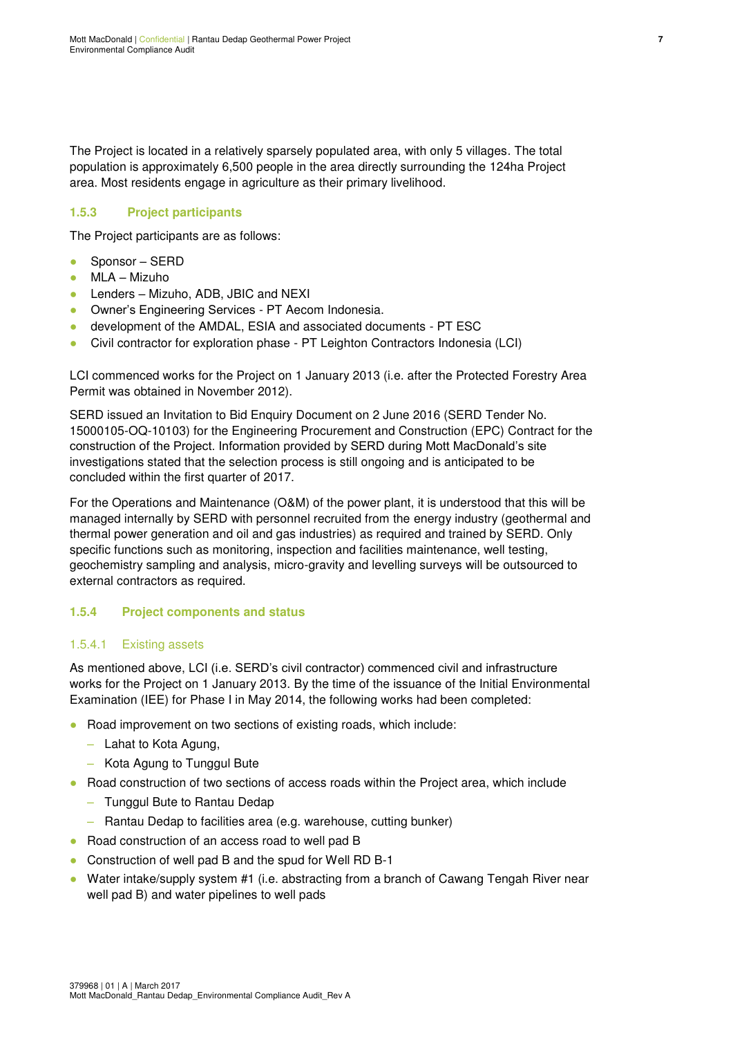The Project is located in a relatively sparsely populated area, with only 5 villages. The total population is approximately 6,500 people in the area directly surrounding the 124ha Project area. Most residents engage in agriculture as their primary livelihood.

### 1.5.3 Project participants

The Project participants are as follows:

- Sponsor – SERD
- MLA – Mizuho
- Lenders – Mizuho, ADB, JBIC and NEXI
- Owner's Engineering Services - PT Aecom Indonesia.
- development of the AMDAL, ESIA and associated documents - PT ESC
- Civil contractor for exploration phase - PT Leighton Contractors Indonesia (LCI)

LCI commenced works for the Project on 1 January 2013 (i.e. after the Protected Forestry Area Permit was obtained in November 2012).

SERD issued an Invitation to Bid Enquiry Document on 2 June 2016 (SERD Tender No. 15000105-OQ-10103) for the Engineering Procurement and Construction (EPC) Contract for the construction of the Project. Information provided by SERD during Mott MacDonald's site investigations stated that the selection process is still ongoing and is anticipated to be concluded within the first quarter of 2017.

For the Operations and Maintenance (O&M) of the power plant, it is understood that this will be managed internally by SERD with personnel recruited from the energy industry (geothermal and thermal power generation and oil and gas industries) as required and trained by SERD. Only specific functions such as monitoring, inspection and facilities maintenance, well testing, geochemistry sampling and analysis, micro-gravity and levelling surveys will be outsourced to external contractors as required.

### 1.5.4 Project components and status

#### 1.5.4.1 Existing assets

As mentioned above, LCI (i.e. SERD's civil contractor) commenced civil and infrastructure works for the Project on 1 January 2013. By the time of the issuance of the Initial Environmental Examination (IEE) for Phase I in May 2014, the following works had been completed:

- Road improvement on two sections of existing roads, which include:
  - Lahat to Kota Agung,
  - Kota Agung to Tunggul Bute
- Road construction of two sections of access roads within the Project area, which include
  - Tunggul Bute to Rantau Dedap
  - Rantau Dedap to facilities area (e.g. warehouse, cutting bunker)
- Road construction of an access road to well pad B
- Construction of well pad B and the spud for Well RD B-1
- Water intake/supply system #1 (i.e. abstracting from a branch of Cawang Tengah River near well pad B) and water pipelines to well pads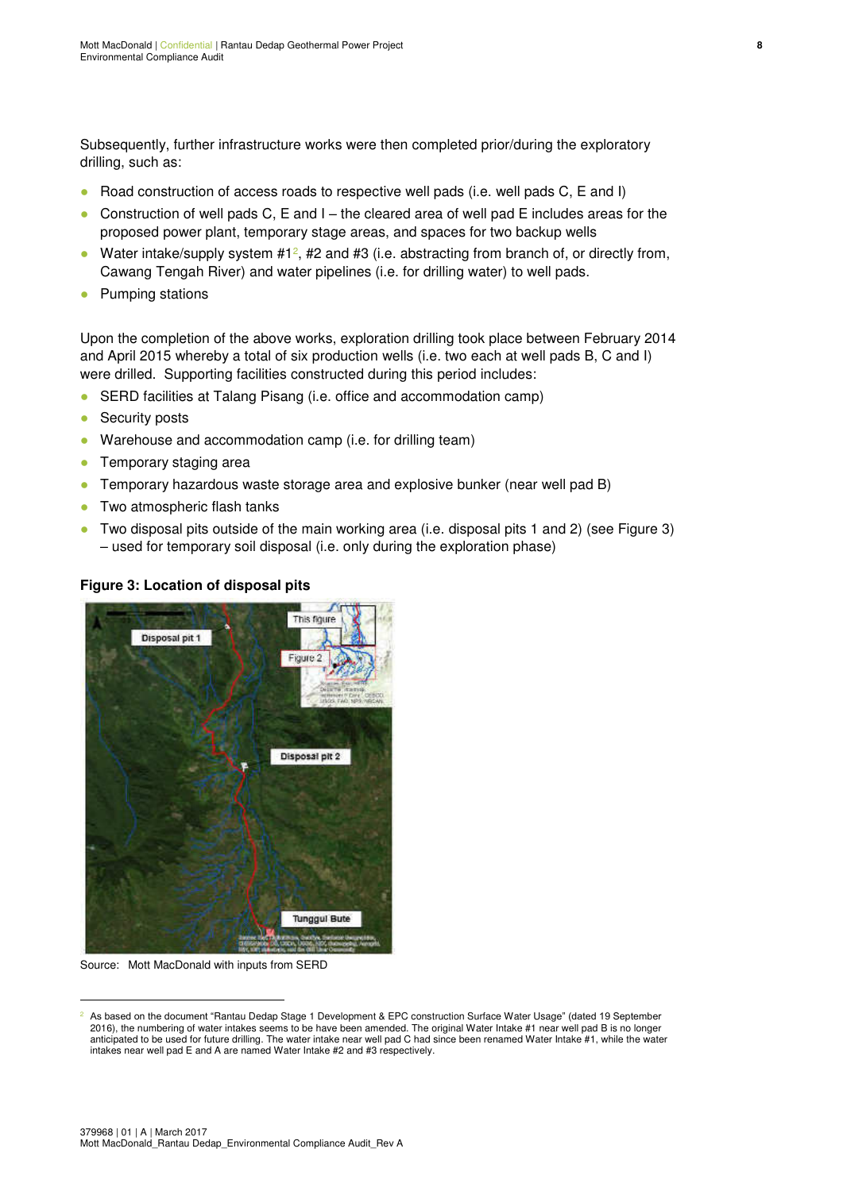Subsequently, further infrastructure works were then completed prior/during the exploratory drilling, such as:

- Road construction of access roads to respective well pads (i.e. well pads C, E and I)
- Construction of well pads C, E and I – the cleared area of well pad E includes areas for the proposed power plant, temporary stage areas, and spaces for two backup wells
- Water intake/supply system #1[2], #2 and #3 (i.e. abstracting from branch of, or directly from, Cawang Tengah River) and water pipelines (i.e. for drilling water) to well pads.
- Pumping stations

Upon the completion of the above works, exploration drilling took place between February 2014 and April 2015 whereby a total of six production wells (i.e. two each at well pads B, C and I) were drilled. Supporting facilities constructed during this period includes:

- SERD facilities at Talang Pisang (i.e. office and accommodation camp)
- Security posts
- Warehouse and accommodation camp (i.e. for drilling team)
- Temporary staging area
- Temporary hazardous waste storage area and explosive bunker (near well pad B)
- Two atmospheric flash tanks
- Two disposal pits outside of the main working area (i.e. disposal pits 1 and 2) (see Figure 3) – used for temporary soil disposal (i.e. only during the exploration phase)

**Figure 3: Location of disposal pits**

Source: Mott MacDonald with inputs from SERD

[2] As based on the document "Rantau Dedap Stage 1 Development & EPC construction Surface Water Usage" (dated 19 September 2016), the numbering of water intakes seems to be have been amended. The original Water Intake #1 near well pad B is no longer anticipated to be used for future drilling. The water intake near well pad C had since been renamed Water Intake #1, while the water intakes near well pad E and A are named Water Intake #2 and #3 respectively.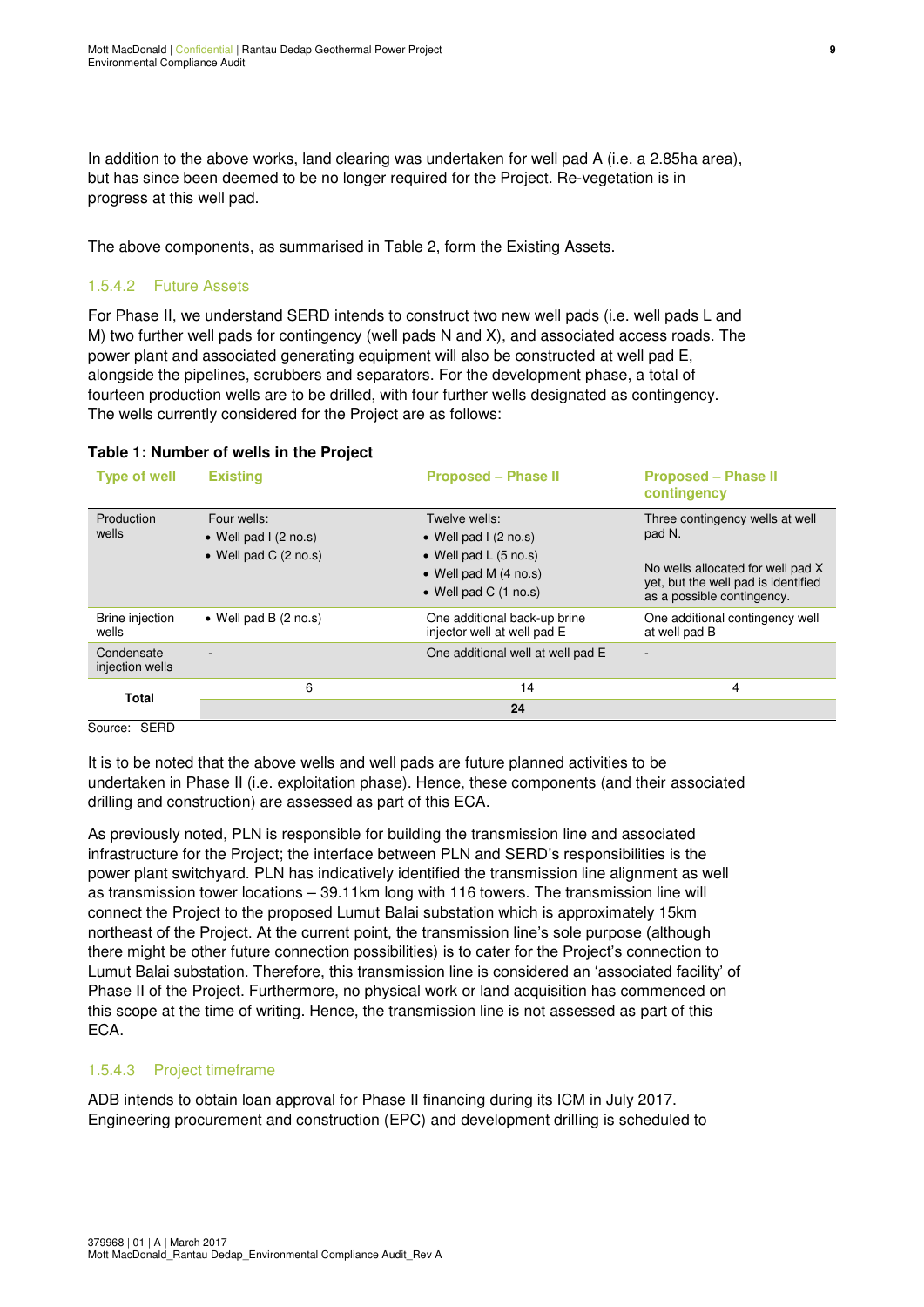In addition to the above works, land clearing was undertaken for well pad A (i.e. a 2.85ha area), but has since been deemed to be no longer required for the Project. Re-vegetation is in progress at this well pad.

The above components, as summarised in Table 2, form the Existing Assets.

#### 1.5.4.2 Future Assets

For Phase II, we understand SERD intends to construct two new well pads (i.e. well pads L and M) two further well pads for contingency (well pads N and X), and associated access roads. The power plant and associated generating equipment will also be constructed at well pad E, alongside the pipelines, scrubbers and separators. For the development phase, a total of fourteen production wells are to be drilled, with four further wells designated as contingency. The wells currently considered for the Project are as follows:

**Table 1: Number of wells in the Project**

| Type of well | Existing | Proposed – Phase II | Proposed – Phase II contingency |
|---|---|---|---|
| Production wells | Four wells:<br>• Well pad I (2 no.s)<br>• Well pad C (2 no.s) | Twelve wells:<br>• Well pad I (2 no.s)<br>• Well pad L (5 no.s)<br>• Well pad M (4 no.s)<br>• Well pad C (1 no.s) | Three contingency wells at well pad N.<br><br>No wells allocated for well pad X yet, but the well pad is identified as a possible contingency. |
| Brine injection wells | • Well pad B (2 no.s) | One additional back-up brine injector well at well pad E | One additional contingency well at well pad B |
| Condensate injection wells | - | One additional well at well pad E | - |
| **Total** | 6 | 14 | 4 |
| | | **24** | |

Source: SERD

It is to be noted that the above wells and well pads are future planned activities to be undertaken in Phase II (i.e. exploitation phase). Hence, these components (and their associated drilling and construction) are assessed as part of this ECA.

As previously noted, PLN is responsible for building the transmission line and associated infrastructure for the Project; the interface between PLN and SERD's responsibilities is the power plant switchyard. PLN has indicatively identified the transmission line alignment as well as transmission tower locations – 39.11km long with 116 towers. The transmission line will connect the Project to the proposed Lumut Balai substation which is approximately 15km northeast of the Project. At the current point, the transmission line's sole purpose (although there might be other future connection possibilities) is to cater for the Project's connection to Lumut Balai substation. Therefore, this transmission line is considered an 'associated facility' of Phase II of the Project. Furthermore, no physical work or land acquisition has commenced on this scope at the time of writing. Hence, the transmission line is not assessed as part of this ECA.

#### 1.5.4.3 Project timeframe

ADB intends to obtain loan approval for Phase II financing during its ICM in July 2017. Engineering procurement and construction (EPC) and development drilling is scheduled to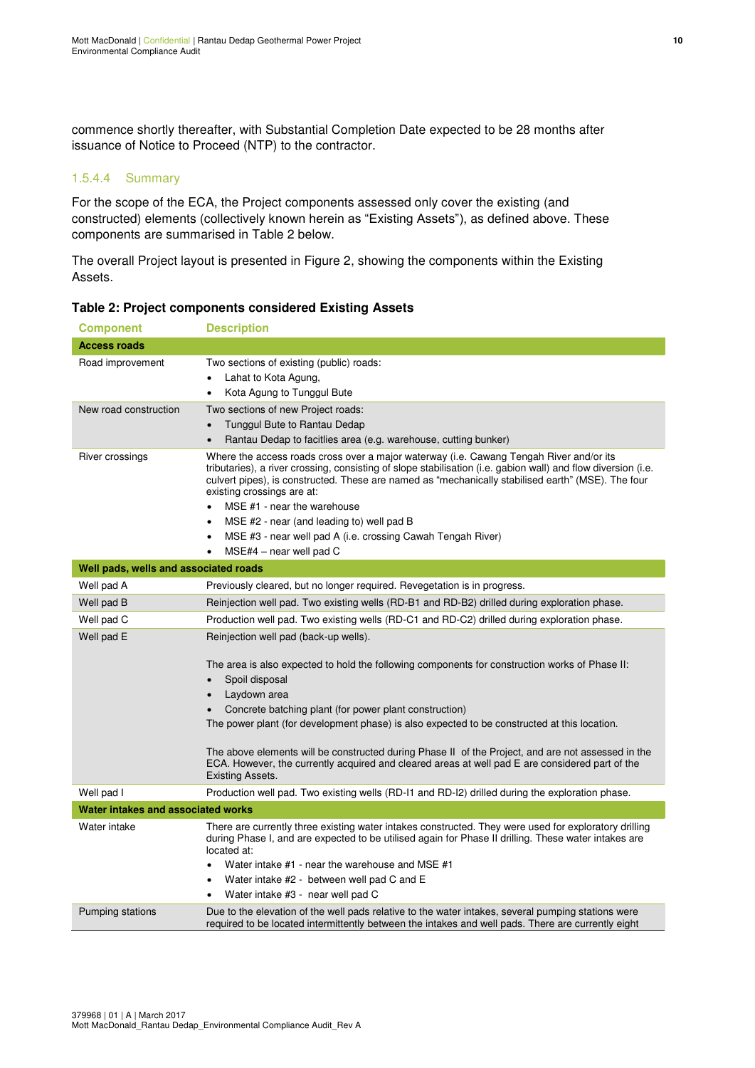commence shortly thereafter, with Substantial Completion Date expected to be 28 months after issuance of Notice to Proceed (NTP) to the contractor.

#### 1.5.4.4 Summary

For the scope of the ECA, the Project components assessed only cover the existing (and constructed) elements (collectively known herein as "Existing Assets"), as defined above. These components are summarised in Table 2 below.

The overall Project layout is presented in Figure 2, showing the components within the Existing Assets.

**Table 2: Project components considered Existing Assets**

| Component | Description |
|---|---|
| **Access roads** | |
| Road improvement | Two sections of existing (public) roads:<br>• Lahat to Kota Agung,<br>• Kota Agung to Tunggul Bute |
| New road construction | Two sections of new Project roads:<br>• Tunggul Bute to Rantau Dedap<br>• Rantau Dedap to facitlies area (e.g. warehouse, cutting bunker) |
| River crossings | Where the access roads cross over a major waterway (i.e. Cawang Tengah River and/or its tributaries), a river crossing, consisting of slope stabilisation (i.e. gabion wall) and flow diversion (i.e. culvert pipes), is constructed. These are named as "mechanically stabilised earth" (MSE). The four existing crossings are at:<br>• MSE #1 - near the warehouse<br>• MSE #2 - near (and leading to) well pad B<br>• MSE #3 - near well pad A (i.e. crossing Cawah Tengah River)<br>• MSE#4 – near well pad C |
| **Well pads, wells and associated roads** | |
| Well pad A | Previously cleared, but no longer required. Revegetation is in progress. |
| Well pad B | Reinjection well pad. Two existing wells (RD-B1 and RD-B2) drilled during exploration phase. |
| Well pad C | Production well pad. Two existing wells (RD-C1 and RD-C2) drilled during exploration phase. |
| Well pad E | Reinjection well pad (back-up wells).<br><br>The area is also expected to hold the following components for construction works of Phase II:<br>• Spoil disposal<br>• Laydown area<br>• Concrete batching plant (for power plant construction)<br>The power plant (for development phase) is also expected to be constructed at this location.<br><br>The above elements will be constructed during Phase II of the Project, and are not assessed in the ECA. However, the currently acquired and cleared areas at well pad E are considered part of the Existing Assets. |
| Well pad I | Production well pad. Two existing wells (RD-I1 and RD-I2) drilled during the exploration phase. |
| **Water intakes and associated works** | |
| Water intake | There are currently three existing water intakes constructed. They were used for exploratory drilling during Phase I, and are expected to be utilised again for Phase II drilling. These water intakes are located at:<br>• Water intake #1 - near the warehouse and MSE #1<br>• Water intake #2 - between well pad C and E<br>• Water intake #3 - near well pad C |
| Pumping stations | Due to the elevation of the well pads relative to the water intakes, several pumping stations were required to be located intermittently between the intakes and well pads. There are currently eight |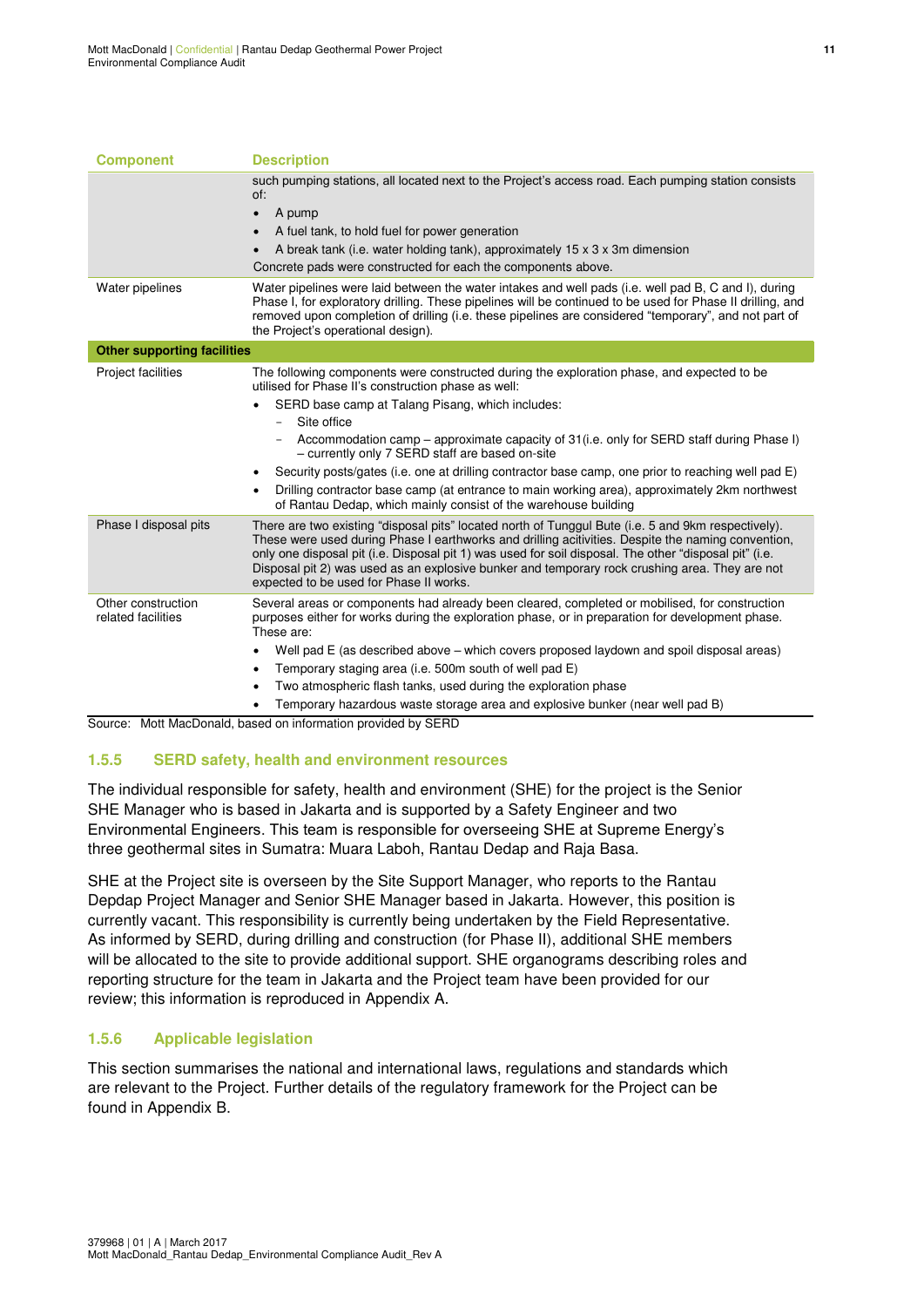| Component | Description |
|---|---|
| | such pumping stations, all located next to the Project's access road. Each pumping station consists of:<br>• A pump<br>• A fuel tank, to hold fuel for power generation<br>• A break tank (i.e. water holding tank), approximately 15 x 3 x 3m dimension<br>Concrete pads were constructed for each the components above. |
| Water pipelines | Water pipelines were laid between the water intakes and well pads (i.e. well pad B, C and I), during Phase I, for exploratory drilling. These pipelines will be continued to be used for Phase II drilling, and removed upon completion of drilling (i.e. these pipelines are considered "temporary", and not part of the Project's operational design). |
| **Other supporting facilities** | |
| Project facilities | The following components were constructed during the exploration phase, and expected to be utilised for Phase II's construction phase as well:<br>• SERD base camp at Talang Pisang, which includes:<br>  – Site office<br>  – Accommodation camp – approximate capacity of 31(i.e. only for SERD staff during Phase I) – currently only 7 SERD staff are based on-site<br>• Security posts/gates (i.e. one at drilling contractor base camp, one prior to reaching well pad E)<br>• Drilling contractor base camp (at entrance to main working area), approximately 2km northwest of Rantau Dedap, which mainly consist of the warehouse building |
| Phase I disposal pits | There are two existing "disposal pits" located north of Tunggul Bute (i.e. 5 and 9km respectively). These were used during Phase I earthworks and drilling acitivities. Despite the naming convention, only one disposal pit (i.e. Disposal pit 1) was used for soil disposal. The other "disposal pit" (i.e. Disposal pit 2) was used as an explosive bunker and temporary rock crushing area. They are not expected to be used for Phase II works. |
| Other construction related facilities | Several areas or components had already been cleared, completed or mobilised, for construction purposes either for works during the exploration phase, or in preparation for development phase. These are:<br>• Well pad E (as described above – which covers proposed laydown and spoil disposal areas)<br>• Temporary staging area (i.e. 500m south of well pad E)<br>• Two atmospheric flash tanks, used during the exploration phase<br>• Temporary hazardous waste storage area and explosive bunker (near well pad B) |

Source: Mott MacDonald, based on information provided by SERD

### 1.5.5 SERD safety, health and environment resources

The individual responsible for safety, health and environment (SHE) for the project is the Senior SHE Manager who is based in Jakarta and is supported by a Safety Engineer and two Environmental Engineers. This team is responsible for overseeing SHE at Supreme Energy's three geothermal sites in Sumatra: Muara Laboh, Rantau Dedap and Raja Basa.

SHE at the Project site is overseen by the Site Support Manager, who reports to the Rantau Depdap Project Manager and Senior SHE Manager based in Jakarta. However, this position is currently vacant. This responsibility is currently being undertaken by the Field Representative. As informed by SERD, during drilling and construction (for Phase II), additional SHE members will be allocated to the site to provide additional support. SHE organograms describing roles and reporting structure for the team in Jakarta and the Project team have been provided for our review; this information is reproduced in Appendix A.

### 1.5.6 Applicable legislation

This section summarises the national and international laws, regulations and standards which are relevant to the Project. Further details of the regulatory framework for the Project can be found in Appendix B.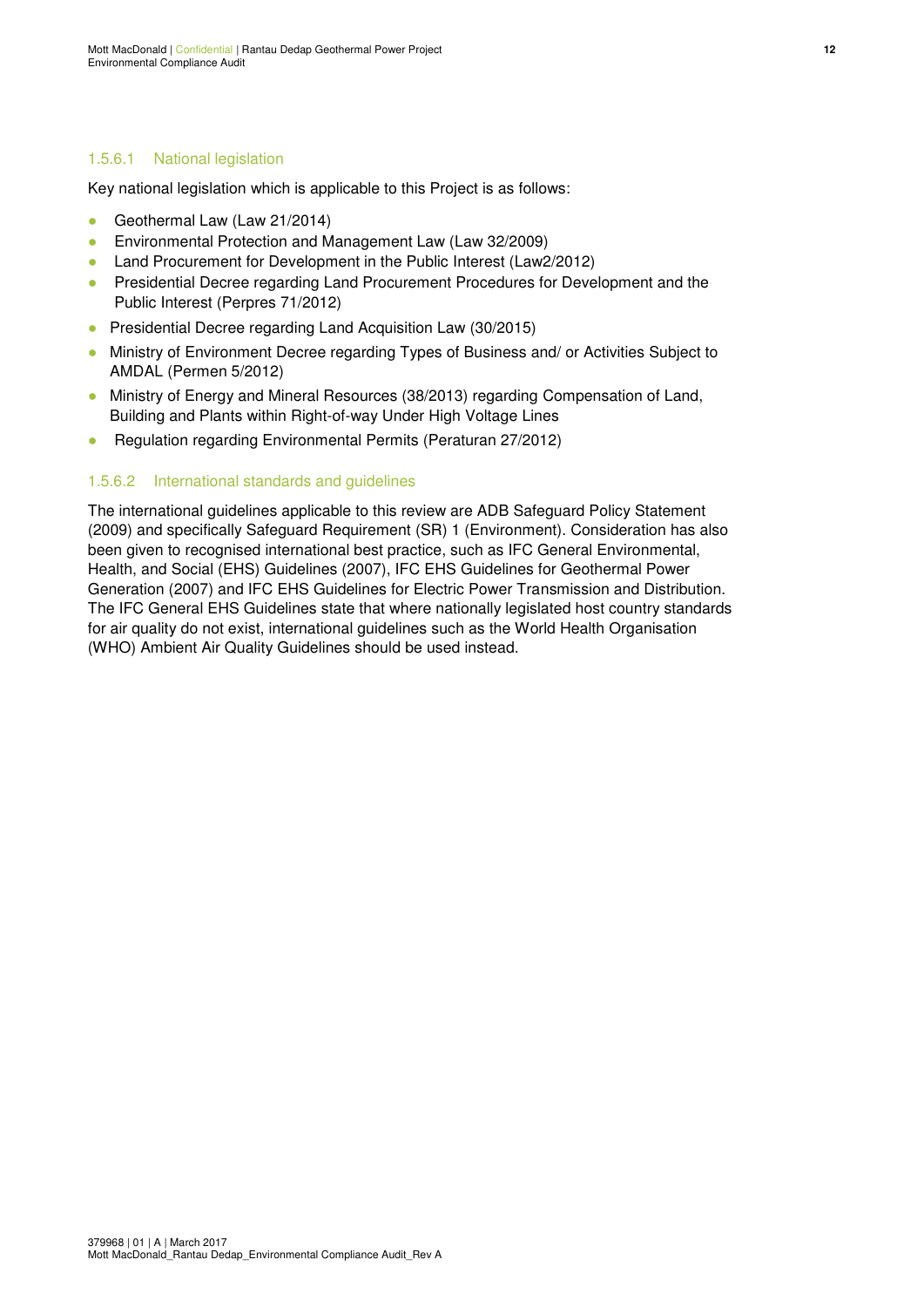#### 1.5.6.1 National legislation

Key national legislation which is applicable to this Project is as follows:

- Geothermal Law (Law 21/2014)
- Environmental Protection and Management Law (Law 32/2009)
- Land Procurement for Development in the Public Interest (Law2/2012)
- Presidential Decree regarding Land Procurement Procedures for Development and the Public Interest (Perpres 71/2012)
- Presidential Decree regarding Land Acquisition Law (30/2015)
- Ministry of Environment Decree regarding Types of Business and/ or Activities Subject to AMDAL (Permen 5/2012)
- Ministry of Energy and Mineral Resources (38/2013) regarding Compensation of Land, Building and Plants within Right-of-way Under High Voltage Lines
- Regulation regarding Environmental Permits (Peraturan 27/2012)

#### 1.5.6.2 International standards and guidelines

The international guidelines applicable to this review are ADB Safeguard Policy Statement (2009) and specifically Safeguard Requirement (SR) 1 (Environment). Consideration has also been given to recognised international best practice, such as IFC General Environmental, Health, and Social (EHS) Guidelines (2007), IFC EHS Guidelines for Geothermal Power Generation (2007) and IFC EHS Guidelines for Electric Power Transmission and Distribution. The IFC General EHS Guidelines state that where nationally legislated host country standards for air quality do not exist, international guidelines such as the World Health Organisation (WHO) Ambient Air Quality Guidelines should be used instead.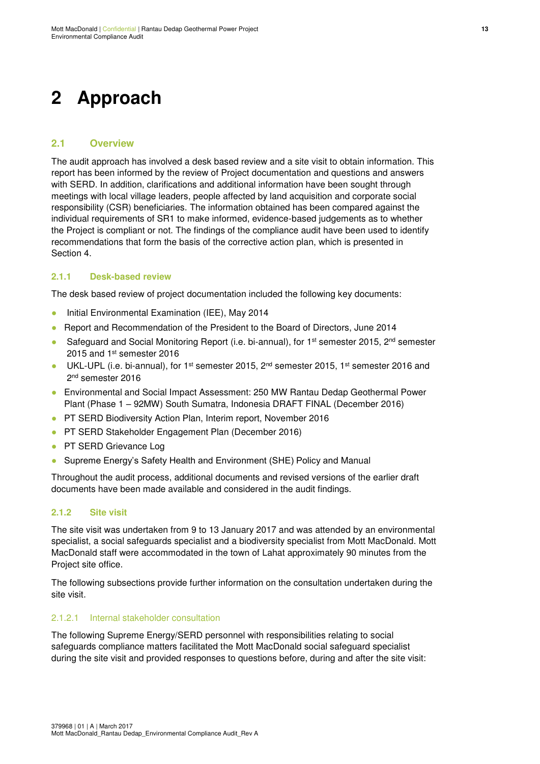# 2 Approach

## 2.1 Overview

The audit approach has involved a desk based review and a site visit to obtain information. This report has been informed by the review of Project documentation and questions and answers with SERD. In addition, clarifications and additional information have been sought through meetings with local village leaders, people affected by land acquisition and corporate social responsibility (CSR) beneficiaries. The information obtained has been compared against the individual requirements of SR1 to make informed, evidence-based judgements as to whether the Project is compliant or not. The findings of the compliance audit have been used to identify recommendations that form the basis of the corrective action plan, which is presented in Section 4.

### 2.1.1 Desk-based review

The desk based review of project documentation included the following key documents:

- Initial Environmental Examination (IEE), May 2014
- Report and Recommendation of the President to the Board of Directors, June 2014
- Safeguard and Social Monitoring Report (i.e. bi-annual), for 1st semester 2015, 2nd semester 2015 and 1st semester 2016
- UKL-UPL (i.e. bi-annual), for 1st semester 2015, 2nd semester 2015, 1st semester 2016 and 2nd semester 2016
- Environmental and Social Impact Assessment: 250 MW Rantau Dedap Geothermal Power Plant (Phase 1 – 92MW) South Sumatra, Indonesia DRAFT FINAL (December 2016)
- PT SERD Biodiversity Action Plan, Interim report, November 2016
- PT SERD Stakeholder Engagement Plan (December 2016)
- PT SERD Grievance Log
- Supreme Energy's Safety Health and Environment (SHE) Policy and Manual

Throughout the audit process, additional documents and revised versions of the earlier draft documents have been made available and considered in the audit findings.

### 2.1.2 Site visit

The site visit was undertaken from 9 to 13 January 2017 and was attended by an environmental specialist, a social safeguards specialist and a biodiversity specialist from Mott MacDonald. Mott MacDonald staff were accommodated in the town of Lahat approximately 90 minutes from the Project site office.

The following subsections provide further information on the consultation undertaken during the site visit.

#### 2.1.2.1 Internal stakeholder consultation

The following Supreme Energy/SERD personnel with responsibilities relating to social safeguards compliance matters facilitated the Mott MacDonald social safeguard specialist during the site visit and provided responses to questions before, during and after the site visit: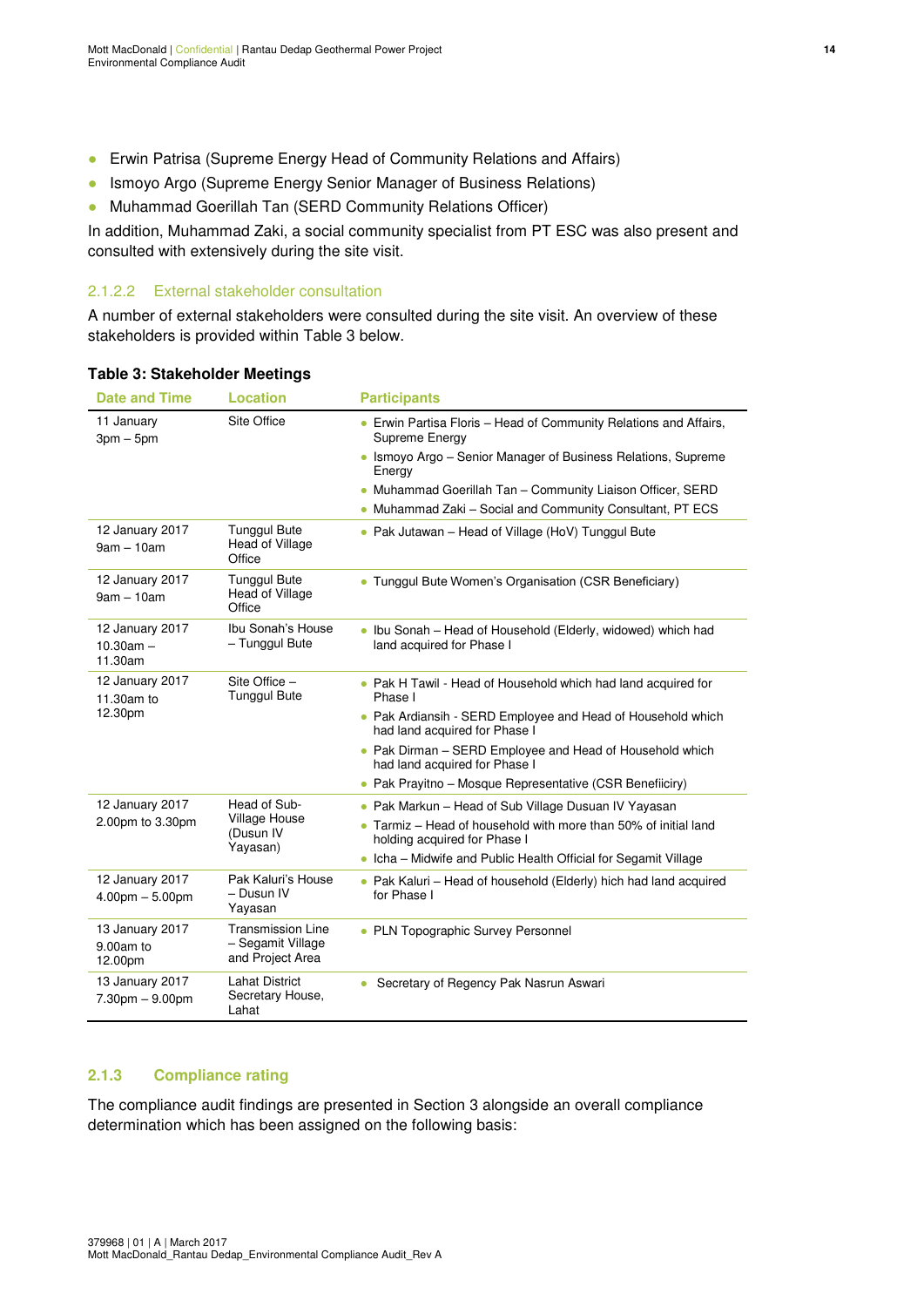- Erwin Patrisa (Supreme Energy Head of Community Relations and Affairs)
- Ismoyo Argo (Supreme Energy Senior Manager of Business Relations)
- Muhammad Goerillah Tan (SERD Community Relations Officer)

In addition, Muhammad Zaki, a social community specialist from PT ESC was also present and consulted with extensively during the site visit.

#### 2.1.2.2 External stakeholder consultation

A number of external stakeholders were consulted during the site visit. An overview of these stakeholders is provided within Table 3 below.

**Table 3: Stakeholder Meetings**

| Date and Time | Location | Participants |
|---|---|---|
| 11 January<br>3pm – 5pm | Site Office | • Erwin Partisa Floris – Head of Community Relations and Affairs, Supreme Energy<br>• Ismoyo Argo – Senior Manager of Business Relations, Supreme Energy<br>• Muhammad Goerillah Tan – Community Liaison Officer, SERD<br>• Muhammad Zaki – Social and Community Consultant, PT ECS |
| 12 January 2017<br>9am – 10am | Tunggul Bute Head of Village Office | • Pak Jutawan – Head of Village (HoV) Tunggul Bute |
| 12 January 2017<br>9am – 10am | Tunggul Bute Head of Village Office | • Tunggul Bute Women's Organisation (CSR Beneficiary) |
| 12 January 2017<br>10.30am – 11.30am | Ibu Sonah's House – Tunggul Bute | • Ibu Sonah – Head of Household (Elderly, widowed) which had land acquired for Phase I |
| 12 January 2017<br>11.30am to 12.30pm | Site Office – Tunggul Bute | • Pak H Tawil - Head of Household which had land acquired for Phase I<br>• Pak Ardiansih - SERD Employee and Head of Household which had land acquired for Phase I<br>• Pak Dirman – SERD Employee and Head of Household which had land acquired for Phase I<br>• Pak Prayitno – Mosque Representative (CSR Benefiicíry) |
| 12 January 2017<br>2.00pm to 3.30pm | Head of Sub-Village House (Dusun IV Yayasan) | • Pak Markun – Head of Sub Village Dusuan IV Yayasan<br>• Tarmiz – Head of household with more than 50% of initial land holding acquired for Phase I<br>• Icha – Midwife and Public Health Official for Segamit Village |
| 12 January 2017<br>4.00pm – 5.00pm | Pak Kaluri's House – Dusun IV Yayasan | • Pak Kaluri – Head of household (Elderly) hich had land acquired for Phase I |
| 13 January 2017<br>9.00am to 12.00pm | Transmission Line – Segamit Village and Project Area | • PLN Topographic Survey Personnel |
| 13 January 2017<br>7.30pm – 9.00pm | Lahat District Secretary House, Lahat | • Secretary of Regency Pak Nasrun Aswari |

### 2.1.3 Compliance rating

The compliance audit findings are presented in Section 3 alongside an overall compliance determination which has been assigned on the following basis: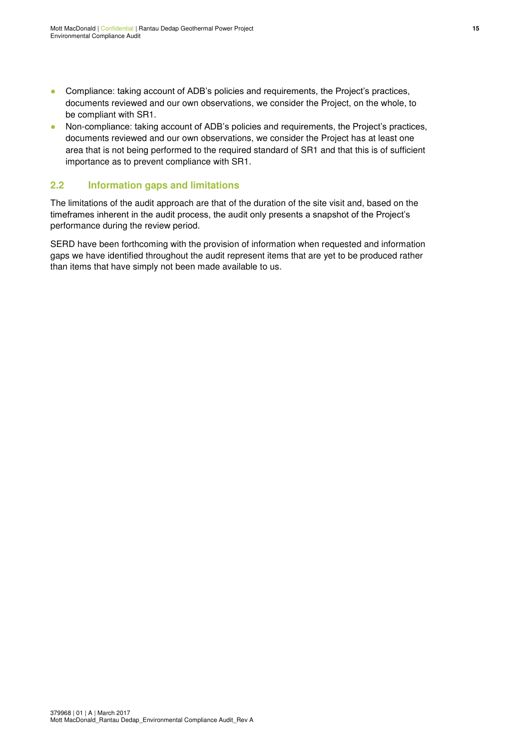- Compliance: taking account of ADB's policies and requirements, the Project's practices, documents reviewed and our own observations, we consider the Project, on the whole, to be compliant with SR1.
- Non-compliance: taking account of ADB's policies and requirements, the Project's practices, documents reviewed and our own observations, we consider the Project has at least one area that is not being performed to the required standard of SR1 and that this is of sufficient importance as to prevent compliance with SR1.

## 2.2 Information gaps and limitations

The limitations of the audit approach are that of the duration of the site visit and, based on the timeframes inherent in the audit process, the audit only presents a snapshot of the Project's performance during the review period.

SERD have been forthcoming with the provision of information when requested and information gaps we have identified throughout the audit represent items that are yet to be produced rather than items that have simply not been made available to us.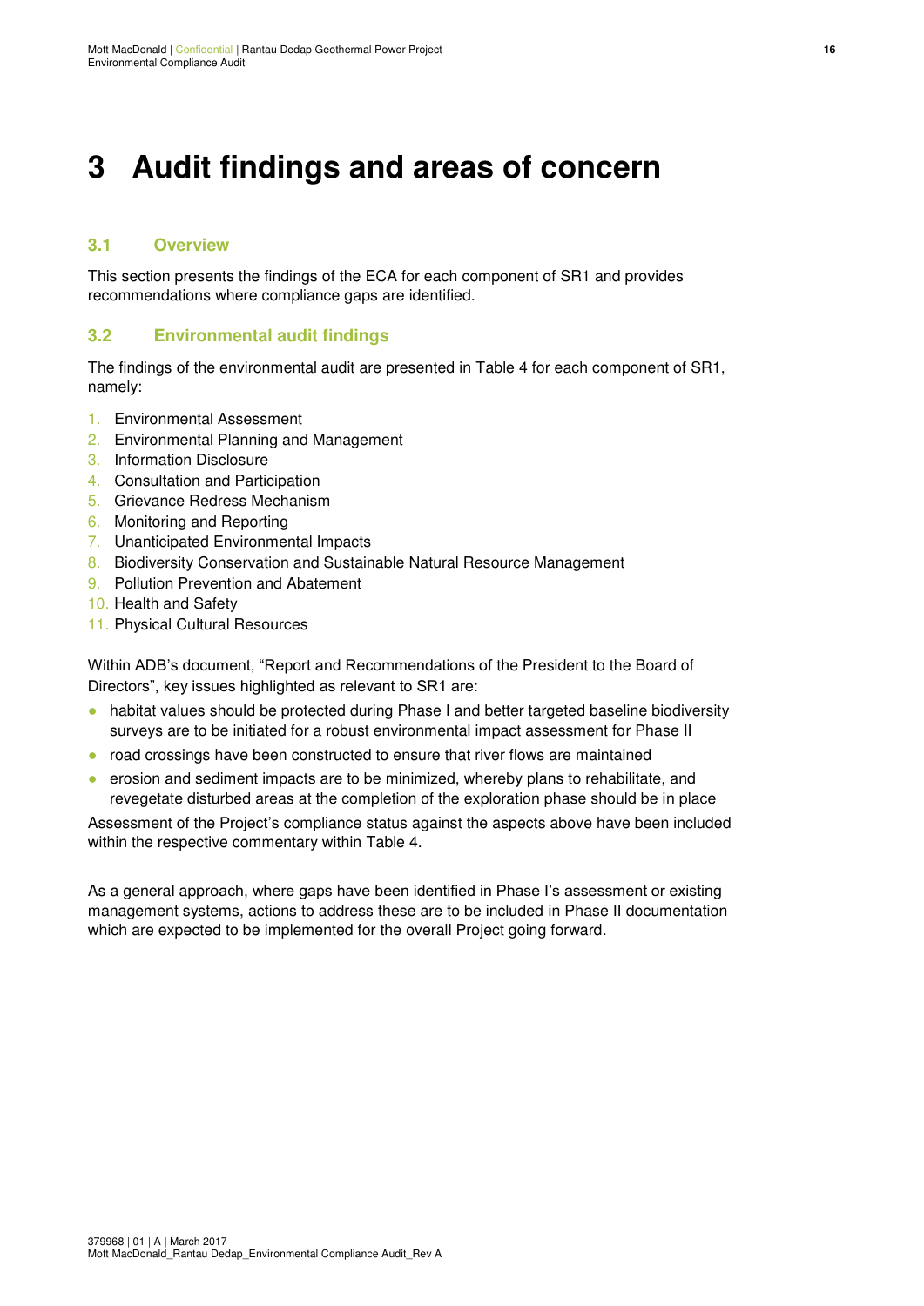# 3 Audit findings and areas of concern

## 3.1 Overview

This section presents the findings of the ECA for each component of SR1 and provides recommendations where compliance gaps are identified.

## 3.2 Environmental audit findings

The findings of the environmental audit are presented in Table 4 for each component of SR1, namely:

1. Environmental Assessment
2. Environmental Planning and Management
3. Information Disclosure
4. Consultation and Participation
5. Grievance Redress Mechanism
6. Monitoring and Reporting
7. Unanticipated Environmental Impacts
8. Biodiversity Conservation and Sustainable Natural Resource Management
9. Pollution Prevention and Abatement
10. Health and Safety
11. Physical Cultural Resources

Within ADB's document, "Report and Recommendations of the President to the Board of Directors", key issues highlighted as relevant to SR1 are:

- habitat values should be protected during Phase I and better targeted baseline biodiversity surveys are to be initiated for a robust environmental impact assessment for Phase II
- road crossings have been constructed to ensure that river flows are maintained
- erosion and sediment impacts are to be minimized, whereby plans to rehabilitate, and revegetate disturbed areas at the completion of the exploration phase should be in place

Assessment of the Project's compliance status against the aspects above have been included within the respective commentary within Table 4.

As a general approach, where gaps have been identified in Phase I's assessment or existing management systems, actions to address these are to be included in Phase II documentation which are expected to be implemented for the overall Project going forward.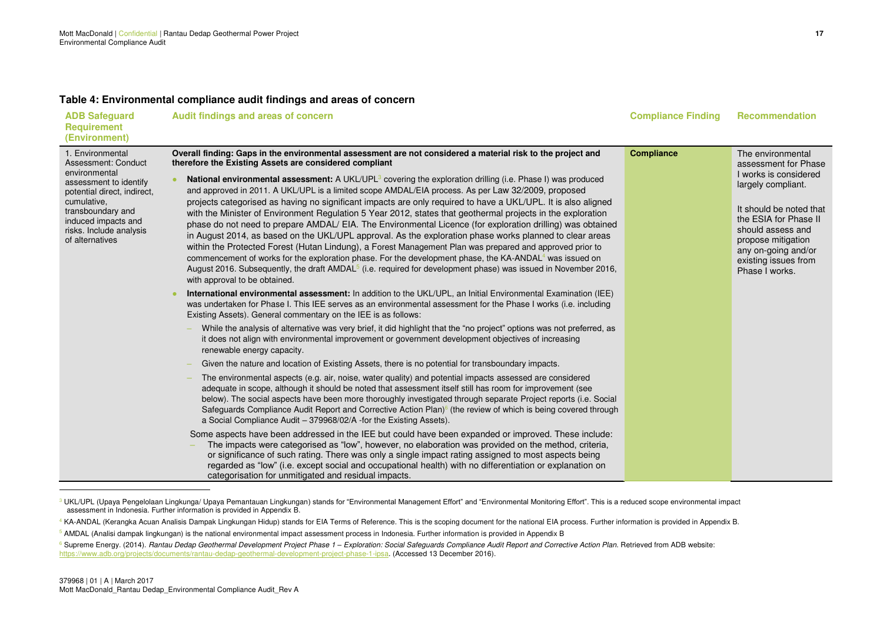### Table 4: Environmental compliance audit findings and areas of concern

| ADB Safeguard Requirement (Environment) | Audit findings and areas of concern | Compliance Finding | Recommendation |
|---|---|---|---|
| 1. Environmental Assessment: Conduct environmental assessment to identify potential direct, indirect, cumulative, transboundary and induced impacts and risks. Include analysis of alternatives | **Overall finding: Gaps in the environmental assessment are not considered a material risk to the project and therefore the Existing Assets are considered compliant**<br><br>• **National environmental assessment:** A UKL/UPL[3] covering the exploration drilling (i.e. Phase I) was produced and approved in 2011. A UKL/UPL is a limited scope AMDAL/EIA process. As per Law 32/2009, proposed projects categorised as having no significant impacts are only required to have a UKL/UPL. It is also aligned with the Minister of Environment Regulation 5 Year 2012, states that geothermal projects in the exploration phase do not need to prepare AMDAL/ EIA. The Environmental Licence (for exploration drilling) was obtained in August 2014, as based on the UKL/UPL approval. As the exploration phase works planned to clear areas within the Protected Forest (Hutan Lindung), a Forest Management Plan was prepared and approved prior to commencement of works for the exploration phase. For the development phase, the KA-ANDAL[4] was issued on August 2016. Subsequently, the draft AMDAL[5] (i.e. required for development phase) was issued in November 2016, with approval to be obtained.<br><br>• **International environmental assessment:** In addition to the UKL/UPL, an Initial Environmental Examination (IEE) was undertaken for Phase I. This IEE serves as an environmental assessment for the Phase I works (i.e. including Existing Assets). General commentary on the IEE is as follows:<br>– While the analysis of alternative was very brief, it did highlight that the "no project" options was not preferred, as it does not align with environmental improvement or government development objectives of increasing renewable energy capacity.<br>– Given the nature and location of Existing Assets, there is no potential for transboundary impacts.<br>– The environmental aspects (e.g. air, noise, water quality) and potential impacts assessed are considered adequate in scope, although it should be noted that assessment itself still has room for improvement (see below). The social aspects have been more thoroughly investigated through separate Project reports (i.e. Social Safeguards Compliance Audit Report and Corrective Action Plan)[6] (the review of which is being covered through a Social Compliance Audit – 379968/02/A -for the Existing Assets).<br><br>Some aspects have been addressed in the IEE but could have been expanded or improved. These include:<br>– The impacts were categorised as "low", however, no elaboration was provided on the method, criteria, or significance of such rating. There was only a single impact rating assigned to most aspects being regarded as "low" (i.e. except social and occupational health) with no differentiation or explanation on categorisation for unmitigated and residual impacts. | **Compliance** | The environmental assessment for Phase I works is considered largely compliant.<br><br>It should be noted that the ESIA for Phase II should assess and propose mitigation any on-going and/or existing issues from Phase I works. |

[3] UKL/UPL (Upaya Pengelolaan Lingkunga/ Upaya Pemantauan Lingkungan) stands for "Environmental Management Effort" and "Environmental Monitoring Effort". This is a reduced scope environmental impact assessment in Indonesia. Further information is provided in Appendix B.

[4] KA-ANDAL (Kerangka Acuan Analisis Dampak Lingkungan Hidup) stands for EIA Terms of Reference. This is the scoping document for the national EIA process. Further information is provided in Appendix B.

[5] AMDAL (Analisi dampak lingkungan) is the national environmental impact assessment process in Indonesia. Further information is provided in Appendix B

[6] Supreme Energy. (2014). *Rantau Dedap Geothermal Development Project Phase 1 – Exploration: Social Safeguards Compliance Audit Report and Corrective Action Plan*. Retrieved from ADB website: https://www.adb.org/projects/documents/rantau-dedap-geothermal-development-project-phase-1-ipsa. (Accessed 13 December 2016).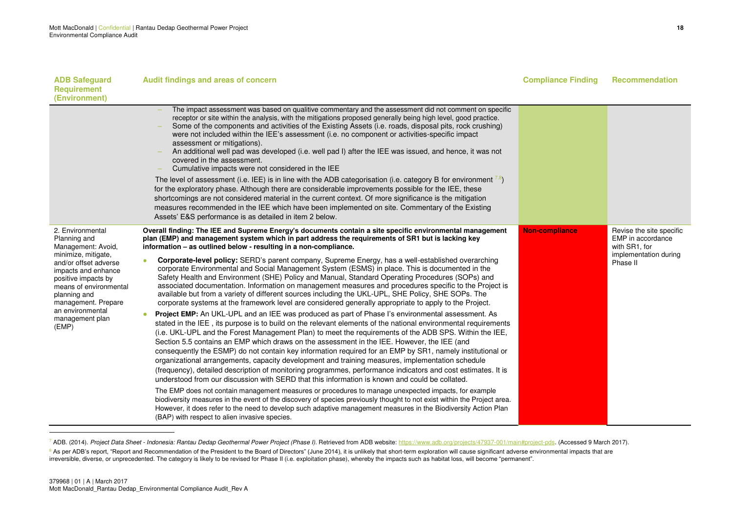| ADB Safeguard Requirement (Environment) | Audit findings and areas of concern | Compliance Finding | Recommendation |
|---|---|---|---|
| | – The impact assessment was based on qualitive commentary and the assessment did not comment on specific receptor or site within the analysis, with the mitigations proposed generally being high level, good practice.<br>– Some of the components and activities of the Existing Assets (i.e. roads, disposal pits, rock crushing) were not included within the IEE's assessment (i.e. no component or activities-specific impact assessment or mitigations).<br>– An additional well pad was developed (i.e. well pad I) after the IEE was issued, and hence, it was not covered in the assessment.<br>– Cumulative impacts were not considered in the IEE<br><br>The level of assessment (i.e. IEE) is in line with the ADB categorisation (i.e. category B for environment [7,8]) for the exploratory phase. Although there are considerable improvements possible for the IEE, these shortcomings are not considered material in the current context. Of more significance is the mitigation measures recommended in the IEE which have been implemented on site. Commentary of the Existing Assets' E&S performance is as detailed in item 2 below. | | |
| 2. Environmental Planning and Management: Avoid, minimize, mitigate, and/or offset adverse impacts and enhance positive impacts by means of environmental planning and management. Prepare an environmental management plan (EMP) | **Overall finding: The IEE and Supreme Energy's documents contain a site specific environmental management plan (EMP) and management system which in part address the requirements of SR1 but is lacking key information – as outlined below - resulting in a non-compliance.**<br><br>• **Corporate-level policy:** SERD's parent company, Supreme Energy, has a well-established overarching corporate Environmental and Social Management System (ESMS) in place. This is documented in the Safety Health and Environment (SHE) Policy and Manual, Standard Operating Procedures (SOPs) and associated documentation. Information on management measures and procedures specific to the Project is available but from a variety of different sources including the UKL-UPL, SHE Policy, SHE SOPs. The corporate systems at the framework level are considered generally appropriate to apply to the Project.<br><br>• **Project EMP:** An UKL-UPL and an IEE was produced as part of Phase I's environmental assessment. As stated in the IEE , its purpose is to build on the relevant elements of the national environmental requirements (i.e. UKL-UPL and the Forest Management Plan) to meet the requirements of the ADB SPS. Within the IEE, Section 5.5 contains an EMP which draws on the assessment in the IEE. However, the IEE (and consequently the ESMP) do not contain key information required for an EMP by SR1, namely institutional or organizational arrangements, capacity development and training measures, implementation schedule (frequency), detailed description of monitoring programmes, performance indicators and cost estimates. It is understood from our discussion with SERD that this information is known and could be collated.<br><br>The EMP does not contain management measures or procedures to manage unexpected impacts, for example biodiversity measures in the event of the discovery of species previously thought to not exist within the Project area. However, it does refer to the need to develop such adaptive management measures in the Biodiversity Action Plan (BAP) with respect to alien invasive species. | **Non-compliance** | Revise the site specific EMP in accordance with SR1, for implementation during Phase II |

[7] ADB. (2014). *Project Data Sheet - Indonesia: Rantau Dedap Geothermal Power Project (Phase I)*. Retrieved from ADB website: https://www.adb.org/projects/47937-001/main#project-pds. (Accessed 9 March 2017).

[8] As per ADB's report, "Report and Recommendation of the President to the Board of Directors" (June 2014), it is unlikely that short-term exploration will cause significant adverse environmental impacts that are irreversible, diverse, or unprecedented. The category is likely to be revised for Phase II (i.e. exploitation phase), whereby the impacts such as habitat loss, will become "permanent".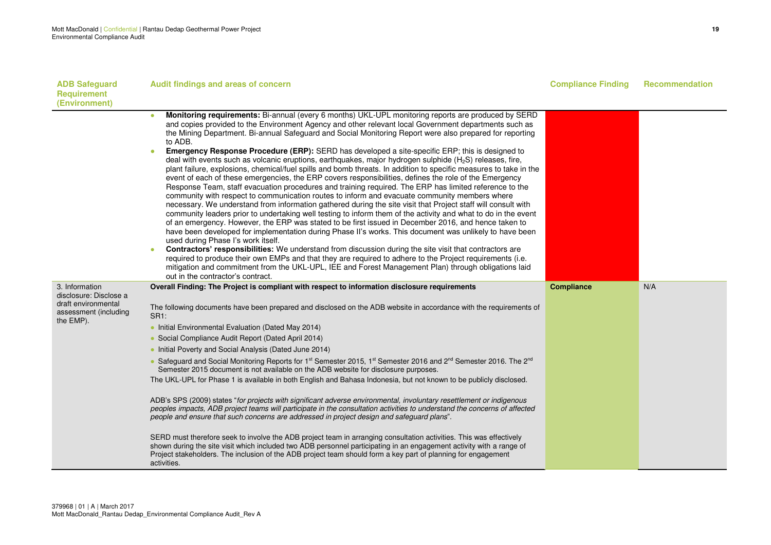| ADB Safeguard Requirement (Environment) | Audit findings and areas of concern | Compliance Finding | Recommendation |
|---|---|---|---|
| | • **Monitoring requirements:** Bi-annual (every 6 months) UKL-UPL monitoring reports are produced by SERD and copies provided to the Environment Agency and other relevant local Government departments such as the Mining Department. Bi-annual Safeguard and Social Monitoring Report were also prepared for reporting to ADB.<br>• **Emergency Response Procedure (ERP):** SERD has developed a site-specific ERP; this is designed to deal with events such as volcanic eruptions, earthquakes, major hydrogen sulphide ($H_2S$) releases, fire, plant failure, explosions, chemical/fuel spills and bomb threats. In addition to specific measures to take in the event of each of these emergencies, the ERP covers responsibilities, defines the role of the Emergency Response Team, staff evacuation procedures and training required. The ERP has limited reference to the community with respect to communication routes to inform and evacuate community members where necessary. We understand from information gathered during the site visit that Project staff will consult with community leaders prior to undertaking well testing to inform them of the activity and what to do in the event of an emergency. However, the ERP was stated to be first issued in December 2016, and hence taken to have been developed for implementation during Phase II's works. This document was unlikely to have been used during Phase I's work itself.<br>• **Contractors' responsibilities:** We understand from discussion during the site visit that contractors are required to produce their own EMPs and that they are required to adhere to the Project requirements (i.e. mitigation and commitment from the UKL-UPL, IEE and Forest Management Plan) through obligations laid out in the contractor's contract. | | |
| 3. Information disclosure: Disclose a draft environmental assessment (including the EMP). | **Overall Finding: The Project is compliant with respect to information disclosure requirements**<br><br>The following documents have been prepared and disclosed on the ADB website in accordance with the requirements of SR1:<br>• Initial Environmental Evaluation (Dated May 2014)<br>• Social Compliance Audit Report (Dated April 2014)<br>• Initial Poverty and Social Analysis (Dated June 2014)<br>• Safeguard and Social Monitoring Reports for 1st Semester 2015, 1st Semester 2016 and 2nd Semester 2016. The 2nd Semester 2015 document is not available on the ADB website for disclosure purposes.<br>The UKL-UPL for Phase 1 is available in both English and Bahasa Indonesia, but not known to be publicly disclosed.<br><br>ADB's SPS (2009) states "*for projects with significant adverse environmental, involuntary resettlement or indigenous peoples impacts, ADB project teams will participate in the consultation activities to understand the concerns of affected people and ensure that such concerns are addressed in project design and safeguard plans*".<br><br>SERD must therefore seek to involve the ADB project team in arranging consultation activities. This was effectively shown during the site visit which included two ADB personnel participating in an engagement activity with a range of Project stakeholders. The inclusion of the ADB project team should form a key part of planning for engagement activities. | **Compliance** | N/A |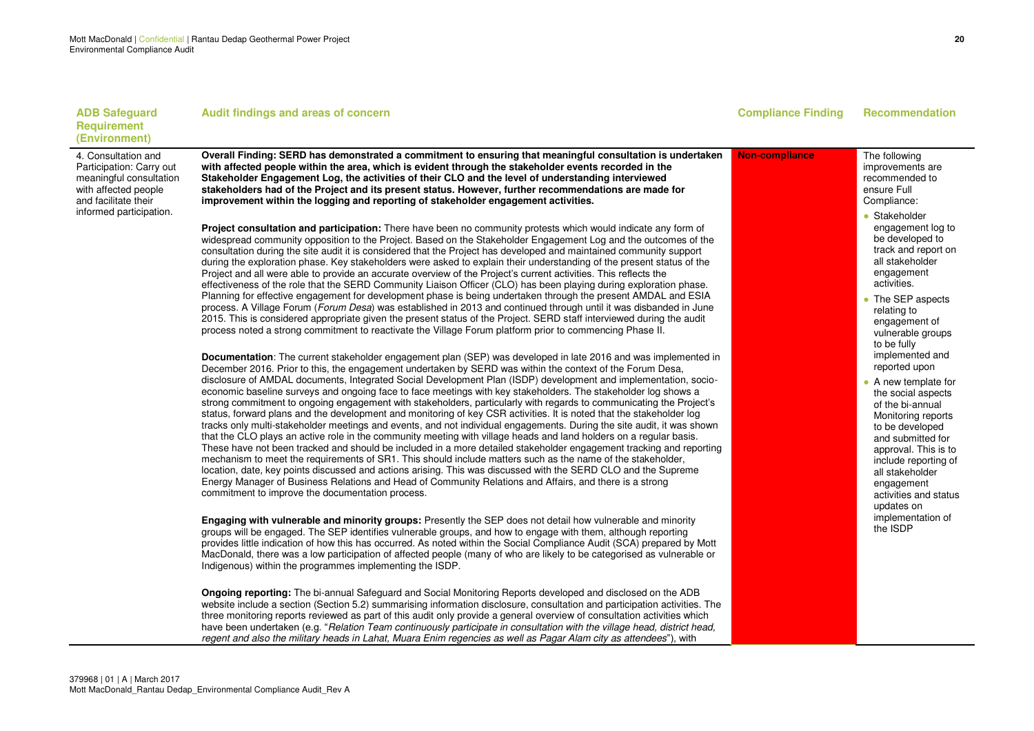| ADB Safeguard Requirement (Environment) | Audit findings and areas of concern | Compliance Finding | Recommendation |
|---|---|---|---|
| 4. Consultation and Participation: Carry out meaningful consultation with affected people and facilitate their informed participation. | **Overall Finding: SERD has demonstrated a commitment to ensuring that meaningful consultation is undertaken with affected people within the area, which is evident through the stakeholder events recorded in the Stakeholder Engagement Log, the activities of their CLO and the level of understanding interviewed stakeholders had of the Project and its present status. However, further recommendations are made for improvement within the logging and reporting of stakeholder engagement activities.**<br><br>**Project consultation and participation:** There have been no community protests which would indicate any form of widespread community opposition to the Project. Based on the Stakeholder Engagement Log and the outcomes of the consultation during the site audit it is considered that the Project has developed and maintained community support during the exploration phase. Key stakeholders were asked to explain their understanding of the present status of the Project and all were able to provide an accurate overview of the Project's current activities. This reflects the effectiveness of the role that the SERD Community Liaison Officer (CLO) has been playing during exploration phase. Planning for effective engagement for development phase is being undertaken through the present AMDAL and ESIA process. A Village Forum (*Forum Desa*) was established in 2013 and continued through until it was disbanded in June 2015. This is considered appropriate given the present status of the Project. SERD staff interviewed during the audit process noted a strong commitment to reactivate the Village Forum platform prior to commencing Phase II.<br><br>**Documentation**: The current stakeholder engagement plan (SEP) was developed in late 2016 and was implemented in December 2016. Prior to this, the engagement undertaken by SERD was within the context of the Forum Desa, disclosure of AMDAL documents, Integrated Social Development Plan (ISDP) development and implementation, socio-economic baseline surveys and ongoing face to face meetings with key stakeholders. The stakeholder log shows a strong commitment to ongoing engagement with stakeholders, particularly with regards to communicating the Project's status, forward plans and the development and monitoring of key CSR activities. It is noted that the stakeholder log tracks only multi-stakeholder meetings and events, and not individual engagements. During the site audit, it was shown that the CLO plays an active role in the community meeting with village heads and land holders on a regular basis. These have not been tracked and should be included in a more detailed stakeholder engagement tracking and reporting mechanism to meet the requirements of SR1. This should include matters such as the name of the stakeholder, location, date, key points discussed and actions arising. This was discussed with the SERD CLO and the Supreme Energy Manager of Business Relations and Head of Community Relations and Affairs, and there is a strong commitment to improve the documentation process.<br><br>**Engaging with vulnerable and minority groups:** Presently the SEP does not detail how vulnerable and minority groups will be engaged. The SEP identifies vulnerable groups, and how to engage with them, although reporting provides little indication of how this has occurred. As noted within the Social Compliance Audit (SCA) prepared by Mott MacDonald, there was a low participation of affected people (many of who are likely to be categorised as vulnerable or Indigenous) within the programmes implementing the ISDP.<br><br>**Ongoing reporting:** The bi-annual Safeguard and Social Monitoring Reports developed and disclosed on the ADB website include a section (Section 5.2) summarising information disclosure, consultation and participation activities. The three monitoring reports reviewed as part of this audit only provide a general overview of consultation activities which have been undertaken (e.g. "*Relation Team continuously participate in consultation with the village head, district head, regent and also the military heads in Lahat, Muara Enim regencies as well as Pagar Alam city as attendees*"), with | **Non-compliance** | The following improvements are recommended to ensure Full Compliance:<br>• Stakeholder engagement log to be developed to track and report on all stakeholder engagement activities.<br>• The SEP aspects relating to engagement of vulnerable groups to be fully implemented and reported upon<br>• A new template for the social aspects of the bi-annual Monitoring reports to be developed and submitted for approval. This is to include reporting of all stakeholder engagement activities and status updates on implementation of the ISDP |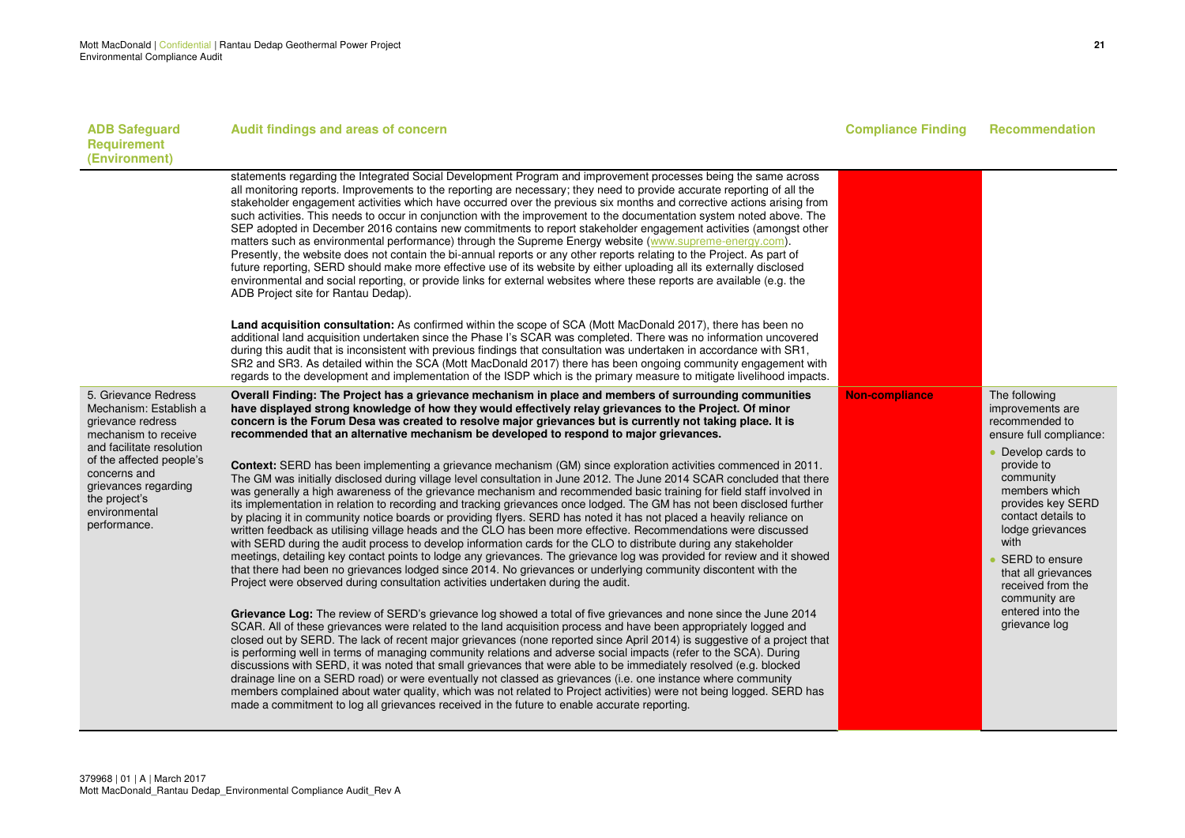| ADB Safeguard Requirement (Environment) | Audit findings and areas of concern | Compliance Finding | Recommendation |
|---|---|---|---|
| | statements regarding the Integrated Social Development Program and improvement processes being the same across all monitoring reports. Improvements to the reporting are necessary; they need to provide accurate reporting of all the stakeholder engagement activities which have occurred over the previous six months and corrective actions arising from such activities. This needs to occur in conjunction with the improvement to the documentation system noted above. The SEP adopted in December 2016 contains new commitments to report stakeholder engagement activities (amongst other matters such as environmental performance) through the Supreme Energy website (www.supreme-energy.com). Presently, the website does not contain the bi-annual reports or any other reports relating to the Project. As part of future reporting, SERD should make more effective use of its website by either uploading all its externally disclosed environmental and social reporting, or provide links for external websites where these reports are available (e.g. the ADB Project site for Rantau Dedap).<br><br>**Land acquisition consultation:** As confirmed within the scope of SCA (Mott MacDonald 2017), there has been no additional land acquisition undertaken since the Phase I's SCAR was completed. There was no information uncovered during this audit that is inconsistent with previous findings that consultation was undertaken in accordance with SR1, SR2 and SR3. As detailed within the SCA (Mott MacDonald 2017) there has been ongoing community engagement with regards to the development and implementation of the ISDP which is the primary measure to mitigate livelihood impacts. | | |
| 5. Grievance Redress Mechanism: Establish a grievance redress mechanism to receive and facilitate resolution of the affected people's concerns and grievances regarding the project's environmental performance. | **Overall Finding: The Project has a grievance mechanism in place and members of surrounding communities have displayed strong knowledge of how they would effectively relay grievances to the Project. Of minor concern is the Forum Desa was created to resolve major grievances but is currently not taking place. It is recommended that an alternative mechanism be developed to respond to major grievances.**<br><br>**Context:** SERD has been implementing a grievance mechanism (GM) since exploration activities commenced in 2011. The GM was initially disclosed during village level consultation in June 2012. The June 2014 SCAR concluded that there was generally a high awareness of the grievance mechanism and recommended basic training for field staff involved in its implementation in relation to recording and tracking grievances once lodged. The GM has not been disclosed further by placing it in community notice boards or providing flyers. SERD has noted it has not placed a heavily reliance on written feedback as utilising village heads and the CLO has been more effective. Recommendations were discussed with SERD during the audit process to develop information cards for the CLO to distribute during any stakeholder meetings, detailing key contact points to lodge any grievances. The grievance log was provided for review and it showed that there had been no grievances lodged since 2014. No grievances or underlying community discontent with the Project were observed during consultation activities undertaken during the audit.<br><br>**Grievance Log:** The review of SERD's grievance log showed a total of five grievances and none since the June 2014 SCAR. All of these grievances were related to the land acquisition process and have been appropriately logged and closed out by SERD. The lack of recent major grievances (none reported since April 2014) is suggestive of a project that is performing well in terms of managing community relations and adverse social impacts (refer to the SCA). During discussions with SERD, it was noted that small grievances that were able to be immediately resolved (e.g. blocked drainage line on a SERD road) or were eventually not classed as grievances (i.e. one instance where community members complained about water quality, which was not related to Project activities) were not being logged. SERD has made a commitment to log all grievances received in the future to enable accurate reporting. | **Non-compliance** | The following improvements are recommended to ensure full compliance:<br>• Develop cards to provide to community members which provides key SERD contact details to lodge grievances with<br>• SERD to ensure that all grievances received from the community are entered into the grievance log |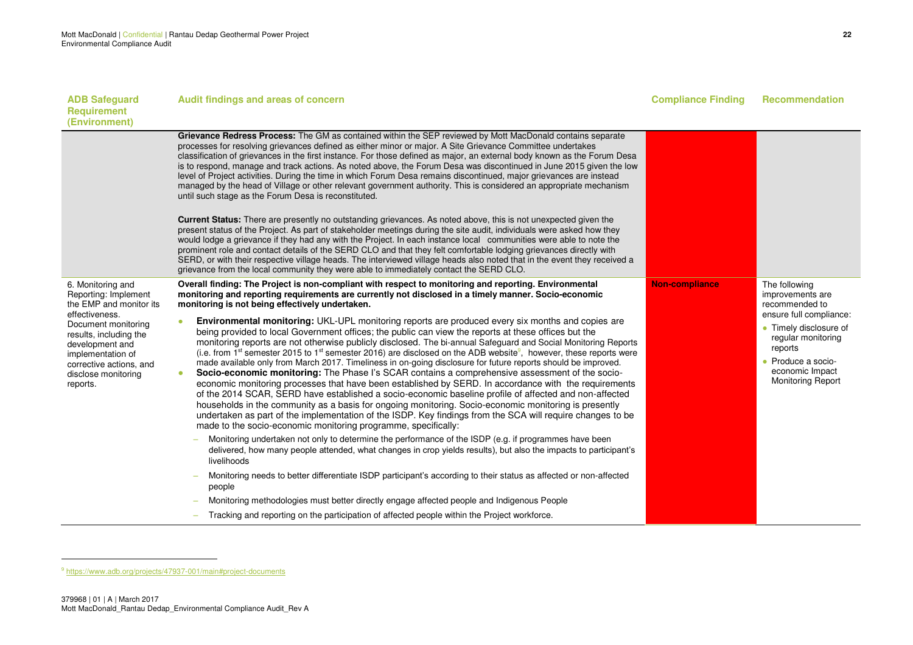| ADB Safeguard Requirement (Environment) | Audit findings and areas of concern | Compliance Finding | Recommendation |
|---|---|---|---|
| | **Grievance Redress Process:** The GM as contained within the SEP reviewed by Mott MacDonald contains separate processes for resolving grievances defined as either minor or major. A Site Grievance Committee undertakes classification of grievances in the first instance. For those defined as major, an external body known as the Forum Desa is to respond, manage and track actions. As noted above, the Forum Desa was discontinued in June 2015 given the low level of Project activities. During the time in which Forum Desa remains discontinued, major grievances are instead managed by the head of Village or other relevant government authority. This is considered an appropriate mechanism until such stage as the Forum Desa is reconstituted.<br><br>**Current Status:** There are presently no outstanding grievances. As noted above, this is not unexpected given the present status of the Project. As part of stakeholder meetings during the site audit, individuals were asked how they would lodge a grievance if they had any with the Project. In each instance local communities were able to note the prominent role and contact details of the SERD CLO and that they felt comfortable lodging grievances directly with SERD, or with their respective village heads. The interviewed village heads also noted that in the event they received a grievance from the local community they were able to immediately contact the SERD CLO. | | |
| 6. Monitoring and Reporting: Implement the EMP and monitor its effectiveness. Document monitoring results, including the development and implementation of corrective actions, and disclose monitoring reports. | **Overall finding: The Project is non-compliant with respect to monitoring and reporting. Environmental monitoring and reporting requirements are currently not disclosed in a timely manner. Socio-economic monitoring is not being effectively undertaken.**<br><br>• **Environmental monitoring:** UKL-UPL monitoring reports are produced every six months and copies are being provided to local Government offices; the public can view the reports at these offices but the monitoring reports are not otherwise publicly disclosed. The bi-annual Safeguard and Social Monitoring Reports (i.e. from 1st semester 2015 to 1st semester 2016) are disclosed on the ADB website[9], however, these reports were made available only from March 2017. Timeliness in on-going disclosure for future reports should be improved.<br>• **Socio-economic monitoring:** The Phase I's SCAR contains a comprehensive assessment of the socio-economic monitoring processes that have been established by SERD. In accordance with the requirements of the 2014 SCAR, SERD have established a socio-economic baseline profile of affected and non-affected households in the community as a basis for ongoing monitoring. Socio-economic monitoring is presently undertaken as part of the implementation of the ISDP. Key findings from the SCA will require changes to be made to the socio-economic monitoring programme, specifically:<br>  – Monitoring undertaken not only to determine the performance of the ISDP (e.g. if programmes have been delivered, how many people attended, what changes in crop yields results), but also the impacts to participant's livelihoods<br>  – Monitoring needs to better differentiate ISDP participant's according to their status as affected or non-affected people<br>  – Monitoring methodologies must better directly engage affected people and Indigenous People<br>  – Tracking and reporting on the participation of affected people within the Project workforce. | **Non-compliance** | The following improvements are recommended to ensure full compliance:<br>• Timely disclosure of regular monitoring reports<br>• Produce a socio-economic Impact Monitoring Report |

[9] https://www.adb.org/projects/47937-001/main#project-documents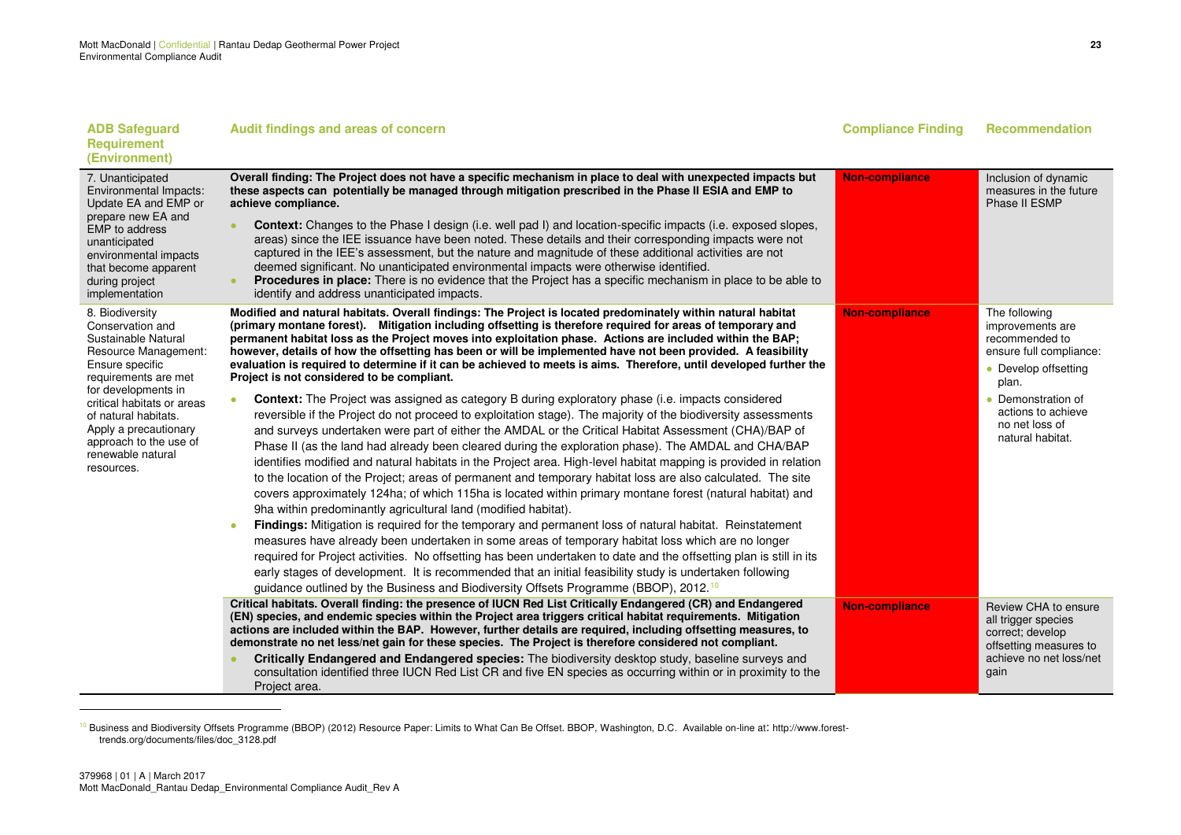| ADB Safeguard Requirement (Environment) | Audit findings and areas of concern | Compliance Finding | Recommendation |
|---|---|---|---|
| 7. Unanticipated Environmental Impacts: Update EA and EMP or prepare new EA and EMP to address unanticipated environmental impacts that become apparent during project implementation | **Overall finding: The Project does not have a specific mechanism in place to deal with unexpected impacts but these aspects can potentially be managed through mitigation prescribed in the Phase II ESIA and EMP to achieve compliance.**<br>• **Context:** Changes to the Phase I design (i.e. well pad I) and location-specific impacts (i.e. exposed slopes, areas) since the IEE issuance have been noted. These details and their corresponding impacts were not captured in the IEE's assessment, but the nature and magnitude of these additional activities are not deemed significant. No unanticipated environmental impacts were otherwise identified.<br>• **Procedures in place:** There is no evidence that the Project has a specific mechanism in place to be able to identify and address unanticipated impacts. | Non-compliance | Inclusion of dynamic measures in the future Phase II ESMP |
| 8. Biodiversity Conservation and Sustainable Natural Resource Management: Ensure specific requirements are met for developments in critical habitats or areas of natural habitats. Apply a precautionary approach to the use of renewable natural resources. | **Modified and natural habitats. Overall findings: The Project is located predominately within natural habitat (primary montane forest). Mitigation including offsetting is therefore required for areas of temporary and permanent habitat loss as the Project moves into exploitation phase. Actions are included within the BAP; however, details of how the offsetting has been or will be implemented have not been provided. A feasibility evaluation is required to determine if it can be achieved to meets is aims. Therefore, until developed further the Project is not considered to be compliant.**<br>• **Context:** The Project was assigned as category B during exploratory phase (i.e. impacts considered reversible if the Project do not proceed to exploitation stage). The majority of the biodiversity assessments and surveys undertaken were part of either the AMDAL or the Critical Habitat Assessment (CHA)/BAP of Phase II (as the land had already been cleared during the exploration phase). The AMDAL and CHA/BAP identifies modified and natural habitats in the Project area. High-level habitat mapping is provided in relation to the location of the Project; areas of permanent and temporary habitat loss are also calculated. The site covers approximately 124ha; of which 115ha is located within primary montane forest (natural habitat) and 9ha within predominantly agricultural land (modified habitat).<br>• **Findings:** Mitigation is required for the temporary and permanent loss of natural habitat. Reinstatement measures have already been undertaken in some areas of temporary habitat loss which are no longer required for Project activities. No offsetting has been undertaken to date and the offsetting plan is still in its early stages of development. It is recommended that an initial feasibility study is undertaken following guidance outlined by the Business and Biodiversity Offsets Programme (BBOP), 2012.[10] | Non-compliance | The following improvements are recommended to ensure full compliance:<br>• Develop offsetting plan.<br>• Demonstration of actions to achieve no net loss of natural habitat. |
| | **Critical habitats. Overall finding: the presence of IUCN Red List Critically Endangered (CR) and Endangered (EN) species, and endemic species within the Project area triggers critical habitat requirements. Mitigation actions are included within the BAP. However, further details are required, including offsetting measures, to demonstrate no net less/net gain for these species. The Project is therefore considered not compliant.**<br>• **Critically Endangered and Endangered species:** The biodiversity desktop study, baseline surveys and consultation identified three IUCN Red List CR and five EN species as occurring within or in proximity to the Project area. | Non-compliance | Review CHA to ensure all trigger species correct; develop offsetting measures to achieve no net loss/net gain |

[10] Business and Biodiversity Offsets Programme (BBOP) (2012) Resource Paper: Limits to What Can Be Offset. BBOP, Washington, D.C. Available on-line at: http://www.forest-trends.org/documents/files/doc_3128.pdf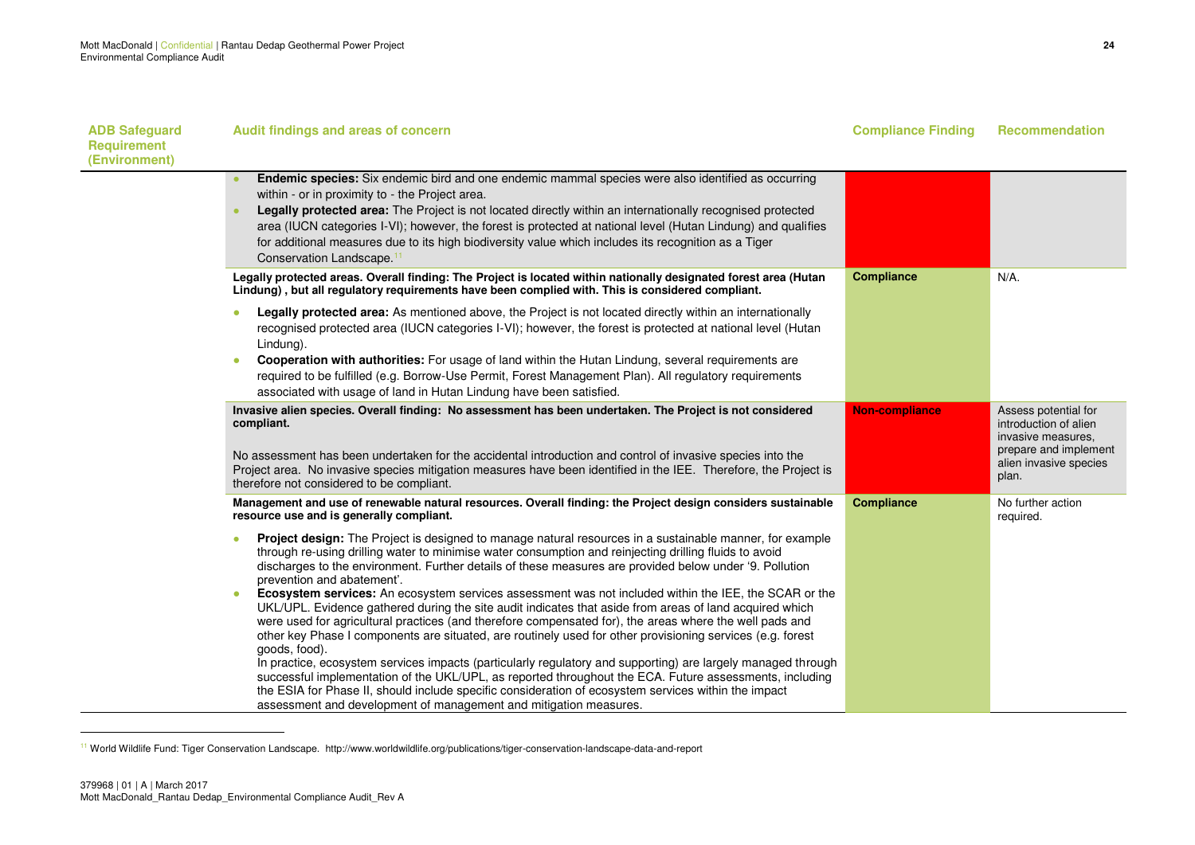| ADB Safeguard Requirement (Environment) | Audit findings and areas of concern | Compliance Finding | Recommendation |
|---|---|---|---|
| | • **Endemic species:** Six endemic bird and one endemic mammal species were also identified as occurring within - or in proximity to - the Project area.<br>• **Legally protected area:** The Project is not located directly within an internationally recognised protected area (IUCN categories I-VI); however, the forest is protected at national level (Hutan Lindung) and qualifies for additional measures due to its high biodiversity value which includes its recognition as a Tiger Conservation Landscape.[11] | | |
| | **Legally protected areas. Overall finding: The Project is located within nationally designated forest area (Hutan Lindung) , but all regulatory requirements have been complied with. This is considered compliant.**<br>• **Legally protected area:** As mentioned above, the Project is not located directly within an internationally recognised protected area (IUCN categories I-VI); however, the forest is protected at national level (Hutan Lindung).<br>• **Cooperation with authorities:** For usage of land within the Hutan Lindung, several requirements are required to be fulfilled (e.g. Borrow-Use Permit, Forest Management Plan). All regulatory requirements associated with usage of land in Hutan Lindung have been satisfied. | **Compliance** | N/A. |
| | **Invasive alien species. Overall finding: No assessment has been undertaken. The Project is not considered compliant.**<br>No assessment has been undertaken for the accidental introduction and control of invasive species into the Project area. No invasive species mitigation measures have been identified in the IEE. Therefore, the Project is therefore not considered to be compliant. | **Non-compliance** | Assess potential for introduction of alien invasive measures, prepare and implement alien invasive species plan. |
| | **Management and use of renewable natural resources. Overall finding: the Project design considers sustainable resource use and is generally compliant.**<br>• **Project design:** The Project is designed to manage natural resources in a sustainable manner, for example through re-using drilling water to minimise water consumption and reinjecting drilling fluids to avoid discharges to the environment. Further details of these measures are provided below under '9. Pollution prevention and abatement'.<br>• **Ecosystem services:** An ecosystem services assessment was not included within the IEE, the SCAR or the UKL/UPL. Evidence gathered during the site audit indicates that aside from areas of land acquired which were used for agricultural practices (and therefore compensated for), the areas where the well pads and other key Phase I components are situated, are routinely used for other provisioning services (e.g. forest goods, food).<br>In practice, ecosystem services impacts (particularly regulatory and supporting) are largely managed through successful implementation of the UKL/UPL, as reported throughout the ECA. Future assessments, including the ESIA for Phase II, should include specific consideration of ecosystem services within the impact assessment and development of management and mitigation measures. | **Compliance** | No further action required. |

[11] World Wildlife Fund: Tiger Conservation Landscape. http://www.worldwildlife.org/publications/tiger-conservation-landscape-data-and-report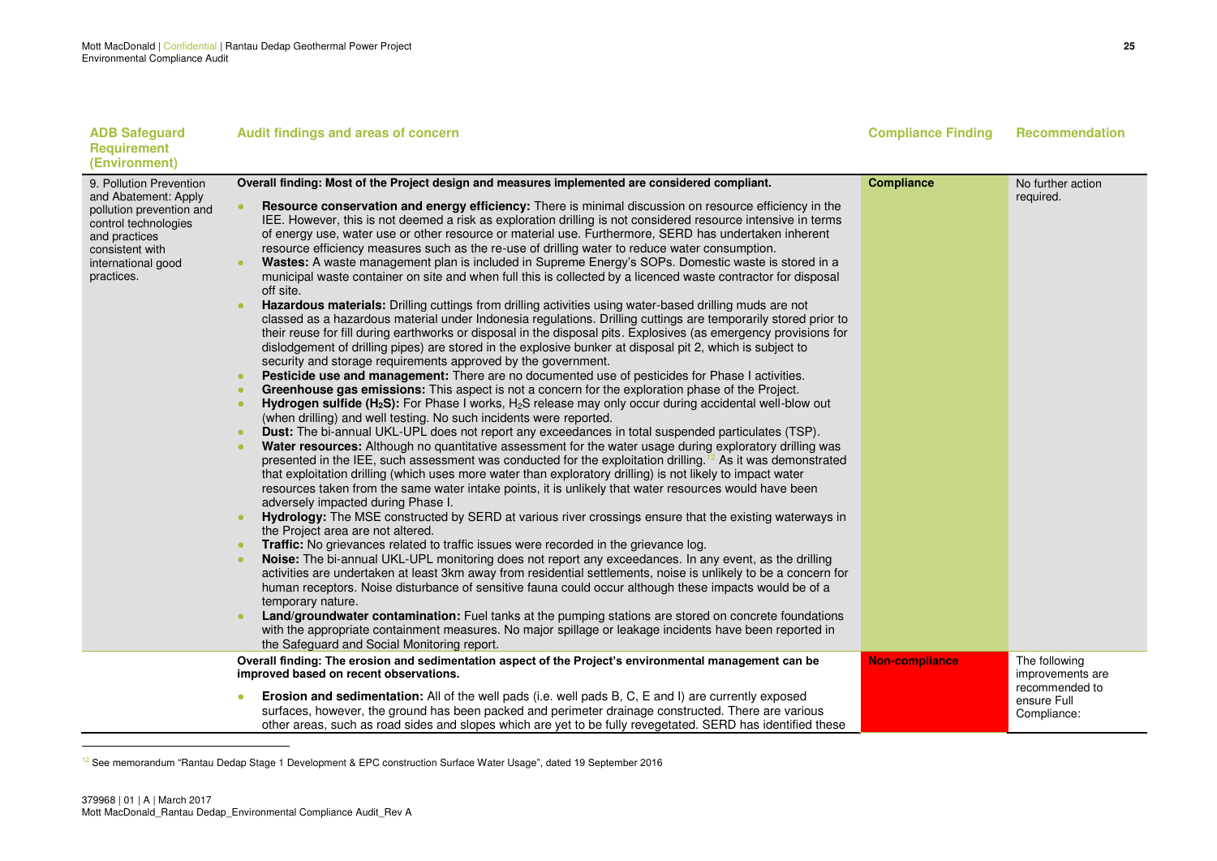| ADB Safeguard Requirement (Environment) | Audit findings and areas of concern | Compliance Finding | Recommendation |
|---|---|---|---|
| 9. Pollution Prevention and Abatement: Apply pollution prevention and control technologies and practices consistent with international good practices. | **Overall finding: Most of the Project design and measures implemented are considered compliant.**<br>• **Resource conservation and energy efficiency:** There is minimal discussion on resource efficiency in the IEE. However, this is not deemed a risk as exploration drilling is not considered resource intensive in terms of energy use, water use or other resource or material use. Furthermore, SERD has undertaken inherent resource efficiency measures such as the re-use of drilling water to reduce water consumption.<br>• **Wastes:** A waste management plan is included in Supreme Energy's SOPs. Domestic waste is stored in a municipal waste container on site and when full this is collected by a licenced waste contractor for disposal off site.<br>• **Hazardous materials:** Drilling cuttings from drilling activities using water-based drilling muds are not classed as a hazardous material under Indonesia regulations. Drilling cuttings are temporarily stored prior to their reuse for fill during earthworks or disposal in the disposal pits. Explosives (as emergency provisions for dislodgement of drilling pipes) are stored in the explosive bunker at disposal pit 2, which is subject to security and storage requirements approved by the government.<br>• **Pesticide use and management:** There are no documented use of pesticides for Phase I activities.<br>• **Greenhouse gas emissions:** This aspect is not a concern for the exploration phase of the Project.<br>• **Hydrogen sulfide ($H_2S$):** For Phase I works, $H_2S$ release may only occur during accidental well-blow out (when drilling) and well testing. No such incidents were reported.<br>• **Dust:** The bi-annual UKL-UPL does not report any exceedances in total suspended particulates (TSP).<br>• **Water resources:** Although no quantitative assessment for the water usage during exploratory drilling was presented in the IEE, such assessment was conducted for the exploitation drilling.[12] As it was demonstrated that exploitation drilling (which uses more water than exploratory drilling) is not likely to impact water resources taken from the same water intake points, it is unlikely that water resources would have been adversely impacted during Phase I.<br>• **Hydrology:** The MSE constructed by SERD at various river crossings ensure that the existing waterways in the Project area are not altered.<br>• **Traffic:** No grievances related to traffic issues were recorded in the grievance log.<br>• **Noise:** The bi-annual UKL-UPL monitoring does not report any exceedances. In any event, as the drilling activities are undertaken at least 3km away from residential settlements, noise is unlikely to be a concern for human receptors. Noise disturbance of sensitive fauna could occur although these impacts would be of a temporary nature.<br>• **Land/groundwater contamination:** Fuel tanks at the pumping stations are stored on concrete foundations with the appropriate containment measures. No major spillage or leakage incidents have been reported in the Safeguard and Social Monitoring report. | **Compliance** | No further action required. |
| | **Overall finding: The erosion and sedimentation aspect of the Project's environmental management can be improved based on recent observations.**<br>• **Erosion and sedimentation:** All of the well pads (i.e. well pads B, C, E and I) are currently exposed surfaces, however, the ground has been packed and perimeter drainage constructed. There are various other areas, such as road sides and slopes which are yet to be fully revegetated. SERD has identified these | **Non-compliance** | The following improvements are recommended to ensure Full Compliance: |

[12] See memorandum "Rantau Dedap Stage 1 Development & EPC construction Surface Water Usage", dated 19 September 2016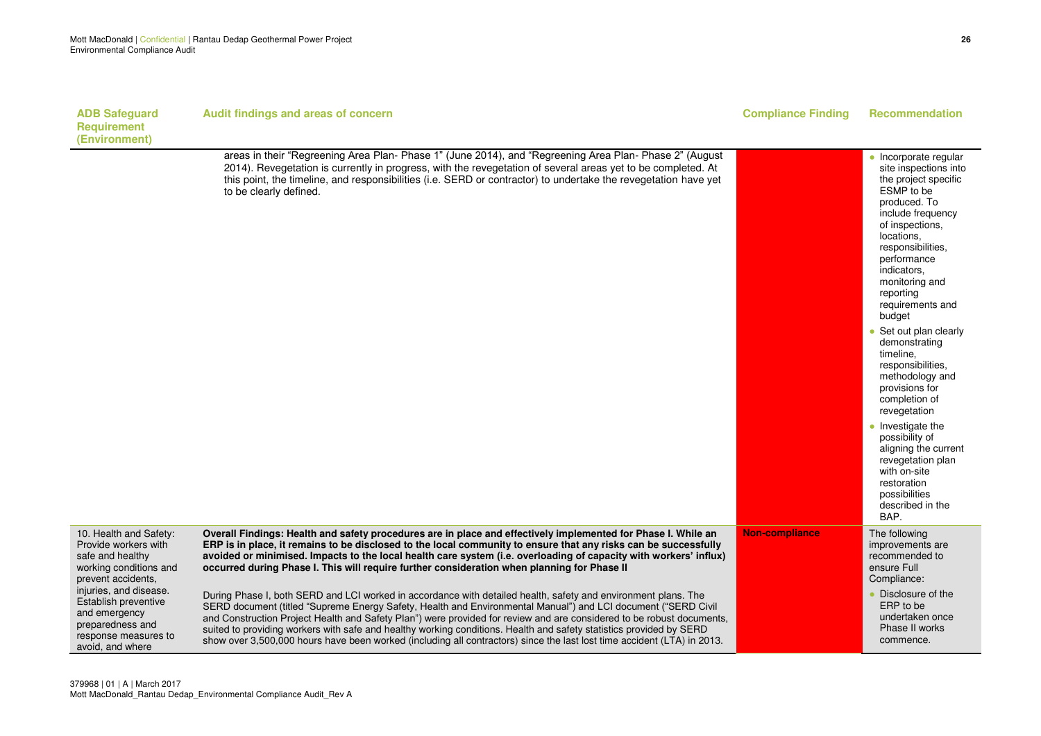| ADB Safeguard Requirement (Environment) | Audit findings and areas of concern | Compliance Finding | Recommendation |
|---|---|---|---|
| | areas in their "Regreening Area Plan- Phase 1" (June 2014), and "Regreening Area Plan- Phase 2" (August 2014). Revegetation is currently in progress, with the revegetation of several areas yet to be completed. At this point, the timeline, and responsibilities (i.e. SERD or contractor) to undertake the revegetation have yet to be clearly defined. | | • Incorporate regular site inspections into the project specific ESMP to be produced. To include frequency of inspections, locations, responsibilities, performance indicators, monitoring and reporting requirements and budget<br>• Set out plan clearly demonstrating timeline, responsibilities, methodology and provisions for completion of revegetation<br>• Investigate the possibility of aligning the current revegetation plan with on-site restoration possibilities described in the BAP. |
| 10. Health and Safety: Provide workers with safe and healthy working conditions and prevent accidents, injuries, and disease. Establish preventive and emergency preparedness and response measures to avoid, and where | **Overall Findings: Health and safety procedures are in place and effectively implemented for Phase I. While an ERP is in place, it remains to be disclosed to the local community to ensure that any risks can be successfully avoided or minimised. Impacts to the local health care system (i.e. overloading of capacity with workers' influx) occurred during Phase I. This will require further consideration when planning for Phase II**<br><br>During Phase I, both SERD and LCI worked in accordance with detailed health, safety and environment plans. The SERD document (titled "Supreme Energy Safety, Health and Environmental Manual") and LCI document ("SERD Civil and Construction Project Health and Safety Plan") were provided for review and are considered to be robust documents, suited to providing workers with safe and healthy working conditions. Health and safety statistics provided by SERD show over 3,500,000 hours have been worked (including all contractors) since the last lost time accident (LTA) in 2013. | **Non-compliance** | The following improvements are recommended to ensure Full Compliance:<br>• Disclosure of the ERP to be undertaken once Phase II works commence. |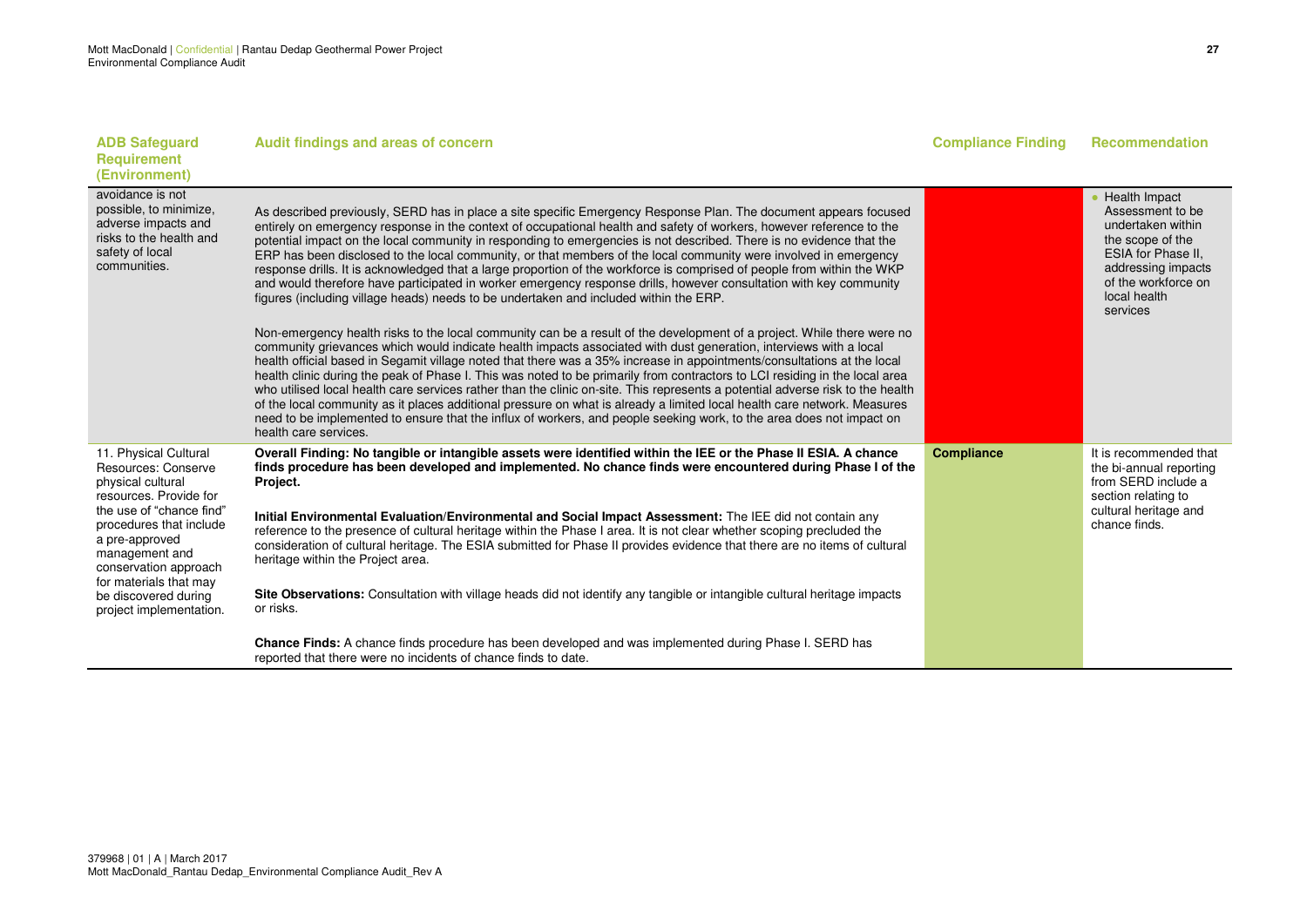| ADB Safeguard Requirement (Environment) | Audit findings and areas of concern | Compliance Finding | Recommendation |
| --- | --- | --- | --- |
| avoidance is not possible, to minimize, adverse impacts and risks to the health and safety of local communities. | As described previously, SERD has in place a site specific Emergency Response Plan. The document appears focused entirely on emergency response in the context of occupational health and safety of workers, however reference to the potential impact on the local community in responding to emergencies is not described. There is no evidence that the ERP has been disclosed to the local community, or that members of the local community were involved in emergency response drills. It is acknowledged that a large proportion of the workforce is comprised of people from within the WKP and would therefore have participated in worker emergency response drills, however consultation with key community figures (including village heads) needs to be undertaken and included within the ERP.<br><br>Non-emergency health risks to the local community can be a result of the development of a project. While there were no community grievances which would indicate health impacts associated with dust generation, interviews with a local health official based in Segamit village noted that there was a 35% increase in appointments/consultations at the local health clinic during the peak of Phase I. This was noted to be primarily from contractors to LCI residing in the local area who utilised local health care services rather than the clinic on-site. This represents a potential adverse risk to the health of the local community as it places additional pressure on what is already a limited local health care network. Measures need to be implemented to ensure that the influx of workers, and people seeking work, to the area does not impact on health care services. | | • Health Impact Assessment to be undertaken within the scope of the ESIA for Phase II, addressing impacts of the workforce on local health services |
| 11. Physical Cultural Resources: Conserve physical cultural resources. Provide for the use of "chance find" procedures that include a pre-approved management and conservation approach for materials that may be discovered during project implementation. | **Overall Finding: No tangible or intangible assets were identified within the IEE or the Phase II ESIA. A chance finds procedure has been developed and implemented. No chance finds were encountered during Phase I of the Project.**<br><br>**Initial Environmental Evaluation/Environmental and Social Impact Assessment:** The IEE did not contain any reference to the presence of cultural heritage within the Phase I area. It is not clear whether scoping precluded the consideration of cultural heritage. The ESIA submitted for Phase II provides evidence that there are no items of cultural heritage within the Project area.<br><br>**Site Observations:** Consultation with village heads did not identify any tangible or intangible cultural heritage impacts or risks.<br><br>**Chance Finds:** A chance finds procedure has been developed and was implemented during Phase I. SERD has reported that there were no incidents of chance finds to date. | **Compliance** | It is recommended that the bi-annual reporting from SERD include a section relating to cultural heritage and chance finds. |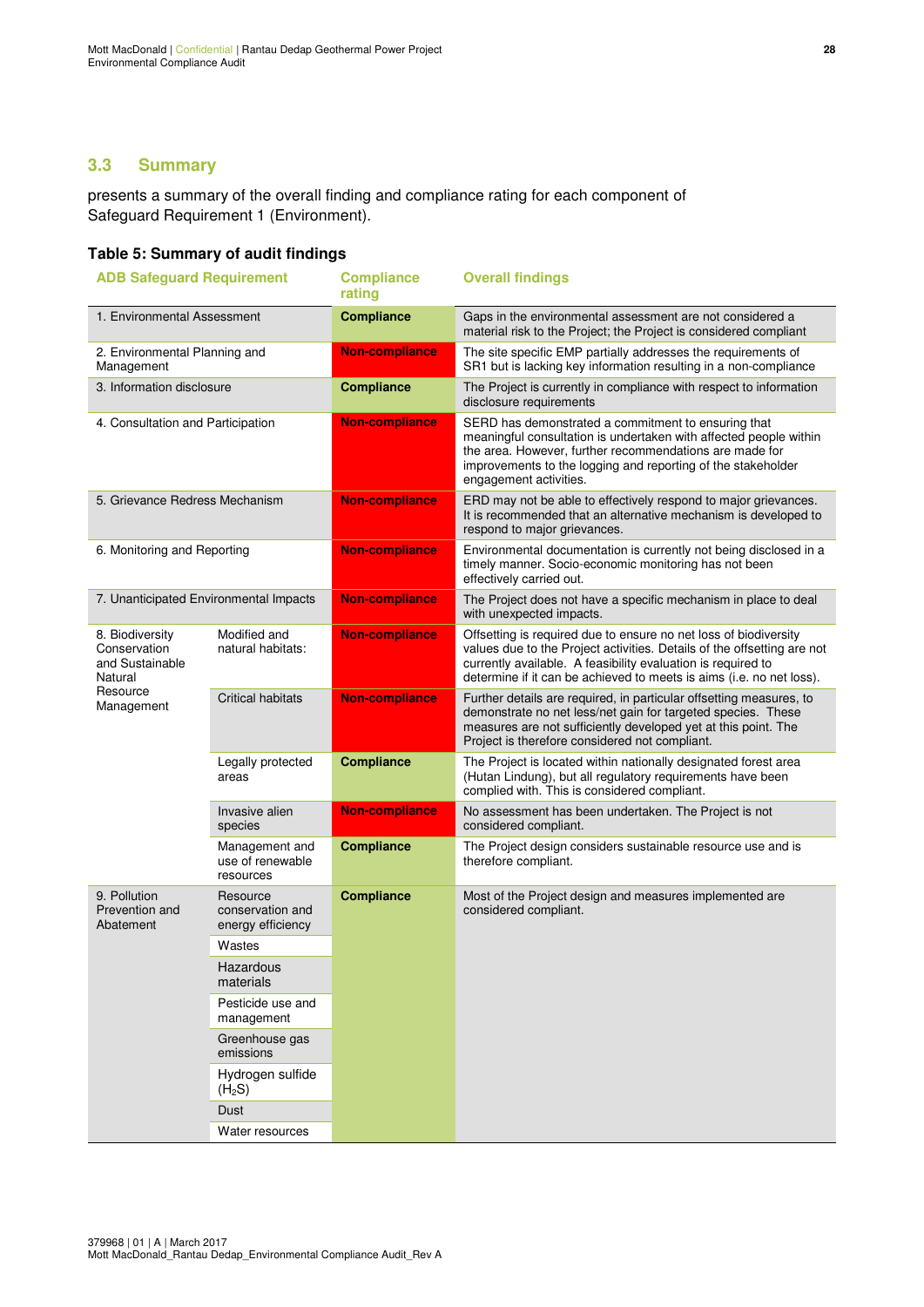## 3.3 Summary

presents a summary of the overall finding and compliance rating for each component of Safeguard Requirement 1 (Environment).

**Table 5: Summary of audit findings**

| ADB Safeguard Requirement | | Compliance rating | Overall findings |
|---|---|---|---|
| 1. Environmental Assessment | | Compliance | Gaps in the environmental assessment are not considered a material risk to the Project; the Project is considered compliant |
| 2. Environmental Planning and Management | | Non-compliance | The site specific EMP partially addresses the requirements of SR1 but is lacking key information resulting in a non-compliance |
| 3. Information disclosure | | Compliance | The Project is currently in compliance with respect to information disclosure requirements |
| 4. Consultation and Participation | | Non-compliance | SERD has demonstrated a commitment to ensuring that meaningful consultation is undertaken with affected people within the area. However, further recommendations are made for improvements to the logging and reporting of the stakeholder engagement activities. |
| 5. Grievance Redress Mechanism | | Non-compliance | ERD may not be able to effectively respond to major grievances. It is recommended that an alternative mechanism is developed to respond to major grievances. |
| 6. Monitoring and Reporting | | Non-compliance | Environmental documentation is currently not being disclosed in a timely manner. Socio-economic monitoring has not been effectively carried out. |
| 7. Unanticipated Environmental Impacts | | Non-compliance | The Project does not have a specific mechanism in place to deal with unexpected impacts. |
| 8. Biodiversity Conservation and Sustainable Natural Resource Management | Modified and natural habitats: | Non-compliance | Offsetting is required due to ensure no net loss of biodiversity values due to the Project activities. Details of the offsetting are not currently available. A feasibility evaluation is required to determine if it can be achieved to meets is aims (i.e. no net loss). |
| | Critical habitats | Non-compliance | Further details are required, in particular offsetting measures, to demonstrate no net less/net gain for targeted species. These measures are not sufficiently developed yet at this point. The Project is therefore considered not compliant. |
| | Legally protected areas | Compliance | The Project is located within nationally designated forest area (Hutan Lindung), but all regulatory requirements have been complied with. This is considered compliant. |
| | Invasive alien species | Non-compliance | No assessment has been undertaken. The Project is not considered compliant. |
| | Management and use of renewable resources | Compliance | The Project design considers sustainable resource use and is therefore compliant. |
| 9. Pollution Prevention and Abatement | Resource conservation and energy efficiency | Compliance | Most of the Project design and measures implemented are considered compliant. |
| | Wastes | | |
| | Hazardous materials | | |
| | Pesticide use and management | | |
| | Greenhouse gas emissions | | |
| | Hydrogen sulfide ($H_2S$) | | |
| | Dust | | |
| | Water resources | | |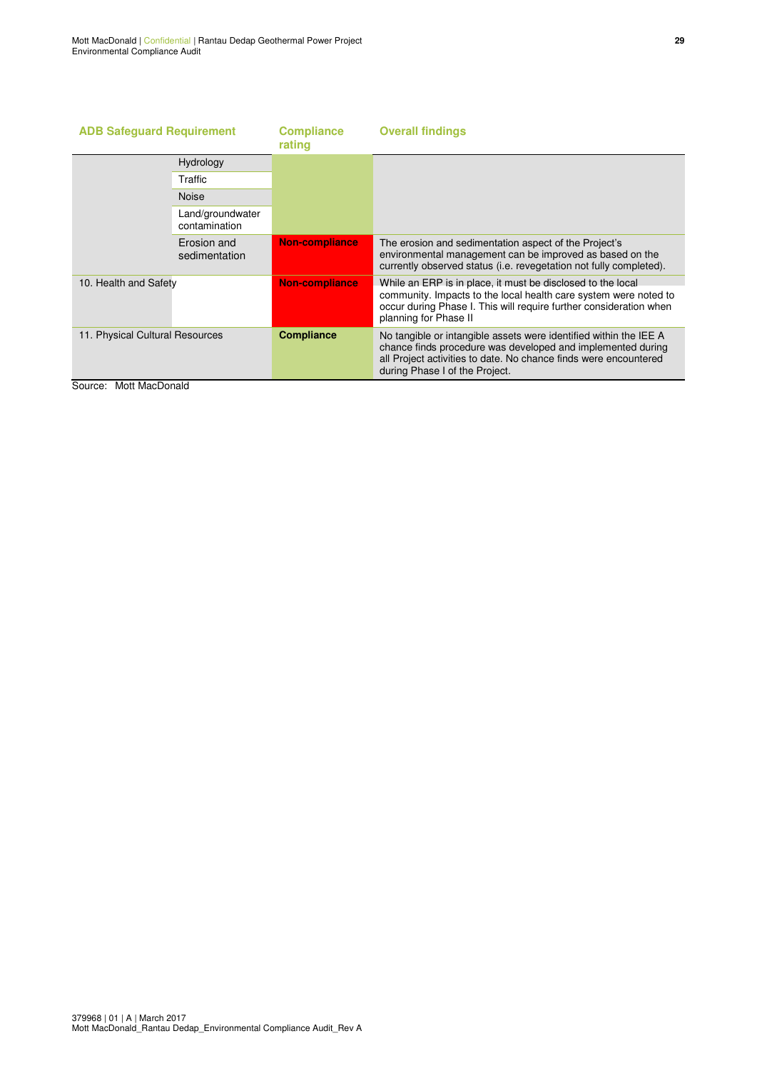| ADB Safeguard Requirement | | Compliance rating | Overall findings |
|---|---|---|---|
| | Hydrology | | |
| | Traffic | | |
| | Noise | | |
| | Land/groundwater contamination | | |
| | Erosion and sedimentation | **Non-compliance** | The erosion and sedimentation aspect of the Project's environmental management can be improved as based on the currently observed status (i.e. revegetation not fully completed). |
| 10. Health and Safety | | **Non-compliance** | While an ERP is in place, it must be disclosed to the local community. Impacts to the local health care system were noted to occur during Phase I. This will require further consideration when planning for Phase II |
| 11. Physical Cultural Resources | | **Compliance** | No tangible or intangible assets were identified within the IEE A chance finds procedure was developed and implemented during all Project activities to date. No chance finds were encountered during Phase I of the Project. |

Source: Mott MacDonald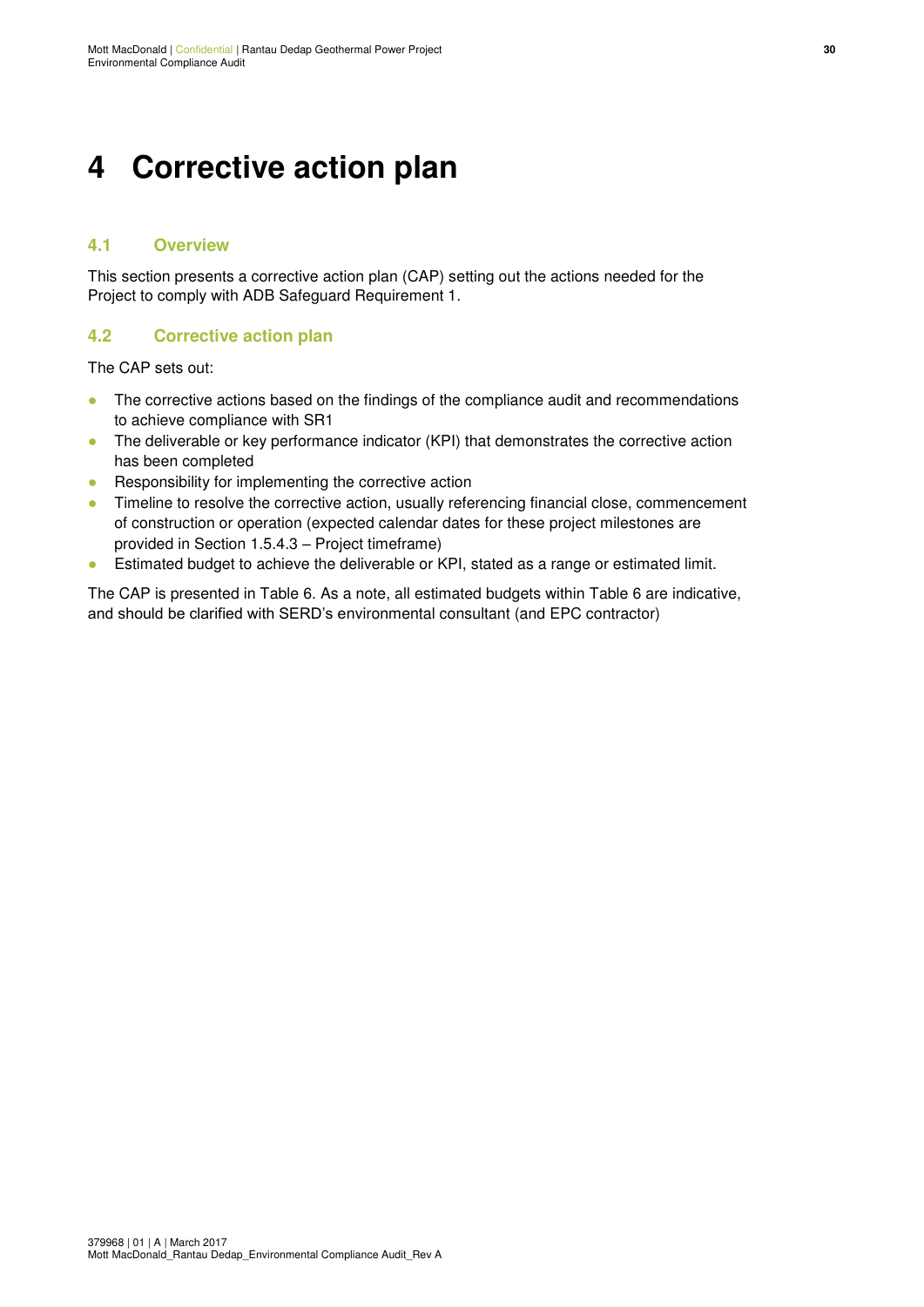# 4 Corrective action plan

## 4.1 Overview

This section presents a corrective action plan (CAP) setting out the actions needed for the Project to comply with ADB Safeguard Requirement 1.

## 4.2 Corrective action plan

The CAP sets out:

- The corrective actions based on the findings of the compliance audit and recommendations to achieve compliance with SR1
- The deliverable or key performance indicator (KPI) that demonstrates the corrective action has been completed
- Responsibility for implementing the corrective action
- Timeline to resolve the corrective action, usually referencing financial close, commencement of construction or operation (expected calendar dates for these project milestones are provided in Section 1.5.4.3 – Project timeframe)
- Estimated budget to achieve the deliverable or KPI, stated as a range or estimated limit.

The CAP is presented in Table 6. As a note, all estimated budgets within Table 6 are indicative, and should be clarified with SERD's environmental consultant (and EPC contractor)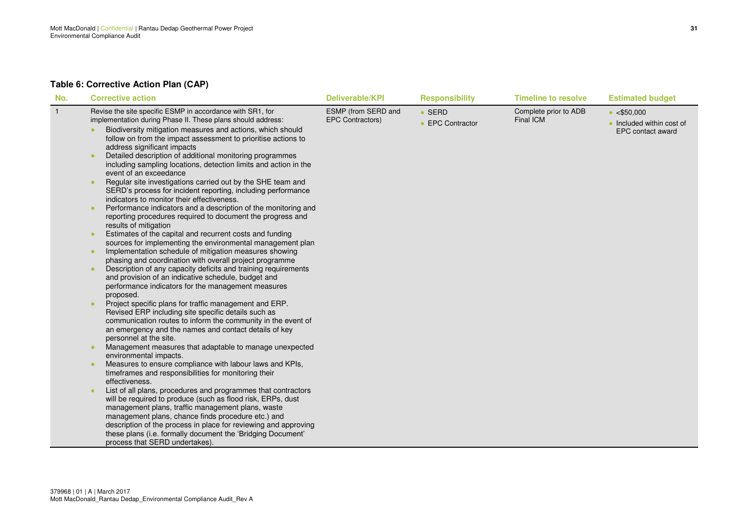**Table 6: Corrective Action Plan (CAP)**

| No. | Corrective action | Deliverable/KPI | Responsibility | Timeline to resolve | Estimated budget |
|---|---|---|---|---|---|
| 1 | Revise the site specific ESMP in accordance with SR1, for implementation during Phase II. These plans should address:<br>• Biodiversity mitigation measures and actions, which should follow on from the impact assessment to prioritise actions to address significant impacts<br>• Detailed description of additional monitoring programmes including sampling locations, detection limits and action in the event of an exceedance<br>• Regular site investigations carried out by the SHE team and SERD's process for incident reporting, including performance indicators to monitor their effectiveness.<br>• Performance indicators and a description of the monitoring and reporting procedures required to document the progress and results of mitigation<br>• Estimates of the capital and recurrent costs and funding sources for implementing the environmental management plan<br>• Implementation schedule of mitigation measures showing phasing and coordination with overall project programme<br>• Description of any capacity deficits and training requirements and provision of an indicative schedule, budget and performance indicators for the management measures proposed.<br>• Project specific plans for traffic management and ERP. Revised ERP including site specific details such as communication routes to inform the community in the event of an emergency and the names and contact details of key personnel at the site.<br>• Management measures that adaptable to manage unexpected environmental impacts.<br>• Measures to ensure compliance with labour laws and KPIs, timeframes and responsibilities for monitoring their effectiveness.<br>• List of all plans, procedures and programmes that contractors will be required to produce (such as flood risk, ERPs, dust management plans, traffic management plans, waste management plans, chance finds procedure etc.) and description of the process in place for reviewing and approving these plans (i.e. formally document the 'Bridging Document' process that SERD undertakes). | ESMP (from SERD and EPC Contractors) | • SERD<br>• EPC Contractor | Complete prior to ADB Final ICM | • <$50,000<br>• Included within cost of EPC contact award |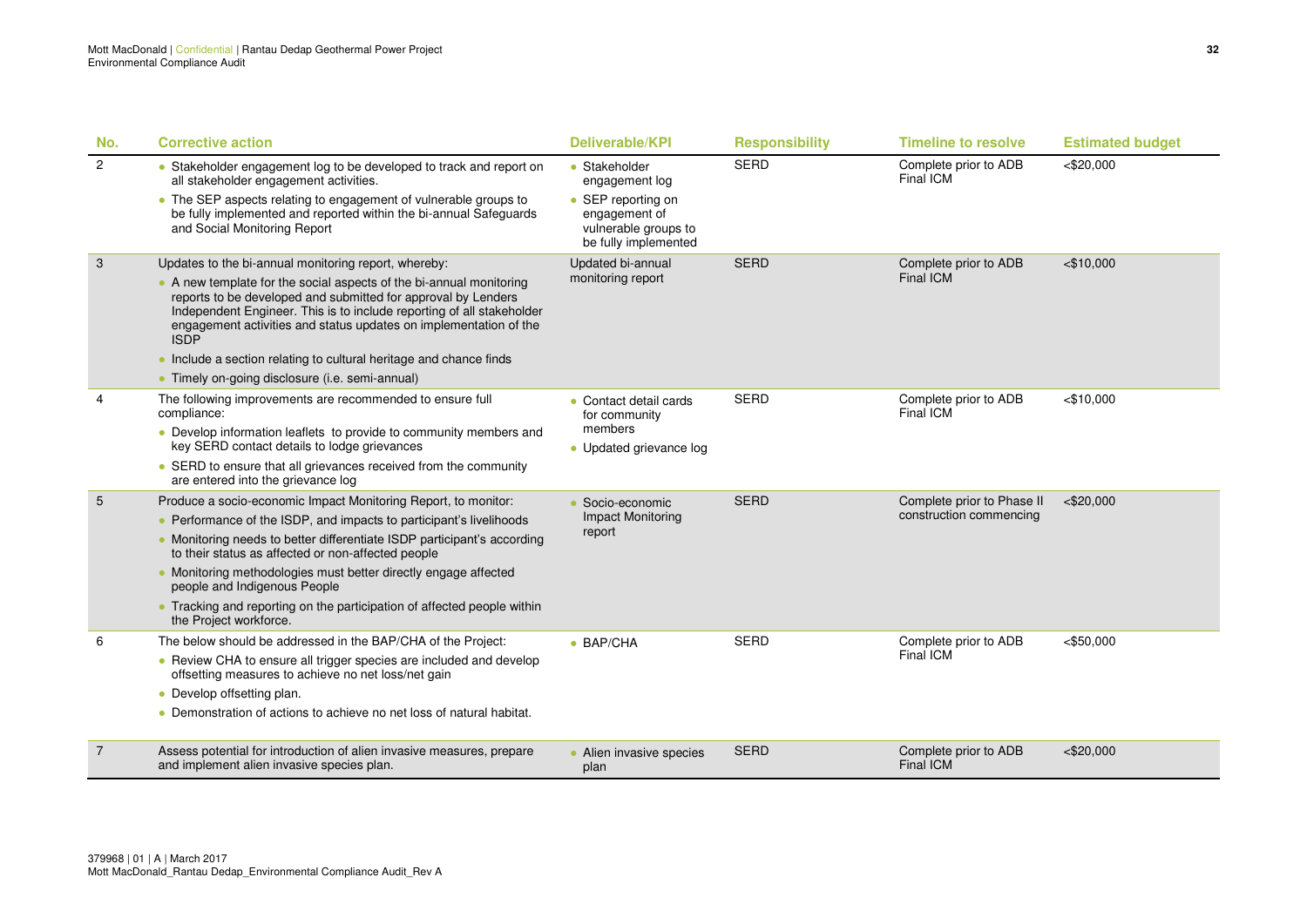| No. | Corrective action | Deliverable/KPI | Responsibility | Timeline to resolve | Estimated budget |
|---|---|---|---|---|---|
| 2 | • Stakeholder engagement log to be developed to track and report on all stakeholder engagement activities.<br>• The SEP aspects relating to engagement of vulnerable groups to be fully implemented and reported within the bi-annual Safeguards and Social Monitoring Report | • Stakeholder engagement log<br>• SEP reporting on engagement of vulnerable groups to be fully implemented | SERD | Complete prior to ADB Final ICM | <$20,000 |
| 3 | Updates to the bi-annual monitoring report, whereby:<br>• A new template for the social aspects of the bi-annual monitoring reports to be developed and submitted for approval by Lenders Independent Engineer. This is to include reporting of all stakeholder engagement activities and status updates on implementation of the ISDP<br>• Include a section relating to cultural heritage and chance finds<br>• Timely on-going disclosure (i.e. semi-annual) | Updated bi-annual monitoring report | SERD | Complete prior to ADB Final ICM | <$10,000 |
| 4 | The following improvements are recommended to ensure full compliance:<br>• Develop information leaflets to provide to community members and key SERD contact details to lodge grievances<br>• SERD to ensure that all grievances received from the community are entered into the grievance log | • Contact detail cards for community members<br>• Updated grievance log | SERD | Complete prior to ADB Final ICM | <$10,000 |
| 5 | Produce a socio-economic Impact Monitoring Report, to monitor:<br>• Performance of the ISDP, and impacts to participant's livelihoods<br>• Monitoring needs to better differentiate ISDP participant's according to their status as affected or non-affected people<br>• Monitoring methodologies must better directly engage affected people and Indigenous People<br>• Tracking and reporting on the participation of affected people within the Project workforce. | • Socio-economic Impact Monitoring report | SERD | Complete prior to Phase II construction commencing | <$20,000 |
| 6 | The below should be addressed in the BAP/CHA of the Project:<br>• Review CHA to ensure all trigger species are included and develop offsetting measures to achieve no net loss/net gain<br>• Develop offsetting plan.<br>• Demonstration of actions to achieve no net loss of natural habitat. | • BAP/CHA | SERD | Complete prior to ADB Final ICM | <$50,000 |
| 7 | Assess potential for introduction of alien invasive measures, prepare and implement alien invasive species plan. | • Alien invasive species plan | SERD | Complete prior to ADB Final ICM | <$20,000 |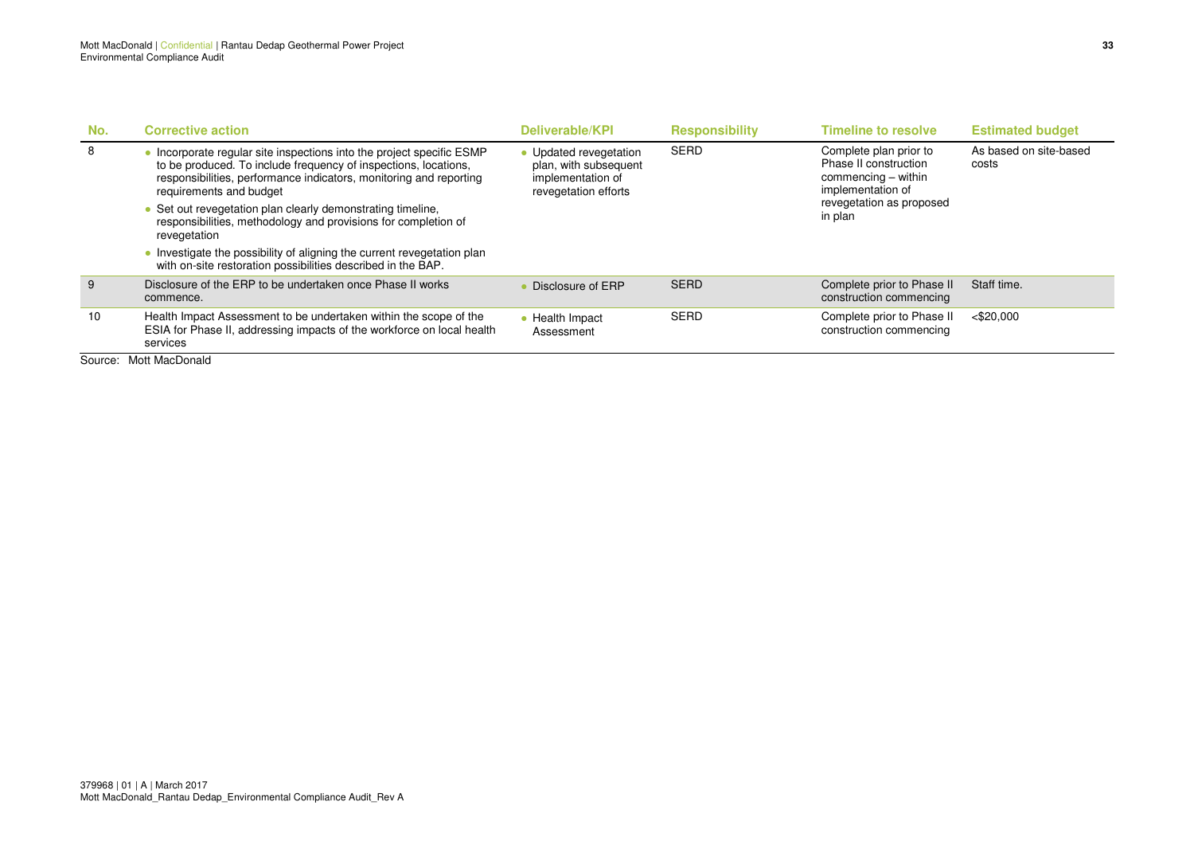| No. | Corrective action | Deliverable/KPI | Responsibility | Timeline to resolve | Estimated budget |
|---|---|---|---|---|---|
| 8 | • Incorporate regular site inspections into the project specific ESMP to be produced. To include frequency of inspections, locations, responsibilities, performance indicators, monitoring and reporting requirements and budget<br>• Set out revegetation plan clearly demonstrating timeline, responsibilities, methodology and provisions for completion of revegetation<br>• Investigate the possibility of aligning the current revegetation plan with on-site restoration possibilities described in the BAP. | • Updated revegetation plan, with subsequent implementation of revegetation efforts | SERD | Complete plan prior to Phase II construction commencing – within implementation of revegetation as proposed in plan | As based on site-based costs |
| 9 | Disclosure of the ERP to be undertaken once Phase II works commence. | • Disclosure of ERP | SERD | Complete prior to Phase II construction commencing | Staff time. |
| 10 | Health Impact Assessment to be undertaken within the scope of the ESIA for Phase II, addressing impacts of the workforce on local health services | • Health Impact Assessment | SERD | Complete prior to Phase II construction commencing | <$20,000 |

Source: Mott MacDonald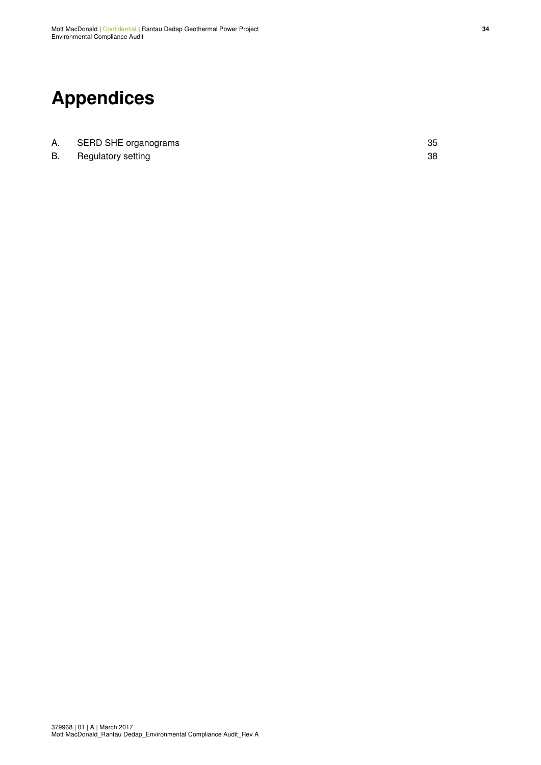# Appendices

| | | |
|---|---|---|
| A. | SERD SHE organograms | 35 |
| B. | Regulatory setting | 38 |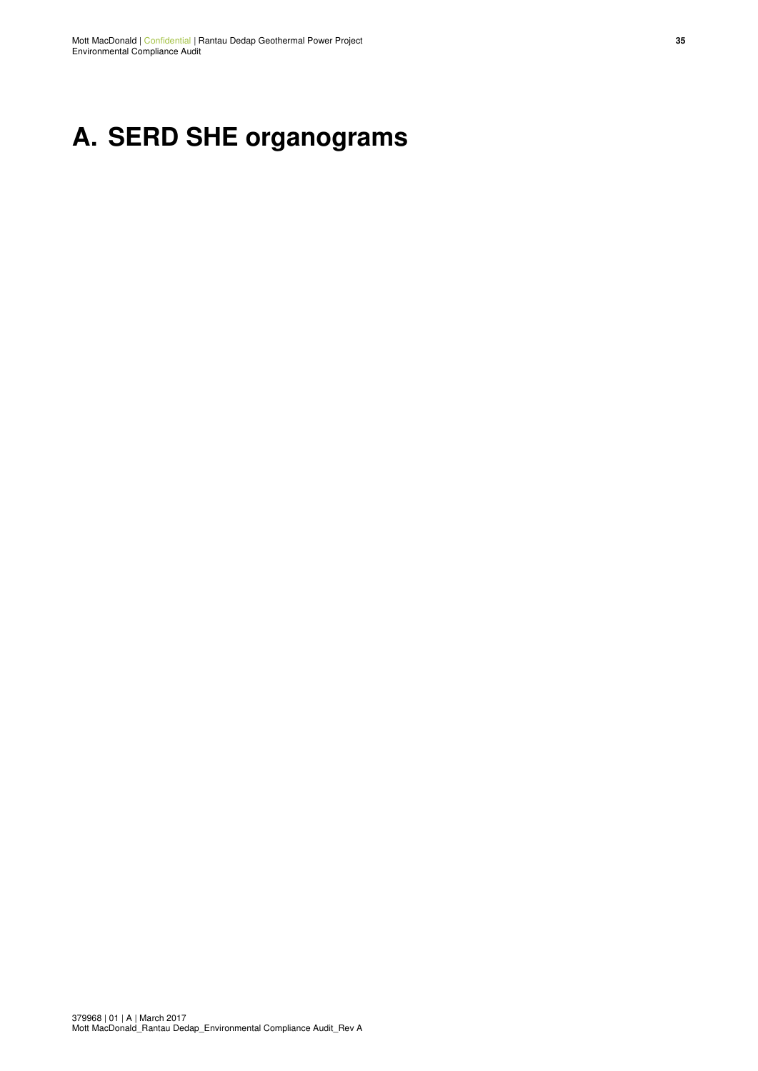# A. SERD SHE organograms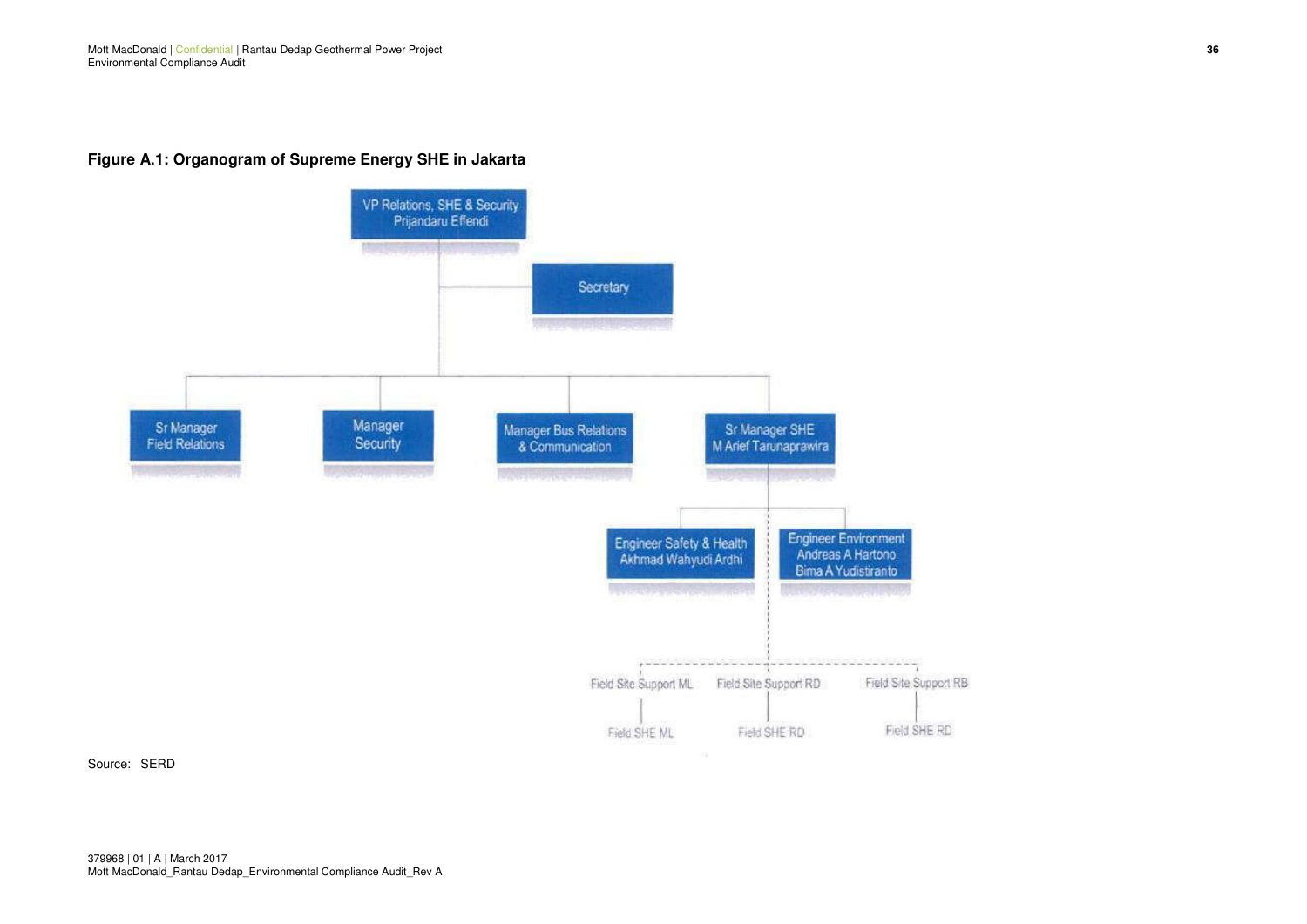**Figure A.1: Organogram of Supreme Energy SHE in Jakarta**

- VP Relations, SHE & Security – Prijandaru Effendi
  - Secretary
  - Sr Manager Field Relations
  - Manager Security
  - Manager Bus Relations & Communication
  - Sr Manager SHE – M Arief Tarunaprawira
    - Engineer Safety & Health – Akhmad Wahyudi Ardhi
    - Engineer Environment – Andreas A Hartono, Bima A Yudistiranto
    - Field Site Support ML (dashed line)
      - Field SHE ML
    - Field Site Support RD (dashed line)
      - Field SHE RD
    - Field Site Support RB (dashed line)
      - Field SHE RD

Source: SERD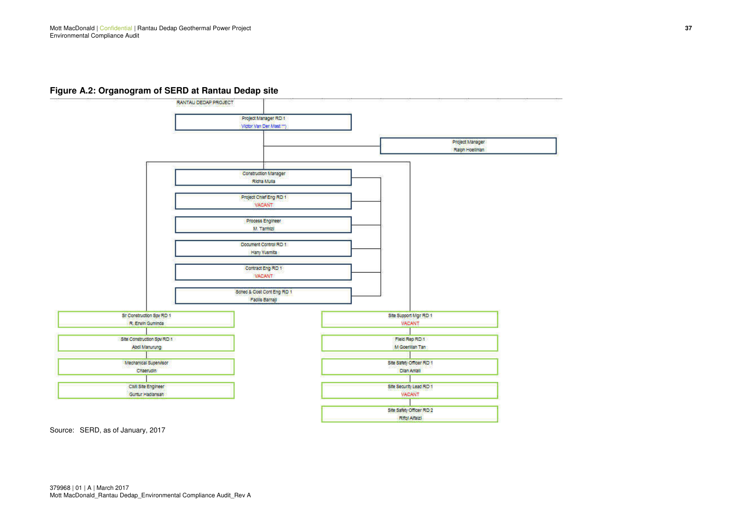**Figure A.2: Organogram of SERD at Rantau Dedap site**

RANTAU DEDAP PROJECT

- Project Manager RD 1 – Victor Van Der Mast **)
  - Project Manager – Ralph Hoellman
  - Construction Manager – Ridha Mulia
  - Project Chief Eng RD 1 – VACANT
  - Process Engineer – M. Tarmizi
  - Document Control RD 1 – Hany Yusmita
  - Contract Eng RD 1 – VACANT
  - Sched & Cost Cont Eng RD 1 – Fadila Barnaji
  - Sr Construction Spv RD 1 – R. Erwin Guminda
    - Site Construction Spv RD 1 – Abdi Manurung
    - Mechanical Supervisor – Chaerudin
    - Civil Site Engineer – Guntur Hadiansah
  - Site Support Mgr RD 1 – VACANT
    - Field Rep RD 1 – M Goerillah Tan
    - Site Safety Officer RD 1 – Dian Amali
    - Site Security Lead RD 1 – VACANT
    - Site Safety Officer RD 2 – Rifqi Alfaizi

Source: SERD, as of January, 2017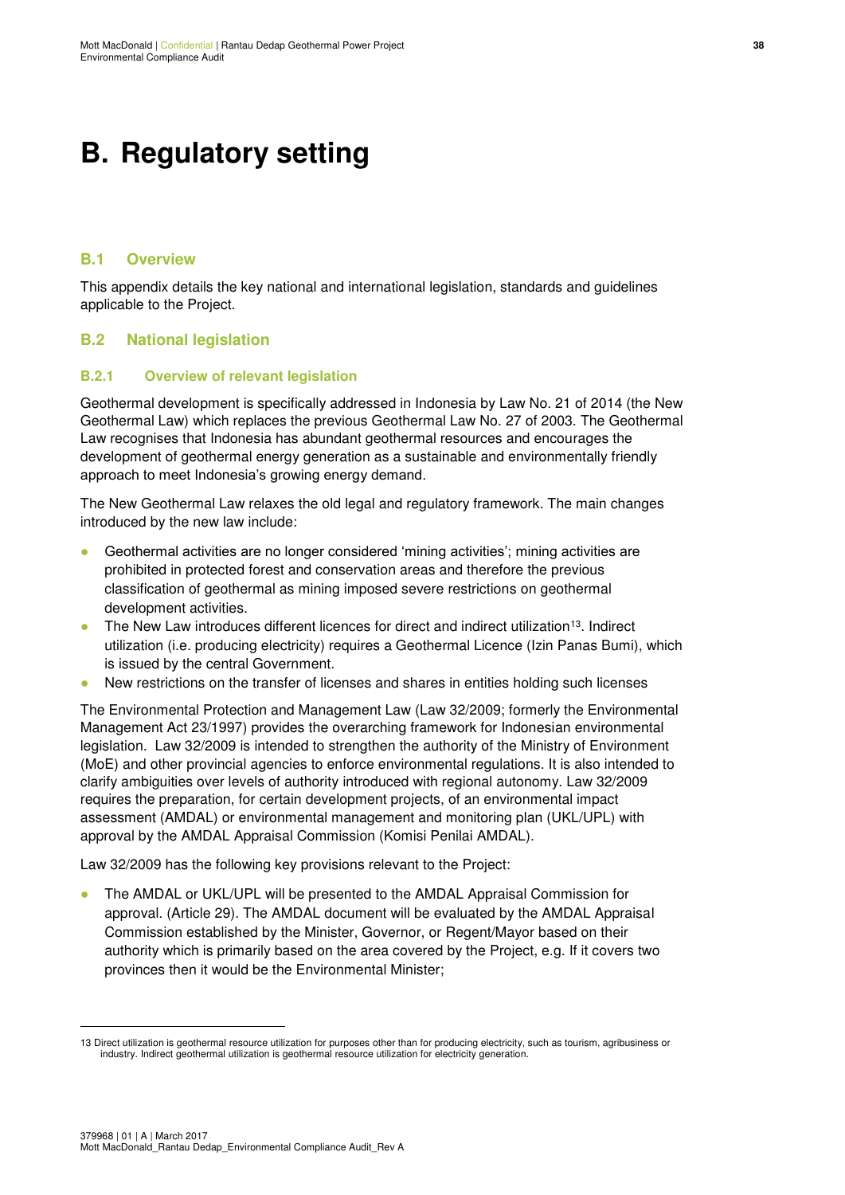# B. Regulatory setting

## B.1 Overview

This appendix details the key national and international legislation, standards and guidelines applicable to the Project.

## B.2 National legislation

### B.2.1 Overview of relevant legislation

Geothermal development is specifically addressed in Indonesia by Law No. 21 of 2014 (the New Geothermal Law) which replaces the previous Geothermal Law No. 27 of 2003. The Geothermal Law recognises that Indonesia has abundant geothermal resources and encourages the development of geothermal energy generation as a sustainable and environmentally friendly approach to meet Indonesia's growing energy demand.

The New Geothermal Law relaxes the old legal and regulatory framework. The main changes introduced by the new law include:

- Geothermal activities are no longer considered 'mining activities'; mining activities are prohibited in protected forest and conservation areas and therefore the previous classification of geothermal as mining imposed severe restrictions on geothermal development activities.
- The New Law introduces different licences for direct and indirect utilization[13]. Indirect utilization (i.e. producing electricity) requires a Geothermal Licence (Izin Panas Bumi), which is issued by the central Government.
- New restrictions on the transfer of licenses and shares in entities holding such licenses

The Environmental Protection and Management Law (Law 32/2009; formerly the Environmental Management Act 23/1997) provides the overarching framework for Indonesian environmental legislation. Law 32/2009 is intended to strengthen the authority of the Ministry of Environment (MoE) and other provincial agencies to enforce environmental regulations. It is also intended to clarify ambiguities over levels of authority introduced with regional autonomy. Law 32/2009 requires the preparation, for certain development projects, of an environmental impact assessment (AMDAL) or environmental management and monitoring plan (UKL/UPL) with approval by the AMDAL Appraisal Commission (Komisi Penilai AMDAL).

Law 32/2009 has the following key provisions relevant to the Project:

- The AMDAL or UKL/UPL will be presented to the AMDAL Appraisal Commission for approval. (Article 29). The AMDAL document will be evaluated by the AMDAL Appraisal Commission established by the Minister, Governor, or Regent/Mayor based on their authority which is primarily based on the area covered by the Project, e.g. If it covers two provinces then it would be the Environmental Minister;

13 Direct utilization is geothermal resource utilization for purposes other than for producing electricity, such as tourism, agribusiness or industry. Indirect geothermal utilization is geothermal resource utilization for electricity generation.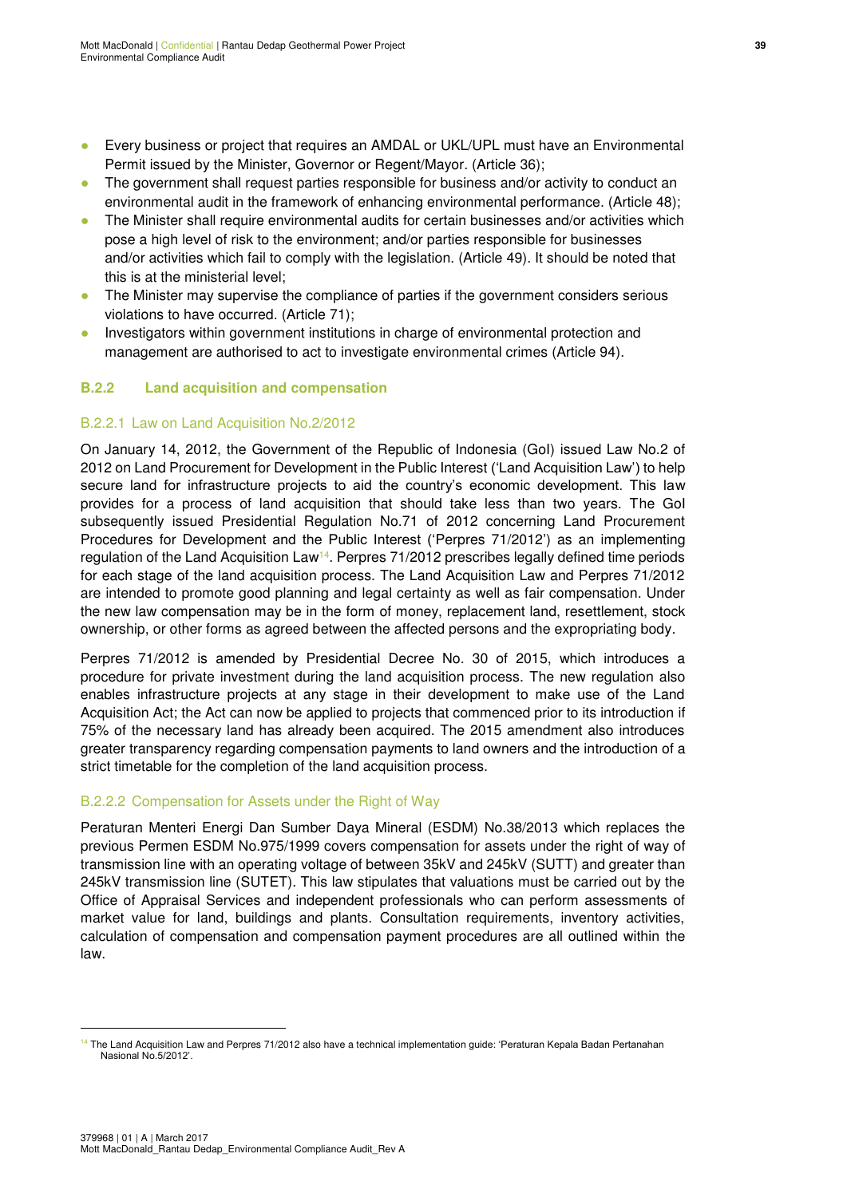- Every business or project that requires an AMDAL or UKL/UPL must have an Environmental Permit issued by the Minister, Governor or Regent/Mayor. (Article 36);
- The government shall request parties responsible for business and/or activity to conduct an environmental audit in the framework of enhancing environmental performance. (Article 48);
- The Minister shall require environmental audits for certain businesses and/or activities which pose a high level of risk to the environment; and/or parties responsible for businesses and/or activities which fail to comply with the legislation. (Article 49). It should be noted that this is at the ministerial level;
- The Minister may supervise the compliance of parties if the government considers serious violations to have occurred. (Article 71);
- Investigators within government institutions in charge of environmental protection and management are authorised to act to investigate environmental crimes (Article 94).

### B.2.2 Land acquisition and compensation

#### B.2.2.1 Law on Land Acquisition No.2/2012

On January 14, 2012, the Government of the Republic of Indonesia (GoI) issued Law No.2 of 2012 on Land Procurement for Development in the Public Interest ('Land Acquisition Law') to help secure land for infrastructure projects to aid the country's economic development. This law provides for a process of land acquisition that should take less than two years. The GoI subsequently issued Presidential Regulation No.71 of 2012 concerning Land Procurement Procedures for Development and the Public Interest ('Perpres 71/2012') as an implementing regulation of the Land Acquisition Law[14]. Perpres 71/2012 prescribes legally defined time periods for each stage of the land acquisition process. The Land Acquisition Law and Perpres 71/2012 are intended to promote good planning and legal certainty as well as fair compensation. Under the new law compensation may be in the form of money, replacement land, resettlement, stock ownership, or other forms as agreed between the affected persons and the expropriating body.

Perpres 71/2012 is amended by Presidential Decree No. 30 of 2015, which introduces a procedure for private investment during the land acquisition process. The new regulation also enables infrastructure projects at any stage in their development to make use of the Land Acquisition Act; the Act can now be applied to projects that commenced prior to its introduction if 75% of the necessary land has already been acquired. The 2015 amendment also introduces greater transparency regarding compensation payments to land owners and the introduction of a strict timetable for the completion of the land acquisition process.

#### B.2.2.2 Compensation for Assets under the Right of Way

Peraturan Menteri Energi Dan Sumber Daya Mineral (ESDM) No.38/2013 which replaces the previous Permen ESDM No.975/1999 covers compensation for assets under the right of way of transmission line with an operating voltage of between 35kV and 245kV (SUTT) and greater than 245kV transmission line (SUTET). This law stipulates that valuations must be carried out by the Office of Appraisal Services and independent professionals who can perform assessments of market value for land, buildings and plants. Consultation requirements, inventory activities, calculation of compensation and compensation payment procedures are all outlined within the law.

---

[14] The Land Acquisition Law and Perpres 71/2012 also have a technical implementation guide: 'Peraturan Kepala Badan Pertanahan Nasional No.5/2012'.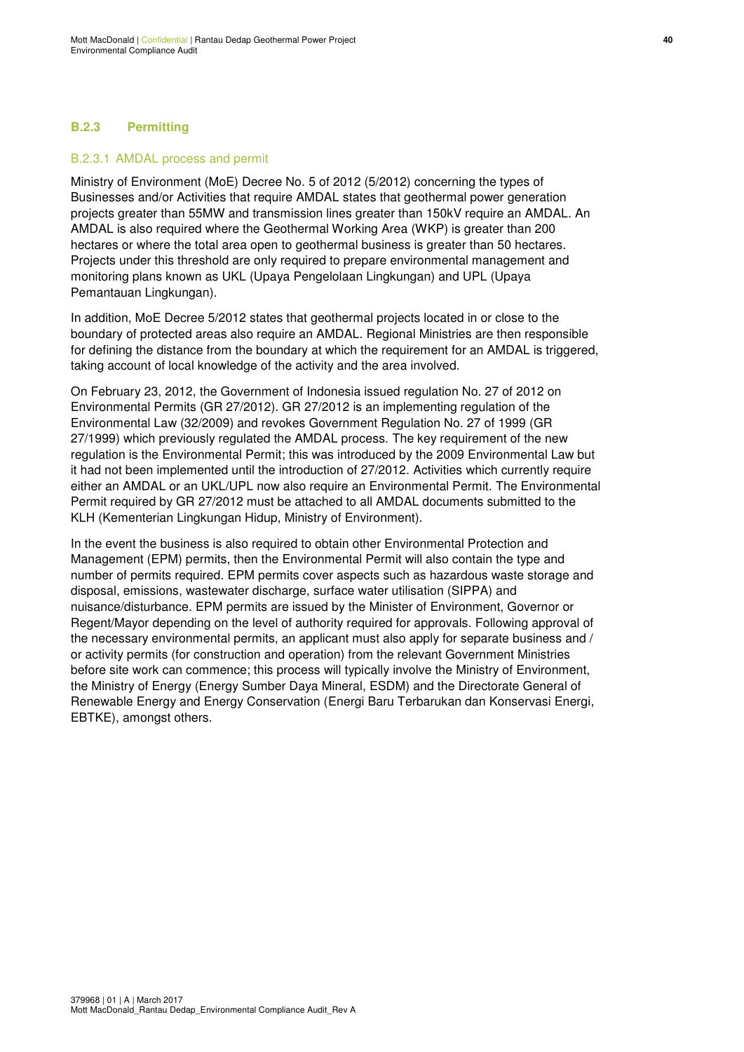### B.2.3 Permitting

#### B.2.3.1 AMDAL process and permit

Ministry of Environment (MoE) Decree No. 5 of 2012 (5/2012) concerning the types of Businesses and/or Activities that require AMDAL states that geothermal power generation projects greater than 55MW and transmission lines greater than 150kV require an AMDAL. An AMDAL is also required where the Geothermal Working Area (WKP) is greater than 200 hectares or where the total area open to geothermal business is greater than 50 hectares. Projects under this threshold are only required to prepare environmental management and monitoring plans known as UKL (Upaya Pengelolaan Lingkungan) and UPL (Upaya Pemantauan Lingkungan).

In addition, MoE Decree 5/2012 states that geothermal projects located in or close to the boundary of protected areas also require an AMDAL. Regional Ministries are then responsible for defining the distance from the boundary at which the requirement for an AMDAL is triggered, taking account of local knowledge of the activity and the area involved.

On February 23, 2012, the Government of Indonesia issued regulation No. 27 of 2012 on Environmental Permits (GR 27/2012). GR 27/2012 is an implementing regulation of the Environmental Law (32/2009) and revokes Government Regulation No. 27 of 1999 (GR 27/1999) which previously regulated the AMDAL process. The key requirement of the new regulation is the Environmental Permit; this was introduced by the 2009 Environmental Law but it had not been implemented until the introduction of 27/2012. Activities which currently require either an AMDAL or an UKL/UPL now also require an Environmental Permit. The Environmental Permit required by GR 27/2012 must be attached to all AMDAL documents submitted to the KLH (Kementerian Lingkungan Hidup, Ministry of Environment).

In the event the business is also required to obtain other Environmental Protection and Management (EPM) permits, then the Environmental Permit will also contain the type and number of permits required. EPM permits cover aspects such as hazardous waste storage and disposal, emissions, wastewater discharge, surface water utilisation (SIPPA) and nuisance/disturbance. EPM permits are issued by the Minister of Environment, Governor or Regent/Mayor depending on the level of authority required for approvals. Following approval of the necessary environmental permits, an applicant must also apply for separate business and / or activity permits (for construction and operation) from the relevant Government Ministries before site work can commence; this process will typically involve the Ministry of Environment, the Ministry of Energy (Energy Sumber Daya Mineral, ESDM) and the Directorate General of Renewable Energy and Energy Conservation (Energi Baru Terbarukan dan Konservasi Energi, EBTKE), amongst others.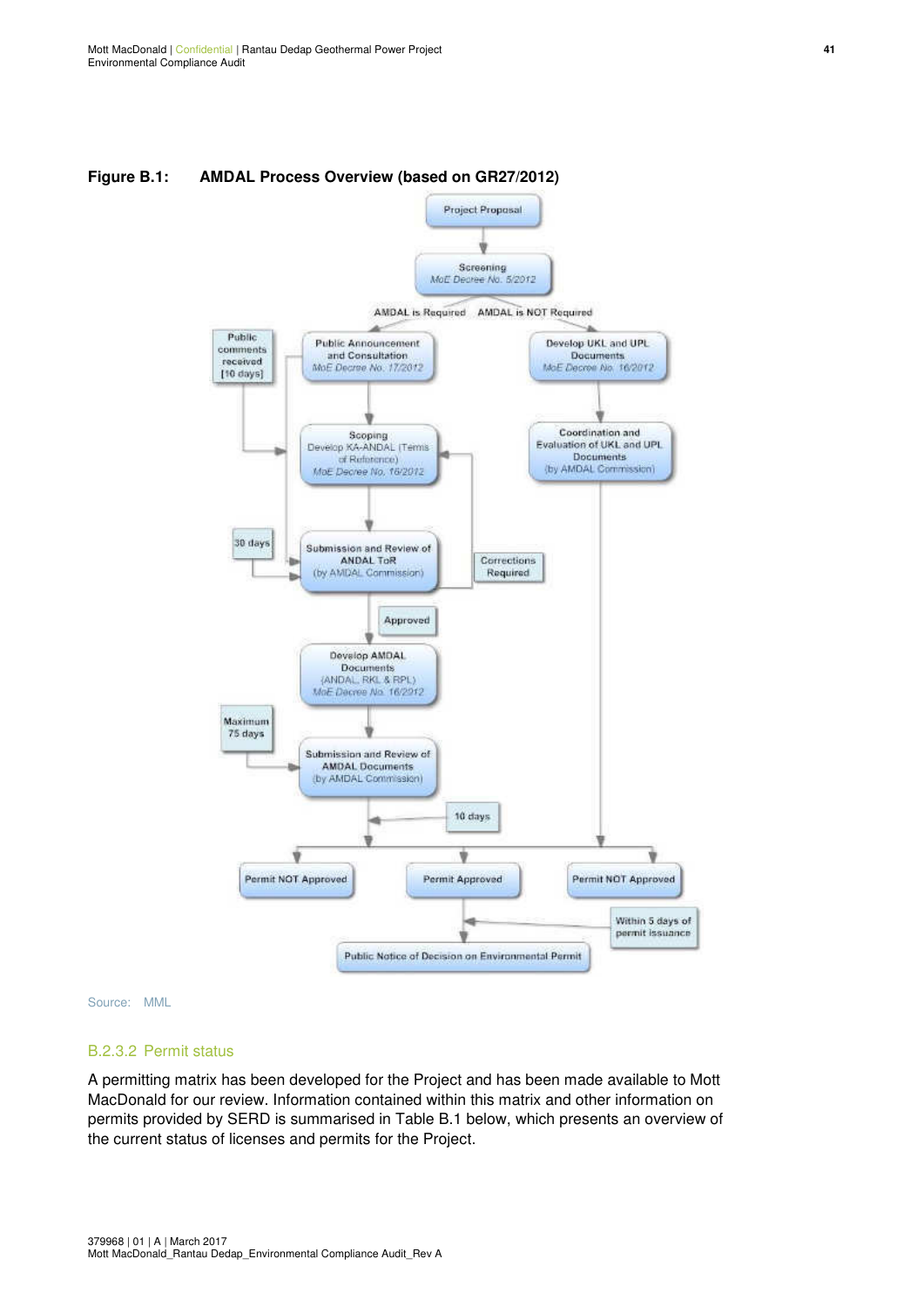**Figure B.1: AMDAL Process Overview (based on GR27/2012)**

Project Proposal

Screening
*MoE Decree No. 5/2012*

AMDAL is Required | AMDAL is NOT Required

Public comments received [10 days]

Public Announcement and Consultation
*MoE Decree No. 17/2012*

Develop UKL and UPL Documents
*MoE Decree No. 16/2012*

Scoping
Develop KA-ANDAL (Terms of Reference)
*MoE Decree No. 16/2012*

Coordination and Evaluation of UKL and UPL Documents
(by AMDAL Commission)

30 days

Submission and Review of ANDAL ToR
(by AMDAL Commission)

Corrections Required

Approved

Develop AMDAL Documents
(ANDAL, RKL & RPL)
*MoE Decree No. 16/2012*

Maximum 75 days

Submission and Review of AMDAL Documents
(by AMDAL Commission)

10 days

Permit NOT Approved | Permit Approved | Permit NOT Approved

Within 5 days of permit issuance

Public Notice of Decision on Environmental Permit

Source: MML

### B.2.3.2 Permit status

A permitting matrix has been developed for the Project and has been made available to Mott MacDonald for our review. Information contained within this matrix and other information on permits provided by SERD is summarised in Table B.1 below, which presents an overview of the current status of licenses and permits for the Project.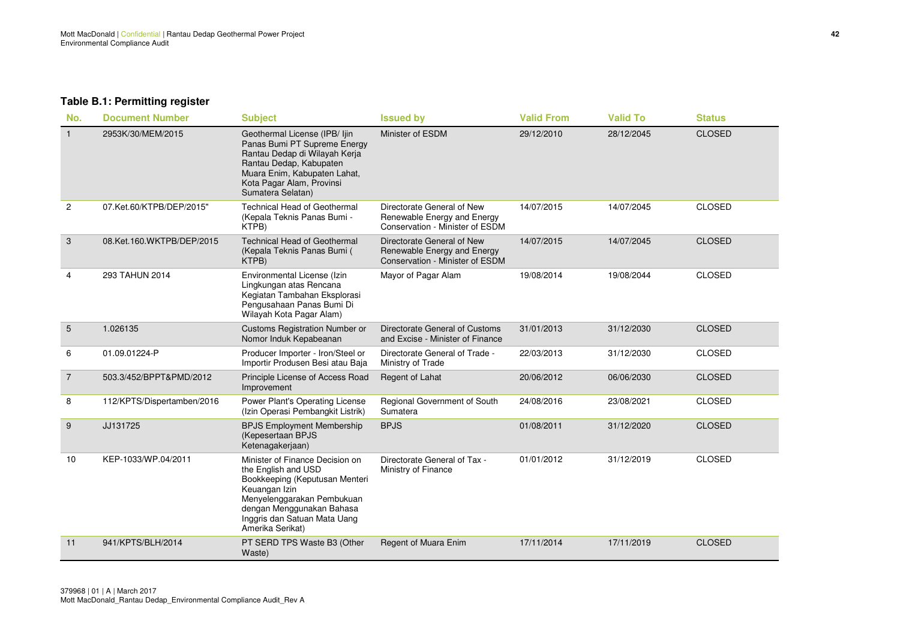**Table B.1: Permitting register**

| No. | Document Number | Subject | Issued by | Valid From | Valid To | Status |
|---|---|---|---|---|---|---|
| 1 | 2953K/30/MEM/2015 | Geothermal License (IPB/ Ijin Panas Bumi PT Supreme Energy Rantau Dedap di Wilayah Kerja Rantau Dedap, Kabupaten Muara Enim, Kabupaten Lahat, Kota Pagar Alam, Provinsi Sumatera Selatan) | Minister of ESDM | 29/12/2010 | 28/12/2045 | CLOSED |
| 2 | 07.Ket.60/KTPB/DEP/2015" | Technical Head of Geothermal (Kepala Teknis Panas Bumi - KTPB) | Directorate General of New Renewable Energy and Energy Conservation - Minister of ESDM | 14/07/2015 | 14/07/2045 | CLOSED |
| 3 | 08.Ket.160.WKTPB/DEP/2015 | Technical Head of Geothermal (Kepala Teknis Panas Bumi ( KTPB) | Directorate General of New Renewable Energy and Energy Conservation - Minister of ESDM | 14/07/2015 | 14/07/2045 | CLOSED |
| 4 | 293 TAHUN 2014 | Environmental License (Izin Lingkungan atas Rencana Kegiatan Tambahan Eksplorasi Pengusahaan Panas Bumi Di Wilayah Kota Pagar Alam) | Mayor of Pagar Alam | 19/08/2014 | 19/08/2044 | CLOSED |
| 5 | 1.026135 | Customs Registration Number or Nomor Induk Kepabeanan | Directorate General of Customs and Excise - Minister of Finance | 31/01/2013 | 31/12/2030 | CLOSED |
| 6 | 01.09.01224-P | Producer Importer - Iron/Steel or Importir Produsen Besi atau Baja | Directorate General of Trade - Ministry of Trade | 22/03/2013 | 31/12/2030 | CLOSED |
| 7 | 503.3/452/BPPT&PMD/2012 | Principle License of Access Road Improvement | Regent of Lahat | 20/06/2012 | 06/06/2030 | CLOSED |
| 8 | 112/KPTS/Dispertamben/2016 | Power Plant's Operating License (Izin Operasi Pembangkit Listrik) | Regional Government of South Sumatera | 24/08/2016 | 23/08/2021 | CLOSED |
| 9 | JJ131725 | BPJS Employment Membership (Kepesertaan BPJS Ketenagakerjaan) | BPJS | 01/08/2011 | 31/12/2020 | CLOSED |
| 10 | KEP-1033/WP.04/2011 | Minister of Finance Decision on the English and USD Bookkeeping (Keputusan Menteri Keuangan Izin Menyelenggarakan Pembukuan dengan Menggunakan Bahasa Inggris dan Satuan Mata Uang Amerika Serikat) | Directorate General of Tax - Ministry of Finance | 01/01/2012 | 31/12/2019 | CLOSED |
| 11 | 941/KPTS/BLH/2014 | PT SERD TPS Waste B3 (Other Waste) | Regent of Muara Enim | 17/11/2014 | 17/11/2019 | CLOSED |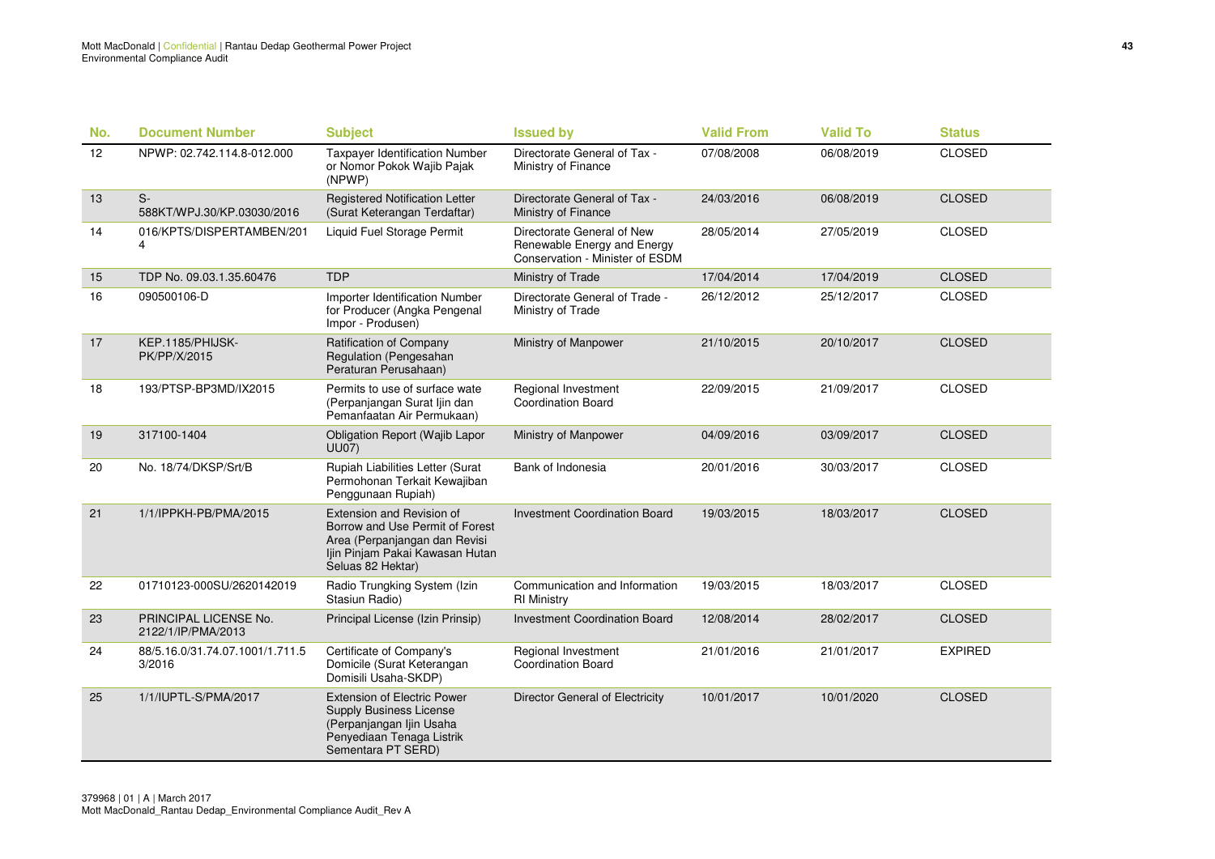| No. | Document Number | Subject | Issued by | Valid From | Valid To | Status |
|---|---|---|---|---|---|---|
| 12 | NPWP: 02.742.114.8-012.000 | Taxpayer Identification Number or Nomor Pokok Wajib Pajak (NPWP) | Directorate General of Tax - Ministry of Finance | 07/08/2008 | 06/08/2019 | CLOSED |
| 13 | S-588KT/WPJ.30/KP.03030/2016 | Registered Notification Letter (Surat Keterangan Terdaftar) | Directorate General of Tax - Ministry of Finance | 24/03/2016 | 06/08/2019 | CLOSED |
| 14 | 016/KPTS/DISPERTAMBEN/2014 | Liquid Fuel Storage Permit | Directorate General of New Renewable Energy and Energy Conservation - Minister of ESDM | 28/05/2014 | 27/05/2019 | CLOSED |
| 15 | TDP No. 09.03.1.35.60476 | TDP | Ministry of Trade | 17/04/2014 | 17/04/2019 | CLOSED |
| 16 | 090500106-D | Importer Identification Number for Producer (Angka Pengenal Impor - Produsen) | Directorate General of Trade - Ministry of Trade | 26/12/2012 | 25/12/2017 | CLOSED |
| 17 | KEP.1185/PHIJSK-PK/PP/X/2015 | Ratification of Company Regulation (Pengesahan Peraturan Perusahaan) | Ministry of Manpower | 21/10/2015 | 20/10/2017 | CLOSED |
| 18 | 193/PTSP-BP3MD/IX2015 | Permits to use of surface wate (Perpanjangan Surat Ijin dan Pemanfaatan Air Permukaan) | Regional Investment Coordination Board | 22/09/2015 | 21/09/2017 | CLOSED |
| 19 | 317100-1404 | Obligation Report (Wajib Lapor UU07) | Ministry of Manpower | 04/09/2016 | 03/09/2017 | CLOSED |
| 20 | No. 18/74/DKSP/Srt/B | Rupiah Liabilities Letter (Surat Permohonan Terkait Kewajiban Penggunaan Rupiah) | Bank of Indonesia | 20/01/2016 | 30/03/2017 | CLOSED |
| 21 | 1/1/IPPKH-PB/PMA/2015 | Extension and Revision of Borrow and Use Permit of Forest Area (Perpanjangan dan Revisi Ijin Pinjam Pakai Kawasan Hutan Seluas 82 Hektar) | Investment Coordination Board | 19/03/2015 | 18/03/2017 | CLOSED |
| 22 | 01710123-000SU/2620142019 | Radio Trungking System (Izin Stasiun Radio) | Communication and Information RI Ministry | 19/03/2015 | 18/03/2017 | CLOSED |
| 23 | PRINCIPAL LICENSE No. 2122/1/IP/PMA/2013 | Principal License (Izin Prinsip) | Investment Coordination Board | 12/08/2014 | 28/02/2017 | CLOSED |
| 24 | 88/5.16.0/31.74.07.1001/1.711.53/2016 | Certificate of Company's Domicile (Surat Keterangan Domisili Usaha-SKDP) | Regional Investment Coordination Board | 21/01/2016 | 21/01/2017 | EXPIRED |
| 25 | 1/1/IUPTL-S/PMA/2017 | Extension of Electric Power Supply Business License (Perpanjangan Ijin Usaha Penyediaan Tenaga Listrik Sementara PT SERD) | Director General of Electricity | 10/01/2017 | 10/01/2020 | CLOSED |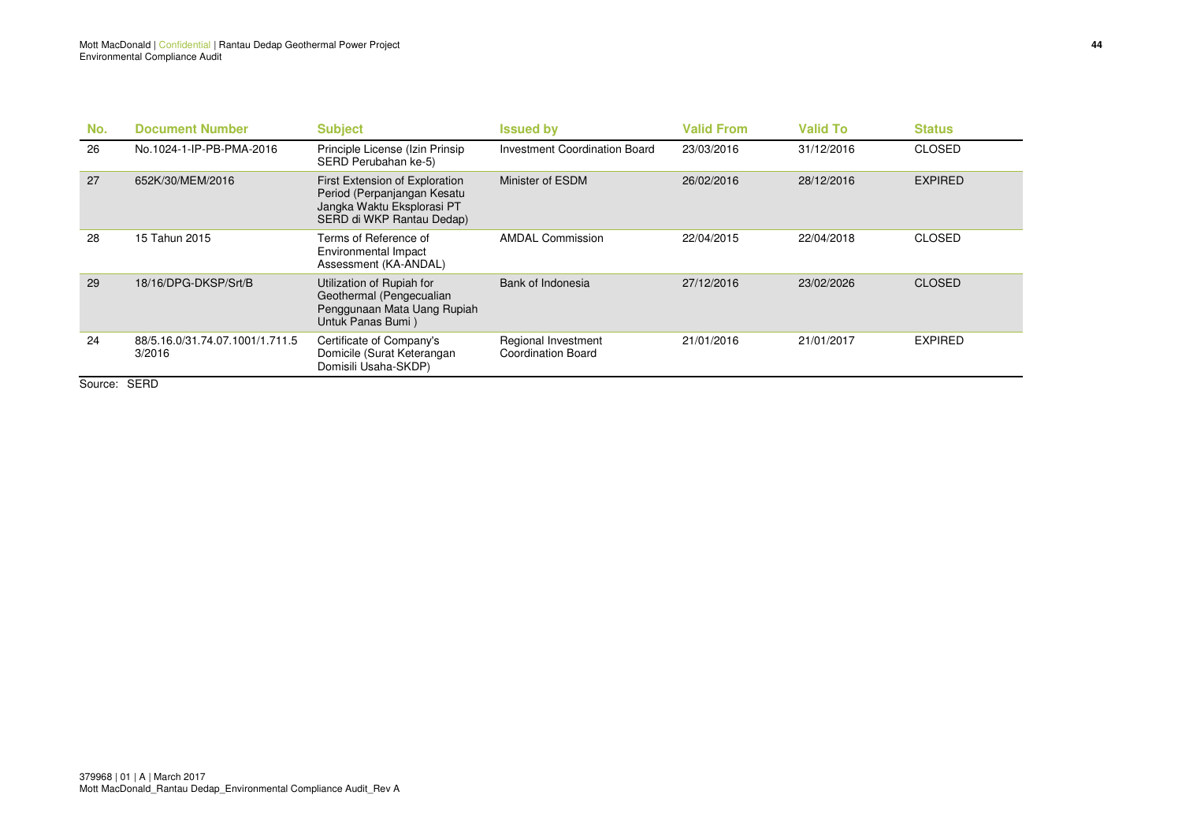| No. | Document Number | Subject | Issued by | Valid From | Valid To | Status |
|---|---|---|---|---|---|---|
| 26 | No.1024-1-IP-PB-PMA-2016 | Principle License (Izin Prinsip SERD Perubahan ke-5) | Investment Coordination Board | 23/03/2016 | 31/12/2016 | CLOSED |
| 27 | 652K/30/MEM/2016 | First Extension of Exploration Period (Perpanjangan Kesatu Jangka Waktu Eksplorasi PT SERD di WKP Rantau Dedap) | Minister of ESDM | 26/02/2016 | 28/12/2016 | EXPIRED |
| 28 | 15 Tahun 2015 | Terms of Reference of Environmental Impact Assessment (KA-ANDAL) | AMDAL Commission | 22/04/2015 | 22/04/2018 | CLOSED |
| 29 | 18/16/DPG-DKSP/Srt/B | Utilization of Rupiah for Geothermal (Pengecualian Penggunaan Mata Uang Rupiah Untuk Panas Bumi ) | Bank of Indonesia | 27/12/2016 | 23/02/2026 | CLOSED |
| 24 | 88/5.16.0/31.74.07.1001/1.711.5 3/2016 | Certificate of Company's Domicile (Surat Keterangan Domisili Usaha-SKDP) | Regional Investment Coordination Board | 21/01/2016 | 21/01/2017 | EXPIRED |

Source: SERD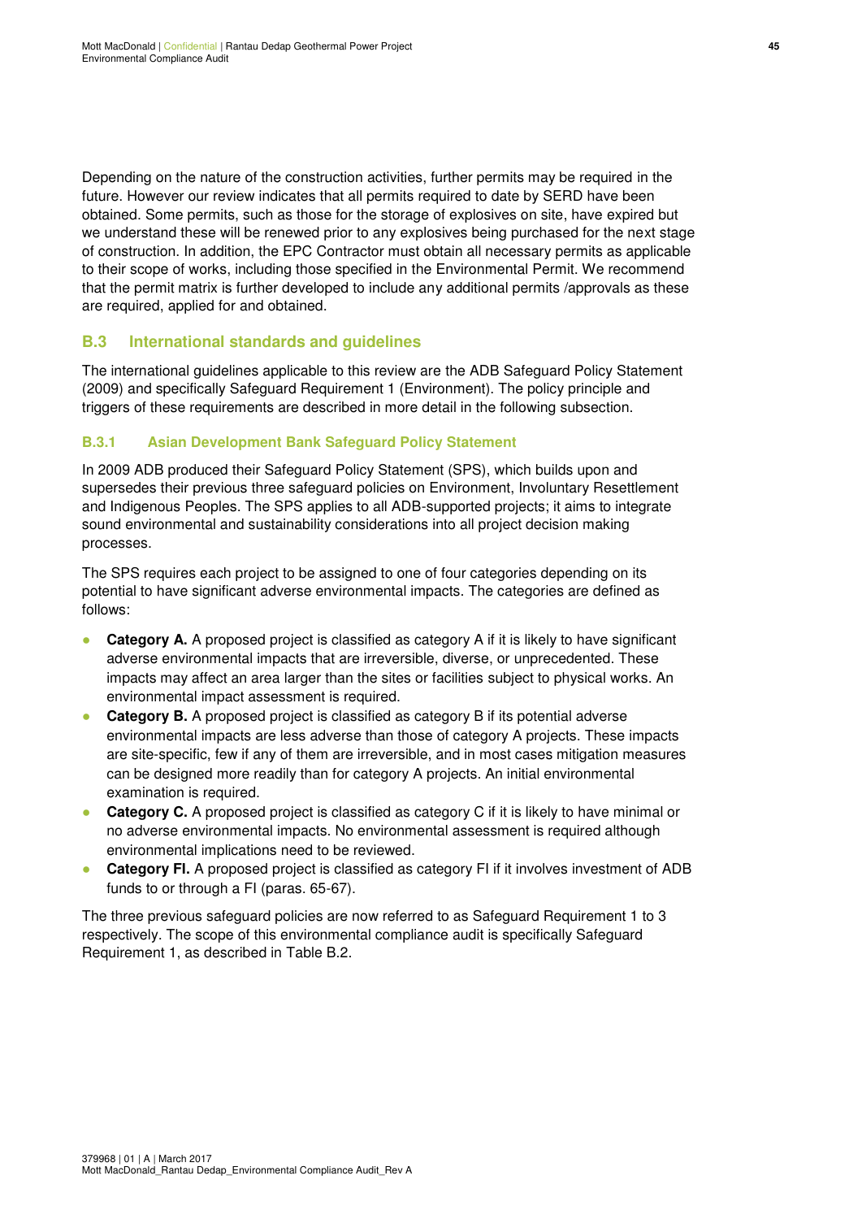Depending on the nature of the construction activities, further permits may be required in the future. However our review indicates that all permits required to date by SERD have been obtained. Some permits, such as those for the storage of explosives on site, have expired but we understand these will be renewed prior to any explosives being purchased for the next stage of construction. In addition, the EPC Contractor must obtain all necessary permits as applicable to their scope of works, including those specified in the Environmental Permit. We recommend that the permit matrix is further developed to include any additional permits /approvals as these are required, applied for and obtained.

## B.3 International standards and guidelines

The international guidelines applicable to this review are the ADB Safeguard Policy Statement (2009) and specifically Safeguard Requirement 1 (Environment). The policy principle and triggers of these requirements are described in more detail in the following subsection.

### B.3.1 Asian Development Bank Safeguard Policy Statement

In 2009 ADB produced their Safeguard Policy Statement (SPS), which builds upon and supersedes their previous three safeguard policies on Environment, Involuntary Resettlement and Indigenous Peoples. The SPS applies to all ADB-supported projects; it aims to integrate sound environmental and sustainability considerations into all project decision making processes.

The SPS requires each project to be assigned to one of four categories depending on its potential to have significant adverse environmental impacts. The categories are defined as follows:

- **Category A.** A proposed project is classified as category A if it is likely to have significant adverse environmental impacts that are irreversible, diverse, or unprecedented. These impacts may affect an area larger than the sites or facilities subject to physical works. An environmental impact assessment is required.
- **Category B.** A proposed project is classified as category B if its potential adverse environmental impacts are less adverse than those of category A projects. These impacts are site-specific, few if any of them are irreversible, and in most cases mitigation measures can be designed more readily than for category A projects. An initial environmental examination is required.
- **Category C.** A proposed project is classified as category C if it is likely to have minimal or no adverse environmental impacts. No environmental assessment is required although environmental implications need to be reviewed.
- **Category FI.** A proposed project is classified as category FI if it involves investment of ADB funds to or through a FI (paras. 65-67).

The three previous safeguard policies are now referred to as Safeguard Requirement 1 to 3 respectively. The scope of this environmental compliance audit is specifically Safeguard Requirement 1, as described in Table B.2.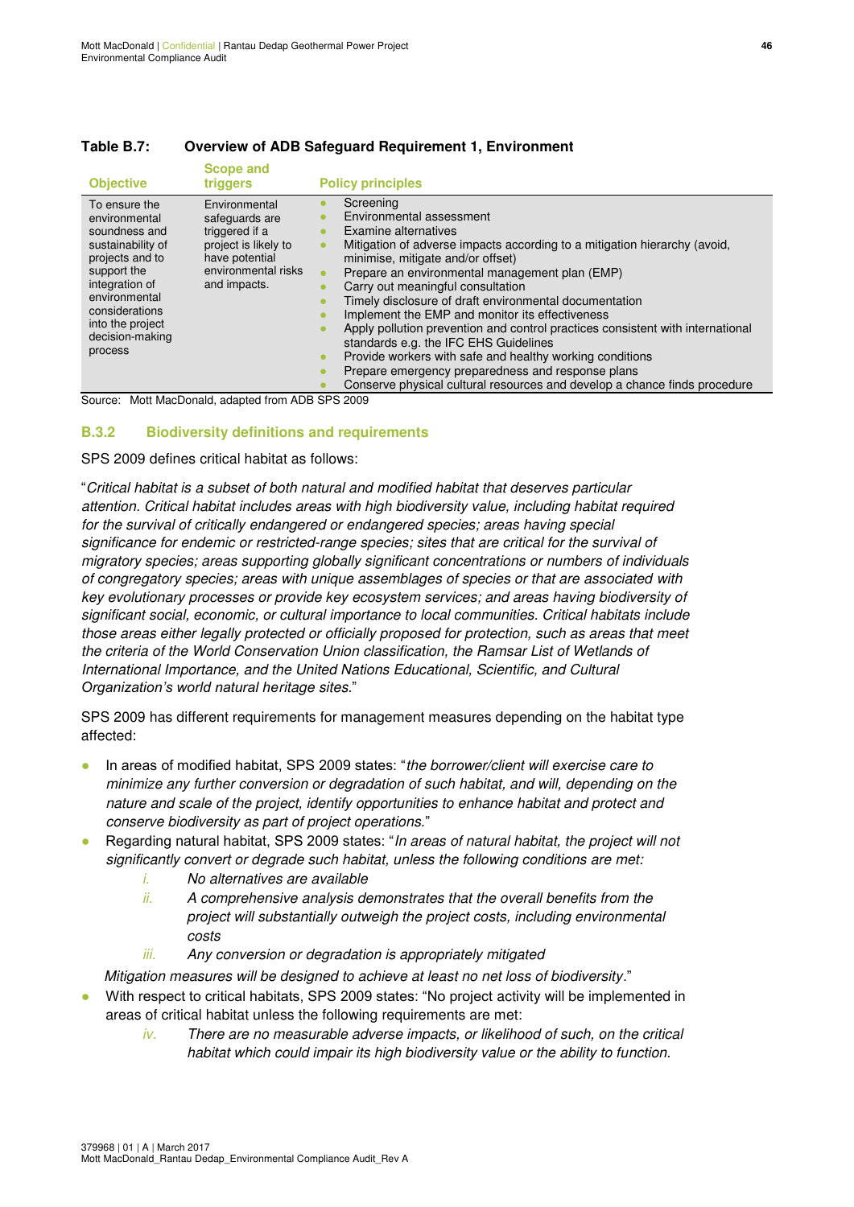**Table B.7: Overview of ADB Safeguard Requirement 1, Environment**

| Objective | Scope and triggers | Policy principles |
|---|---|---|
| To ensure the environmental soundness and sustainability of projects and to support the integration of environmental considerations into the project decision-making process | Environmental safeguards are triggered if a project is likely to have potential environmental risks and impacts. | • Screening<br>• Environmental assessment<br>• Examine alternatives<br>• Mitigation of adverse impacts according to a mitigation hierarchy (avoid, minimise, mitigate and/or offset)<br>• Prepare an environmental management plan (EMP)<br>• Carry out meaningful consultation<br>• Timely disclosure of draft environmental documentation<br>• Implement the EMP and monitor its effectiveness<br>• Apply pollution prevention and control practices consistent with international standards e.g. the IFC EHS Guidelines<br>• Provide workers with safe and healthy working conditions<br>• Prepare emergency preparedness and response plans<br>• Conserve physical cultural resources and develop a chance finds procedure |

Source: Mott MacDonald, adapted from ADB SPS 2009

### B.3.2 Biodiversity definitions and requirements

SPS 2009 defines critical habitat as follows:

"*Critical habitat is a subset of both natural and modified habitat that deserves particular attention. Critical habitat includes areas with high biodiversity value, including habitat required for the survival of critically endangered or endangered species; areas having special significance for endemic or restricted-range species; sites that are critical for the survival of migratory species; areas supporting globally significant concentrations or numbers of individuals of congregatory species; areas with unique assemblages of species or that are associated with key evolutionary processes or provide key ecosystem services; and areas having biodiversity of significant social, economic, or cultural importance to local communities. Critical habitats include those areas either legally protected or officially proposed for protection, such as areas that meet the criteria of the World Conservation Union classification, the Ramsar List of Wetlands of International Importance, and the United Nations Educational, Scientific, and Cultural Organization's world natural heritage sites.*"

SPS 2009 has different requirements for management measures depending on the habitat type affected:

- In areas of modified habitat, SPS 2009 states: "*the borrower/client will exercise care to minimize any further conversion or degradation of such habitat, and will, depending on the nature and scale of the project, identify opportunities to enhance habitat and protect and conserve biodiversity as part of project operations.*"
- Regarding natural habitat, SPS 2009 states: "*In areas of natural habitat, the project will not significantly convert or degrade such habitat, unless the following conditions are met:*
    - *i. No alternatives are available*
    - *ii. A comprehensive analysis demonstrates that the overall benefits from the project will substantially outweigh the project costs, including environmental costs*
    - *iii. Any conversion or degradation is appropriately mitigated*

  *Mitigation measures will be designed to achieve at least no net loss of biodiversity*."
- With respect to critical habitats, SPS 2009 states: "No project activity will be implemented in areas of critical habitat unless the following requirements are met:
    - *iv. There are no measurable adverse impacts, or likelihood of such, on the critical habitat which could impair its high biodiversity value or the ability to function.*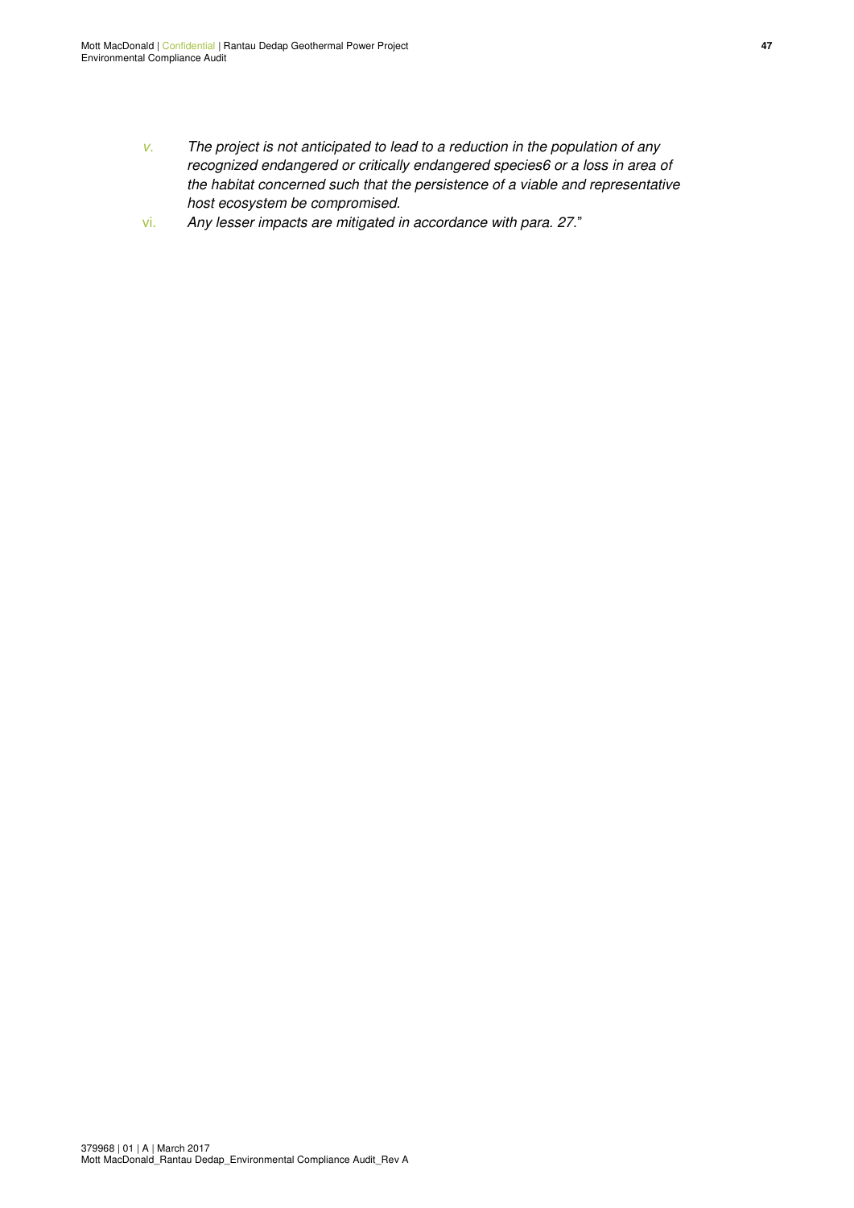v. *The project is not anticipated to lead to a reduction in the population of any recognized endangered or critically endangered species6 or a loss in area of the habitat concerned such that the persistence of a viable and representative host ecosystem be compromised.*

vi. *Any lesser impacts are mitigated in accordance with para. 27.*"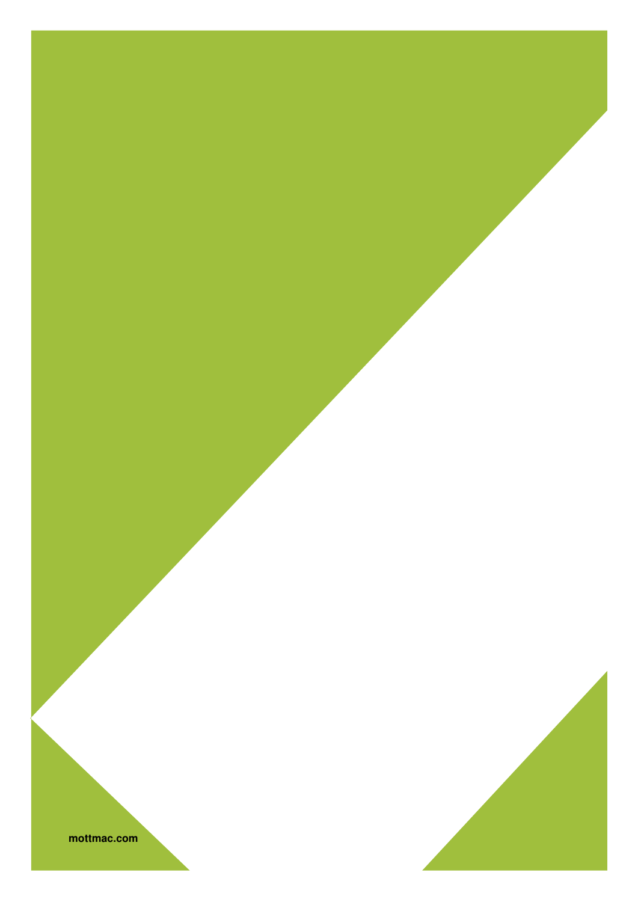**mottmac.com**